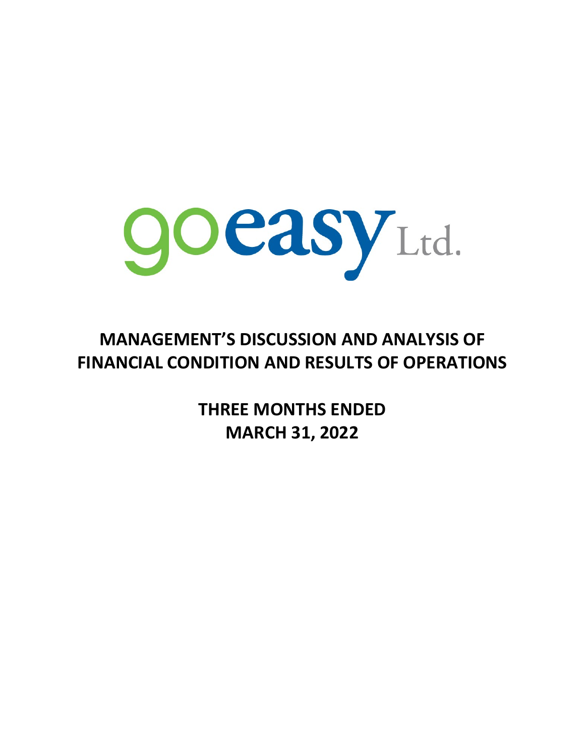goeasy Ltd.

# MANAGEMENT'S DISCUSSION AND ANALYSIS OF FINANCIAL CONDITION AND RESULTS OF OPERATIONS

## THREE MONTHS ENDED MARCH 31, 2022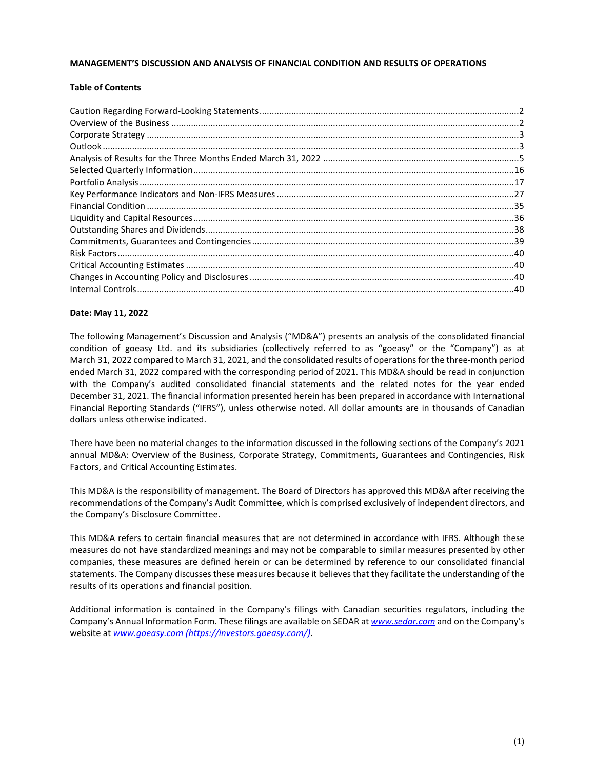**MANAGEMENT'S DISCUSSION AND ANALYSIS OF FINANCIAL CONDITION AND RESULTS OF OPERATIONS**

**Table of Contents**

| | |
|---|---|
| Caution Regarding Forward-Looking Statements | 2 |
| Overview of the Business | 2 |
| Corporate Strategy | 3 |
| Outlook | 3 |
| Analysis of Results for the Three Months Ended March 31, 2022 | 5 |
| Selected Quarterly Information | 16 |
| Portfolio Analysis | 17 |
| Key Performance Indicators and Non-IFRS Measures | 27 |
| Financial Condition | 35 |
| Liquidity and Capital Resources | 36 |
| Outstanding Shares and Dividends | 38 |
| Commitments, Guarantees and Contingencies | 39 |
| Risk Factors | 40 |
| Critical Accounting Estimates | 40 |
| Changes in Accounting Policy and Disclosures | 40 |
| Internal Controls | 40 |

**Date: May 11, 2022**

The following Management's Discussion and Analysis ("MD&A") presents an analysis of the consolidated financial condition of goeasy Ltd. and its subsidiaries (collectively referred to as "goeasy" or the "Company") as at March 31, 2022 compared to March 31, 2021, and the consolidated results of operations for the three-month period ended March 31, 2022 compared with the corresponding period of 2021. This MD&A should be read in conjunction with the Company's audited consolidated financial statements and the related notes for the year ended December 31, 2021. The financial information presented herein has been prepared in accordance with International Financial Reporting Standards ("IFRS"), unless otherwise noted. All dollar amounts are in thousands of Canadian dollars unless otherwise indicated.

There have been no material changes to the information discussed in the following sections of the Company's 2021 annual MD&A: Overview of the Business, Corporate Strategy, Commitments, Guarantees and Contingencies, Risk Factors, and Critical Accounting Estimates.

This MD&A is the responsibility of management. The Board of Directors has approved this MD&A after receiving the recommendations of the Company's Audit Committee, which is comprised exclusively of independent directors, and the Company's Disclosure Committee.

This MD&A refers to certain financial measures that are not determined in accordance with IFRS. Although these measures do not have standardized meanings and may not be comparable to similar measures presented by other companies, these measures are defined herein or can be determined by reference to our consolidated financial statements. The Company discusses these measures because it believes that they facilitate the understanding of the results of its operations and financial position.

Additional information is contained in the Company's filings with Canadian securities regulators, including the Company's Annual Information Form. These filings are available on SEDAR at *www.sedar.com* and on the Company's website at *www.goeasy.com* *(https://investors.goeasy.com/)*.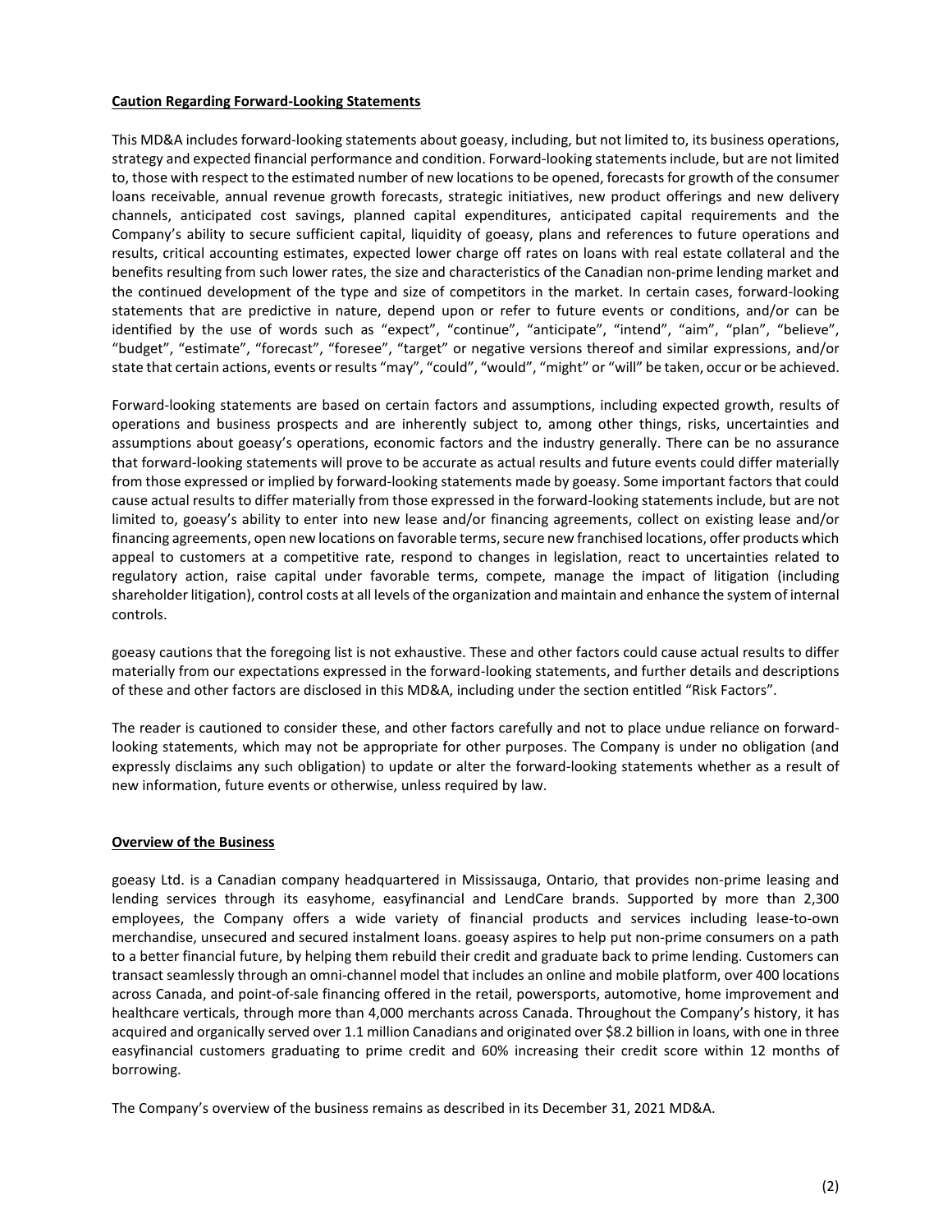**Caution Regarding Forward-Looking Statements**

This MD&A includes forward-looking statements about goeasy, including, but not limited to, its business operations, strategy and expected financial performance and condition. Forward-looking statements include, but are not limited to, those with respect to the estimated number of new locations to be opened, forecasts for growth of the consumer loans receivable, annual revenue growth forecasts, strategic initiatives, new product offerings and new delivery channels, anticipated cost savings, planned capital expenditures, anticipated capital requirements and the Company's ability to secure sufficient capital, liquidity of goeasy, plans and references to future operations and results, critical accounting estimates, expected lower charge off rates on loans with real estate collateral and the benefits resulting from such lower rates, the size and characteristics of the Canadian non-prime lending market and the continued development of the type and size of competitors in the market. In certain cases, forward-looking statements that are predictive in nature, depend upon or refer to future events or conditions, and/or can be identified by the use of words such as "expect", "continue", "anticipate", "intend", "aim", "plan", "believe", "budget", "estimate", "forecast", "foresee", "target" or negative versions thereof and similar expressions, and/or state that certain actions, events or results "may", "could", "would", "might" or "will" be taken, occur or be achieved.

Forward-looking statements are based on certain factors and assumptions, including expected growth, results of operations and business prospects and are inherently subject to, among other things, risks, uncertainties and assumptions about goeasy's operations, economic factors and the industry generally. There can be no assurance that forward-looking statements will prove to be accurate as actual results and future events could differ materially from those expressed or implied by forward-looking statements made by goeasy. Some important factors that could cause actual results to differ materially from those expressed in the forward-looking statements include, but are not limited to, goeasy's ability to enter into new lease and/or financing agreements, collect on existing lease and/or financing agreements, open new locations on favorable terms, secure new franchised locations, offer products which appeal to customers at a competitive rate, respond to changes in legislation, react to uncertainties related to regulatory action, raise capital under favorable terms, compete, manage the impact of litigation (including shareholder litigation), control costs at all levels of the organization and maintain and enhance the system of internal controls.

goeasy cautions that the foregoing list is not exhaustive. These and other factors could cause actual results to differ materially from our expectations expressed in the forward-looking statements, and further details and descriptions of these and other factors are disclosed in this MD&A, including under the section entitled "Risk Factors".

The reader is cautioned to consider these, and other factors carefully and not to place undue reliance on forward-looking statements, which may not be appropriate for other purposes. The Company is under no obligation (and expressly disclaims any such obligation) to update or alter the forward-looking statements whether as a result of new information, future events or otherwise, unless required by law.

**Overview of the Business**

goeasy Ltd. is a Canadian company headquartered in Mississauga, Ontario, that provides non-prime leasing and lending services through its easyhome, easyfinancial and LendCare brands. Supported by more than 2,300 employees, the Company offers a wide variety of financial products and services including lease-to-own merchandise, unsecured and secured instalment loans. goeasy aspires to help put non-prime consumers on a path to a better financial future, by helping them rebuild their credit and graduate back to prime lending. Customers can transact seamlessly through an omni-channel model that includes an online and mobile platform, over 400 locations across Canada, and point-of-sale financing offered in the retail, powersports, automotive, home improvement and healthcare verticals, through more than 4,000 merchants across Canada. Throughout the Company's history, it has acquired and organically served over 1.1 million Canadians and originated over $8.2 billion in loans, with one in three easyfinancial customers graduating to prime credit and 60% increasing their credit score within 12 months of borrowing.

The Company's overview of the business remains as described in its December 31, 2021 MD&A.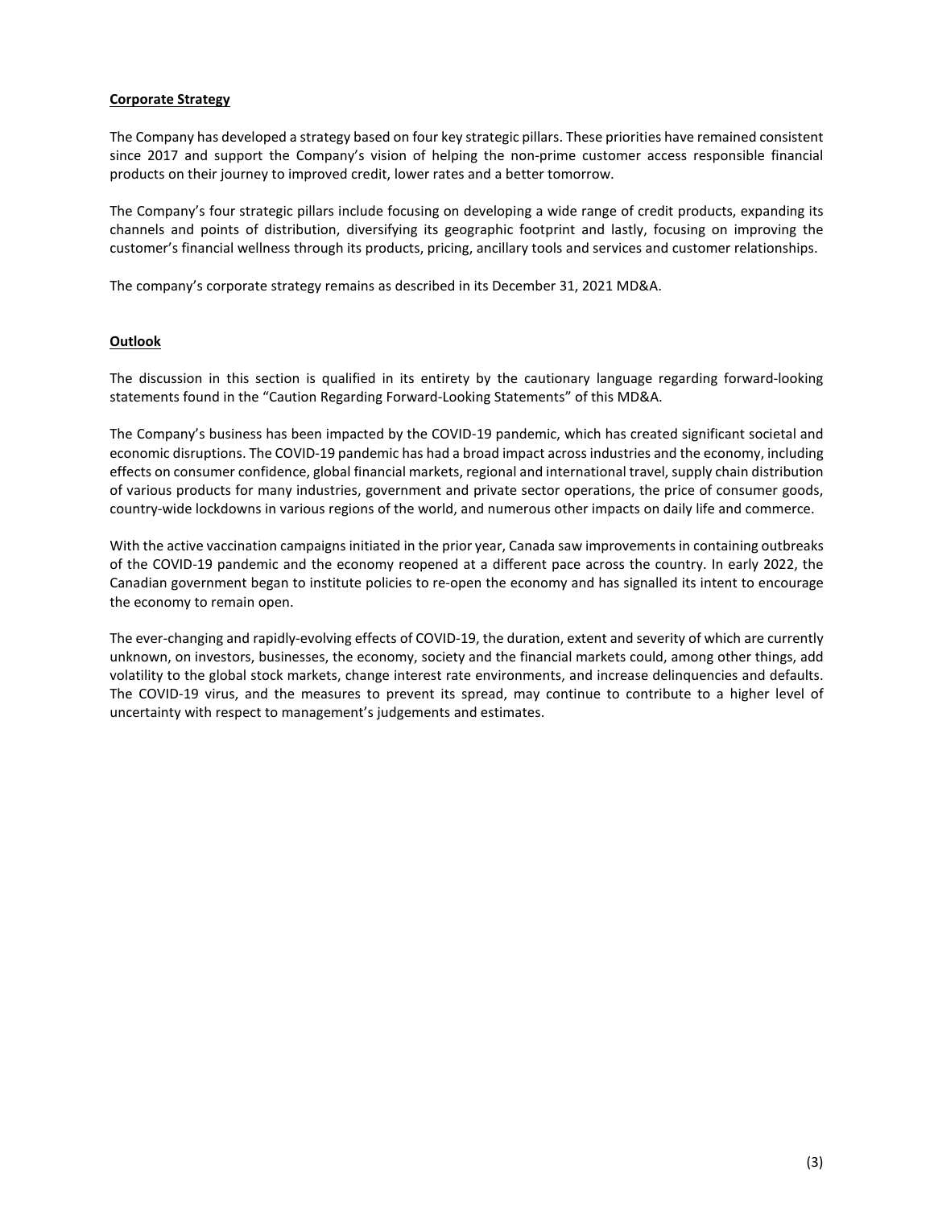## Corporate Strategy

The Company has developed a strategy based on four key strategic pillars. These priorities have remained consistent since 2017 and support the Company's vision of helping the non-prime customer access responsible financial products on their journey to improved credit, lower rates and a better tomorrow.

The Company's four strategic pillars include focusing on developing a wide range of credit products, expanding its channels and points of distribution, diversifying its geographic footprint and lastly, focusing on improving the customer's financial wellness through its products, pricing, ancillary tools and services and customer relationships.

The company's corporate strategy remains as described in its December 31, 2021 MD&A.

## Outlook

The discussion in this section is qualified in its entirety by the cautionary language regarding forward-looking statements found in the "Caution Regarding Forward-Looking Statements" of this MD&A.

The Company's business has been impacted by the COVID-19 pandemic, which has created significant societal and economic disruptions. The COVID-19 pandemic has had a broad impact across industries and the economy, including effects on consumer confidence, global financial markets, regional and international travel, supply chain distribution of various products for many industries, government and private sector operations, the price of consumer goods, country-wide lockdowns in various regions of the world, and numerous other impacts on daily life and commerce.

With the active vaccination campaigns initiated in the prior year, Canada saw improvements in containing outbreaks of the COVID-19 pandemic and the economy reopened at a different pace across the country. In early 2022, the Canadian government began to institute policies to re-open the economy and has signalled its intent to encourage the economy to remain open.

The ever-changing and rapidly-evolving effects of COVID-19, the duration, extent and severity of which are currently unknown, on investors, businesses, the economy, society and the financial markets could, among other things, add volatility to the global stock markets, change interest rate environments, and increase delinquencies and defaults. The COVID-19 virus, and the measures to prevent its spread, may continue to contribute to a higher level of uncertainty with respect to management's judgements and estimates.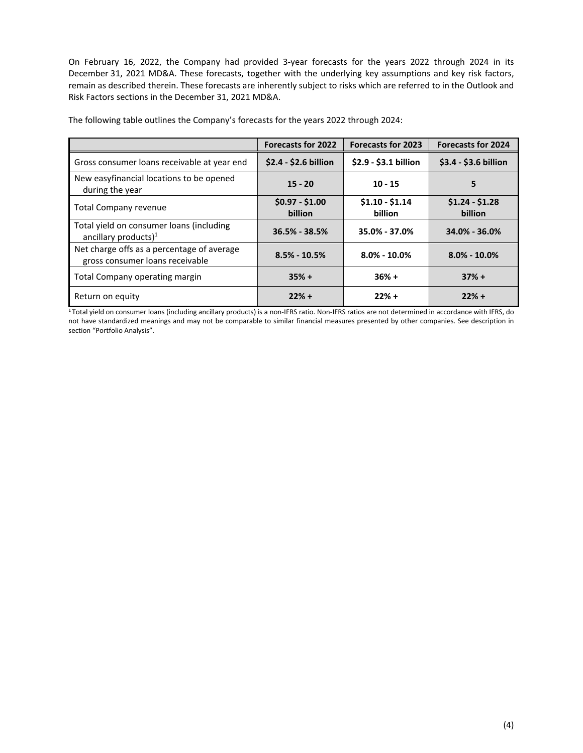On February 16, 2022, the Company had provided 3-year forecasts for the years 2022 through 2024 in its December 31, 2021 MD&A. These forecasts, together with the underlying key assumptions and key risk factors, remain as described therein. These forecasts are inherently subject to risks which are referred to in the Outlook and Risk Factors sections in the December 31, 2021 MD&A.

The following table outlines the Company's forecasts for the years 2022 through 2024:

| | Forecasts for 2022 | Forecasts for 2023 | Forecasts for 2024 |
|---|---|---|---|
| Gross consumer loans receivable at year end | **\$2.4 - \$2.6 billion** | **\$2.9 - \$3.1 billion** | **\$3.4 - \$3.6 billion** |
| New easyfinancial locations to be opened during the year | **15 - 20** | **10 - 15** | **5** |
| Total Company revenue | **\$0.97 - \$1.00 billion** | **\$1.10 - \$1.14 billion** | **\$1.24 - \$1.28 billion** |
| Total yield on consumer loans (including ancillary products)[1] | **36.5% - 38.5%** | **35.0% - 37.0%** | **34.0% - 36.0%** |
| Net charge offs as a percentage of average gross consumer loans receivable | **8.5% - 10.5%** | **8.0% - 10.0%** | **8.0% - 10.0%** |
| Total Company operating margin | **35% +** | **36% +** | **37% +** |
| Return on equity | **22% +** | **22% +** | **22% +** |

[1] Total yield on consumer loans (including ancillary products) is a non-IFRS ratio. Non-IFRS ratios are not determined in accordance with IFRS, do not have standardized meanings and may not be comparable to similar financial measures presented by other companies. See description in section "Portfolio Analysis".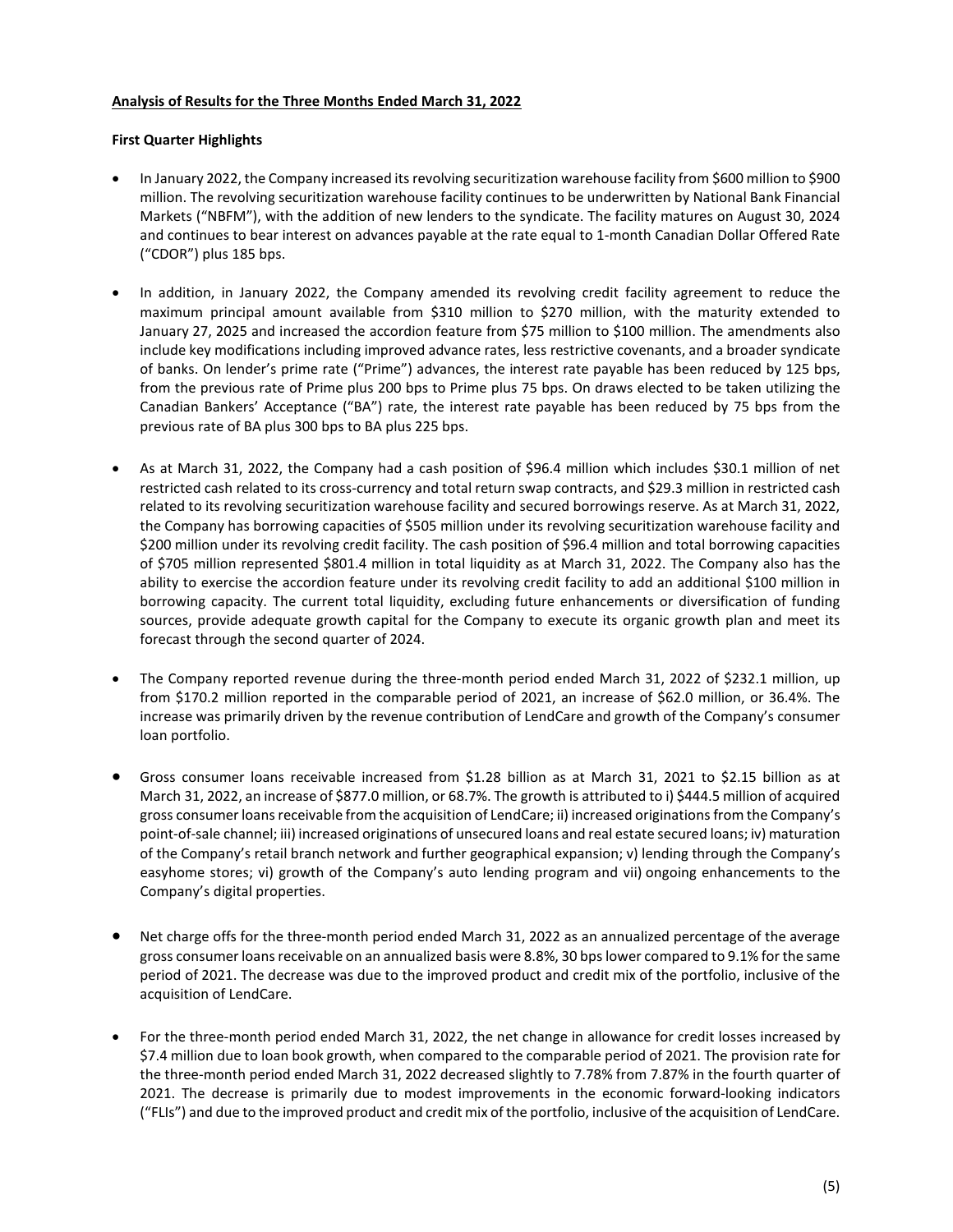**Analysis of Results for the Three Months Ended March 31, 2022**

**First Quarter Highlights**

- In January 2022, the Company increased its revolving securitization warehouse facility from $600 million to $900 million. The revolving securitization warehouse facility continues to be underwritten by National Bank Financial Markets ("NBFM"), with the addition of new lenders to the syndicate. The facility matures on August 30, 2024 and continues to bear interest on advances payable at the rate equal to 1-month Canadian Dollar Offered Rate ("CDOR") plus 185 bps.

- In addition, in January 2022, the Company amended its revolving credit facility agreement to reduce the maximum principal amount available from $310 million to $270 million, with the maturity extended to January 27, 2025 and increased the accordion feature from $75 million to $100 million. The amendments also include key modifications including improved advance rates, less restrictive covenants, and a broader syndicate of banks. On lender's prime rate ("Prime") advances, the interest rate payable has been reduced by 125 bps, from the previous rate of Prime plus 200 bps to Prime plus 75 bps. On draws elected to be taken utilizing the Canadian Bankers' Acceptance ("BA") rate, the interest rate payable has been reduced by 75 bps from the previous rate of BA plus 300 bps to BA plus 225 bps.

- As at March 31, 2022, the Company had a cash position of $96.4 million which includes $30.1 million of net restricted cash related to its cross-currency and total return swap contracts, and $29.3 million in restricted cash related to its revolving securitization warehouse facility and secured borrowings reserve. As at March 31, 2022, the Company has borrowing capacities of $505 million under its revolving securitization warehouse facility and $200 million under its revolving credit facility. The cash position of $96.4 million and total borrowing capacities of $705 million represented $801.4 million in total liquidity as at March 31, 2022. The Company also has the ability to exercise the accordion feature under its revolving credit facility to add an additional $100 million in borrowing capacity. The current total liquidity, excluding future enhancements or diversification of funding sources, provide adequate growth capital for the Company to execute its organic growth plan and meet its forecast through the second quarter of 2024.

- The Company reported revenue during the three-month period ended March 31, 2022 of $232.1 million, up from $170.2 million reported in the comparable period of 2021, an increase of $62.0 million, or 36.4%. The increase was primarily driven by the revenue contribution of LendCare and growth of the Company's consumer loan portfolio.

- Gross consumer loans receivable increased from $1.28 billion as at March 31, 2021 to $2.15 billion as at March 31, 2022, an increase of $877.0 million, or 68.7%. The growth is attributed to i) $444.5 million of acquired gross consumer loans receivable from the acquisition of LendCare; ii) increased originations from the Company's point-of-sale channel; iii) increased originations of unsecured loans and real estate secured loans; iv) maturation of the Company's retail branch network and further geographical expansion; v) lending through the Company's easyhome stores; vi) growth of the Company's auto lending program and vii) ongoing enhancements to the Company's digital properties.

- Net charge offs for the three-month period ended March 31, 2022 as an annualized percentage of the average gross consumer loans receivable on an annualized basis were 8.8%, 30 bps lower compared to 9.1% for the same period of 2021. The decrease was due to the improved product and credit mix of the portfolio, inclusive of the acquisition of LendCare.

- For the three-month period ended March 31, 2022, the net change in allowance for credit losses increased by $7.4 million due to loan book growth, when compared to the comparable period of 2021. The provision rate for the three-month period ended March 31, 2022 decreased slightly to 7.78% from 7.87% in the fourth quarter of 2021. The decrease is primarily due to modest improvements in the economic forward-looking indicators ("FLIs") and due to the improved product and credit mix of the portfolio, inclusive of the acquisition of LendCare.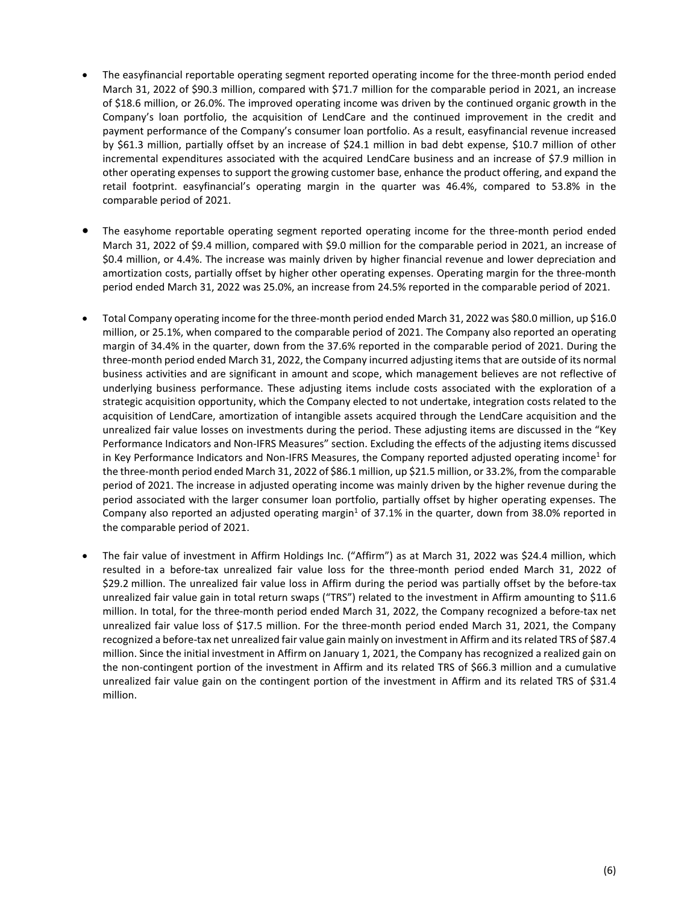- The easyfinancial reportable operating segment reported operating income for the three-month period ended March 31, 2022 of $90.3 million, compared with $71.7 million for the comparable period in 2021, an increase of $18.6 million, or 26.0%. The improved operating income was driven by the continued organic growth in the Company's loan portfolio, the acquisition of LendCare and the continued improvement in the credit and payment performance of the Company's consumer loan portfolio. As a result, easyfinancial revenue increased by $61.3 million, partially offset by an increase of $24.1 million in bad debt expense, $10.7 million of other incremental expenditures associated with the acquired LendCare business and an increase of $7.9 million in other operating expenses to support the growing customer base, enhance the product offering, and expand the retail footprint. easyfinancial's operating margin in the quarter was 46.4%, compared to 53.8% in the comparable period of 2021.

- The easyhome reportable operating segment reported operating income for the three-month period ended March 31, 2022 of $9.4 million, compared with $9.0 million for the comparable period in 2021, an increase of $0.4 million, or 4.4%. The increase was mainly driven by higher financial revenue and lower depreciation and amortization costs, partially offset by higher other operating expenses. Operating margin for the three-month period ended March 31, 2022 was 25.0%, an increase from 24.5% reported in the comparable period of 2021.

- Total Company operating income for the three-month period ended March 31, 2022 was $80.0 million, up $16.0 million, or 25.1%, when compared to the comparable period of 2021. The Company also reported an operating margin of 34.4% in the quarter, down from the 37.6% reported in the comparable period of 2021. During the three-month period ended March 31, 2022, the Company incurred adjusting items that are outside of its normal business activities and are significant in amount and scope, which management believes are not reflective of underlying business performance. These adjusting items include costs associated with the exploration of a strategic acquisition opportunity, which the Company elected to not undertake, integration costs related to the acquisition of LendCare, amortization of intangible assets acquired through the LendCare acquisition and the unrealized fair value losses on investments during the period. These adjusting items are discussed in the "Key Performance Indicators and Non-IFRS Measures" section. Excluding the effects of the adjusting items discussed in Key Performance Indicators and Non-IFRS Measures, the Company reported adjusted operating income[1] for the three-month period ended March 31, 2022 of $86.1 million, up $21.5 million, or 33.2%, from the comparable period of 2021. The increase in adjusted operating income was mainly driven by the higher revenue during the period associated with the larger consumer loan portfolio, partially offset by higher operating expenses. The Company also reported an adjusted operating margin[1] of 37.1% in the quarter, down from 38.0% reported in the comparable period of 2021.

- The fair value of investment in Affirm Holdings Inc. ("Affirm") as at March 31, 2022 was $24.4 million, which resulted in a before-tax unrealized fair value loss for the three-month period ended March 31, 2022 of $29.2 million. The unrealized fair value loss in Affirm during the period was partially offset by the before-tax unrealized fair value gain in total return swaps ("TRS") related to the investment in Affirm amounting to $11.6 million. In total, for the three-month period ended March 31, 2022, the Company recognized a before-tax net unrealized fair value loss of $17.5 million. For the three-month period ended March 31, 2021, the Company recognized a before-tax net unrealized fair value gain mainly on investment in Affirm and its related TRS of $87.4 million. Since the initial investment in Affirm on January 1, 2021, the Company has recognized a realized gain on the non-contingent portion of the investment in Affirm and its related TRS of $66.3 million and a cumulative unrealized fair value gain on the contingent portion of the investment in Affirm and its related TRS of $31.4 million.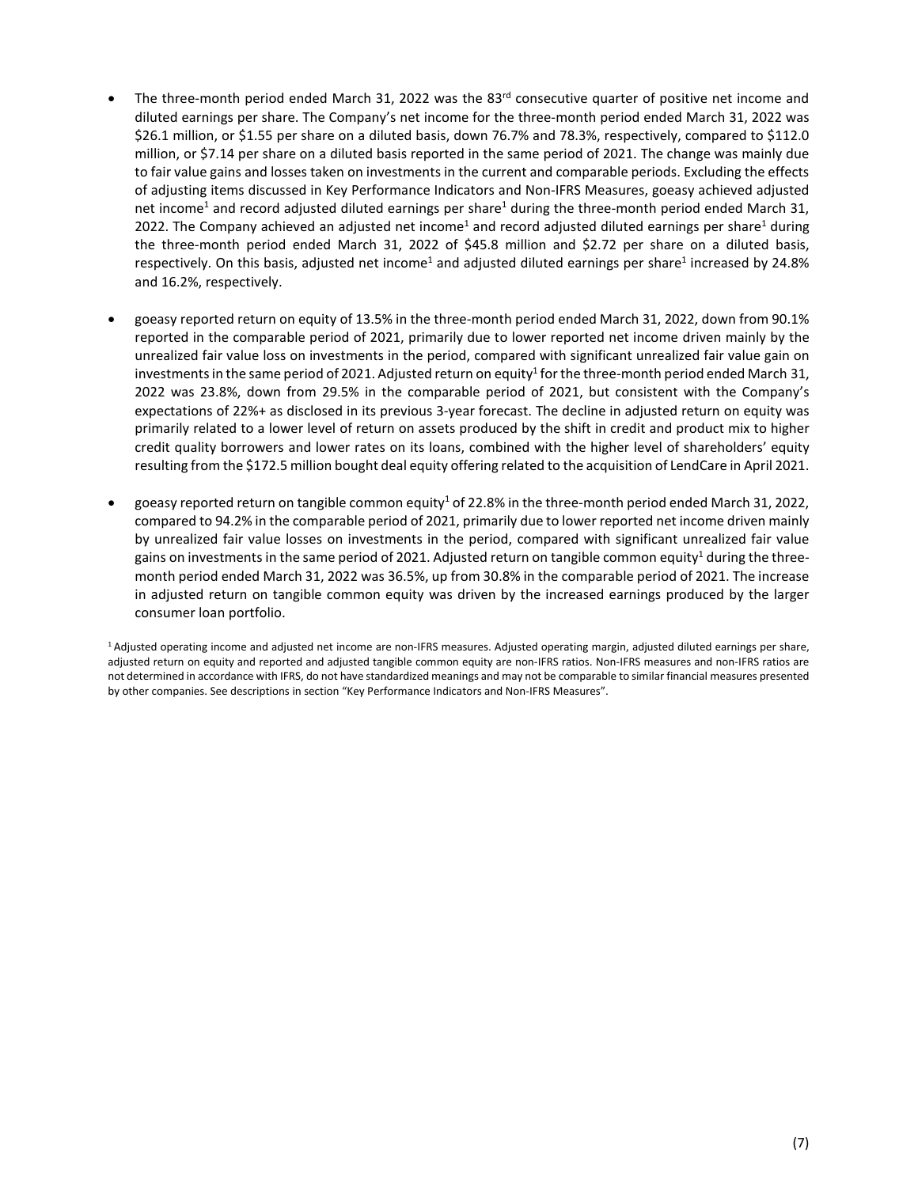- The three-month period ended March 31, 2022 was the 83rd consecutive quarter of positive net income and diluted earnings per share. The Company's net income for the three-month period ended March 31, 2022 was $26.1 million, or $1.55 per share on a diluted basis, down 76.7% and 78.3%, respectively, compared to $112.0 million, or $7.14 per share on a diluted basis reported in the same period of 2021. The change was mainly due to fair value gains and losses taken on investments in the current and comparable periods. Excluding the effects of adjusting items discussed in Key Performance Indicators and Non-IFRS Measures, goeasy achieved adjusted net income[1] and record adjusted diluted earnings per share[1] during the three-month period ended March 31, 2022. The Company achieved an adjusted net income[1] and record adjusted diluted earnings per share[1] during the three-month period ended March 31, 2022 of $45.8 million and $2.72 per share on a diluted basis, respectively. On this basis, adjusted net income[1] and adjusted diluted earnings per share[1] increased by 24.8% and 16.2%, respectively.

- goeasy reported return on equity of 13.5% in the three-month period ended March 31, 2022, down from 90.1% reported in the comparable period of 2021, primarily due to lower reported net income driven mainly by the unrealized fair value loss on investments in the period, compared with significant unrealized fair value gain on investments in the same period of 2021. Adjusted return on equity[1] for the three-month period ended March 31, 2022 was 23.8%, down from 29.5% in the comparable period of 2021, but consistent with the Company's expectations of 22%+ as disclosed in its previous 3-year forecast. The decline in adjusted return on equity was primarily related to a lower level of return on assets produced by the shift in credit and product mix to higher credit quality borrowers and lower rates on its loans, combined with the higher level of shareholders' equity resulting from the $172.5 million bought deal equity offering related to the acquisition of LendCare in April 2021.

- goeasy reported return on tangible common equity[1] of 22.8% in the three-month period ended March 31, 2022, compared to 94.2% in the comparable period of 2021, primarily due to lower reported net income driven mainly by unrealized fair value losses on investments in the period, compared with significant unrealized fair value gains on investments in the same period of 2021. Adjusted return on tangible common equity[1] during the three-month period ended March 31, 2022 was 36.5%, up from 30.8% in the comparable period of 2021. The increase in adjusted return on tangible common equity was driven by the increased earnings produced by the larger consumer loan portfolio.

[1] Adjusted operating income and adjusted net income are non-IFRS measures. Adjusted operating margin, adjusted diluted earnings per share, adjusted return on equity and reported and adjusted tangible common equity are non-IFRS ratios. Non-IFRS measures and non-IFRS ratios are not determined in accordance with IFRS, do not have standardized meanings and may not be comparable to similar financial measures presented by other companies. See descriptions in section "Key Performance Indicators and Non-IFRS Measures".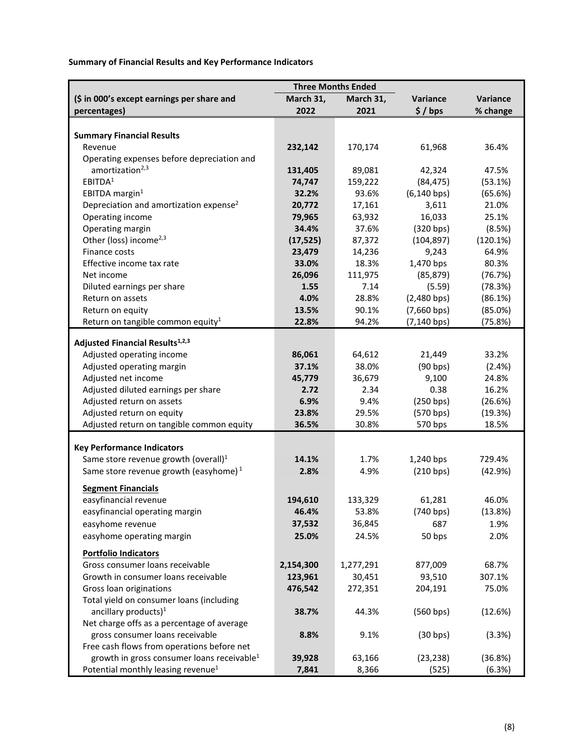**Summary of Financial Results and Key Performance Indicators**

| ($ in 000's except earnings per share and percentages) | Three Months Ended March 31, 2022 | Three Months Ended March 31, 2021 | Variance $ / bps | Variance % change |
|---|---|---|---|---|
| **Summary Financial Results** | | | | |
| Revenue | **232,142** | 170,174 | 61,968 | 36.4% |
| Operating expenses before depreciation and amortization[2,3] | **131,405** | 89,081 | 42,324 | 47.5% |
| EBITDA[1] | **74,747** | 159,222 | (84,475) | (53.1%) |
| EBITDA margin[1] | **32.2%** | 93.6% | (6,140 bps) | (65.6%) |
| Depreciation and amortization expense[2] | **20,772** | 17,161 | 3,611 | 21.0% |
| Operating income | **79,965** | 63,932 | 16,033 | 25.1% |
| Operating margin | **34.4%** | 37.6% | (320 bps) | (8.5%) |
| Other (loss) income[2,3] | **(17,525)** | 87,372 | (104,897) | (120.1%) |
| Finance costs | **23,479** | 14,236 | 9,243 | 64.9% |
| Effective income tax rate | **33.0%** | 18.3% | 1,470 bps | 80.3% |
| Net income | **26,096** | 111,975 | (85,879) | (76.7%) |
| Diluted earnings per share | **1.55** | 7.14 | (5.59) | (78.3%) |
| Return on assets | **4.0%** | 28.8% | (2,480 bps) | (86.1%) |
| Return on equity | **13.5%** | 90.1% | (7,660 bps) | (85.0%) |
| Return on tangible common equity[1] | **22.8%** | 94.2% | (7,140 bps) | (75.8%) |
| **Adjusted Financial Results[1,2,3]** | | | | |
| Adjusted operating income | **86,061** | 64,612 | 21,449 | 33.2% |
| Adjusted operating margin | **37.1%** | 38.0% | (90 bps) | (2.4%) |
| Adjusted net income | **45,779** | 36,679 | 9,100 | 24.8% |
| Adjusted diluted earnings per share | **2.72** | 2.34 | 0.38 | 16.2% |
| Adjusted return on assets | **6.9%** | 9.4% | (250 bps) | (26.6%) |
| Adjusted return on equity | **23.8%** | 29.5% | (570 bps) | (19.3%) |
| Adjusted return on tangible common equity | **36.5%** | 30.8% | 570 bps | 18.5% |
| **Key Performance Indicators** | | | | |
| Same store revenue growth (overall)[1] | **14.1%** | 1.7% | 1,240 bps | 729.4% |
| Same store revenue growth (easyhome)[1] | **2.8%** | 4.9% | (210 bps) | (42.9%) |
| **Segment Financials** | | | | |
| easyfinancial revenue | **194,610** | 133,329 | 61,281 | 46.0% |
| easyfinancial operating margin | **46.4%** | 53.8% | (740 bps) | (13.8%) |
| easyhome revenue | **37,532** | 36,845 | 687 | 1.9% |
| easyhome operating margin | **25.0%** | 24.5% | 50 bps | 2.0% |
| **Portfolio Indicators** | | | | |
| Gross consumer loans receivable | **2,154,300** | 1,277,291 | 877,009 | 68.7% |
| Growth in consumer loans receivable | **123,961** | 30,451 | 93,510 | 307.1% |
| Gross loan originations | **476,542** | 272,351 | 204,191 | 75.0% |
| Total yield on consumer loans (including ancillary products)[1] | **38.7%** | 44.3% | (560 bps) | (12.6%) |
| Net charge offs as a percentage of average gross consumer loans receivable | **8.8%** | 9.1% | (30 bps) | (3.3%) |
| Free cash flows from operations before net growth in gross consumer loans receivable[1] | **39,928** | 63,166 | (23,238) | (36.8%) |
| Potential monthly leasing revenue[1] | **7,841** | 8,366 | (525) | (6.3%) |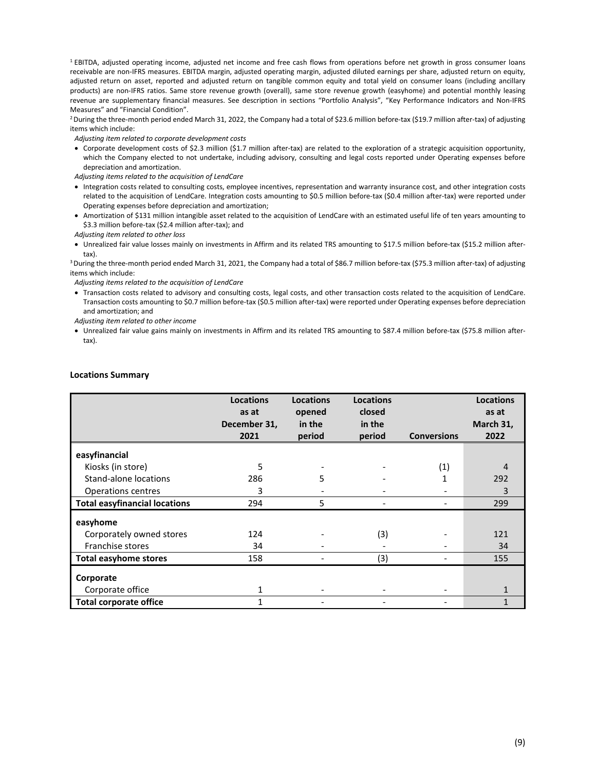[1] EBITDA, adjusted operating income, adjusted net income and free cash flows from operations before net growth in gross consumer loans receivable are non-IFRS measures. EBITDA margin, adjusted operating margin, adjusted diluted earnings per share, adjusted return on equity, adjusted return on asset, reported and adjusted return on tangible common equity and total yield on consumer loans (including ancillary products) are non-IFRS ratios. Same store revenue growth (overall), same store revenue growth (easyhome) and potential monthly leasing revenue are supplementary financial measures. See description in sections "Portfolio Analysis", "Key Performance Indicators and Non-IFRS Measures" and "Financial Condition".

[2] During the three-month period ended March 31, 2022, the Company had a total of $23.6 million before-tax ($19.7 million after-tax) of adjusting items which include:

*Adjusting item related to corporate development costs*

- Corporate development costs of $2.3 million ($1.7 million after-tax) are related to the exploration of a strategic acquisition opportunity, which the Company elected to not undertake, including advisory, consulting and legal costs reported under Operating expenses before depreciation and amortization.

*Adjusting items related to the acquisition of LendCare*

- Integration costs related to consulting costs, employee incentives, representation and warranty insurance cost, and other integration costs related to the acquisition of LendCare. Integration costs amounting to $0.5 million before-tax ($0.4 million after-tax) were reported under Operating expenses before depreciation and amortization;
- Amortization of $131 million intangible asset related to the acquisition of LendCare with an estimated useful life of ten years amounting to $3.3 million before-tax ($2.4 million after-tax); and

*Adjusting item related to other loss*

- Unrealized fair value losses mainly on investments in Affirm and its related TRS amounting to $17.5 million before-tax ($15.2 million after-tax).

[3] During the three-month period ended March 31, 2021, the Company had a total of $86.7 million before-tax ($75.3 million after-tax) of adjusting items which include:

*Adjusting items related to the acquisition of LendCare*

- Transaction costs related to advisory and consulting costs, legal costs, and other transaction costs related to the acquisition of LendCare. Transaction costs amounting to $0.7 million before-tax ($0.5 million after-tax) were reported under Operating expenses before depreciation and amortization; and

*Adjusting item related to other income*

- Unrealized fair value gains mainly on investments in Affirm and its related TRS amounting to $87.4 million before-tax ($75.8 million after-tax).

## Locations Summary

| | Locations as at December 31, 2021 | Locations opened in the period | Locations closed in the period | Conversions | Locations as at March 31, 2022 |
|---|---|---|---|---|---|
| **easyfinancial** | | | | | |
| Kiosks (in store) | 5 | - | - | (1) | 4 |
| Stand-alone locations | 286 | 5 | - | 1 | 292 |
| Operations centres | 3 | - | - | - | 3 |
| **Total easyfinancial locations** | 294 | 5 | - | - | 299 |
| **easyhome** | | | | | |
| Corporately owned stores | 124 | - | (3) | - | 121 |
| Franchise stores | 34 | - | - | - | 34 |
| **Total easyhome stores** | 158 | - | (3) | - | 155 |
| **Corporate** | | | | | |
| Corporate office | 1 | - | - | - | 1 |
| **Total corporate office** | 1 | - | - | - | 1 |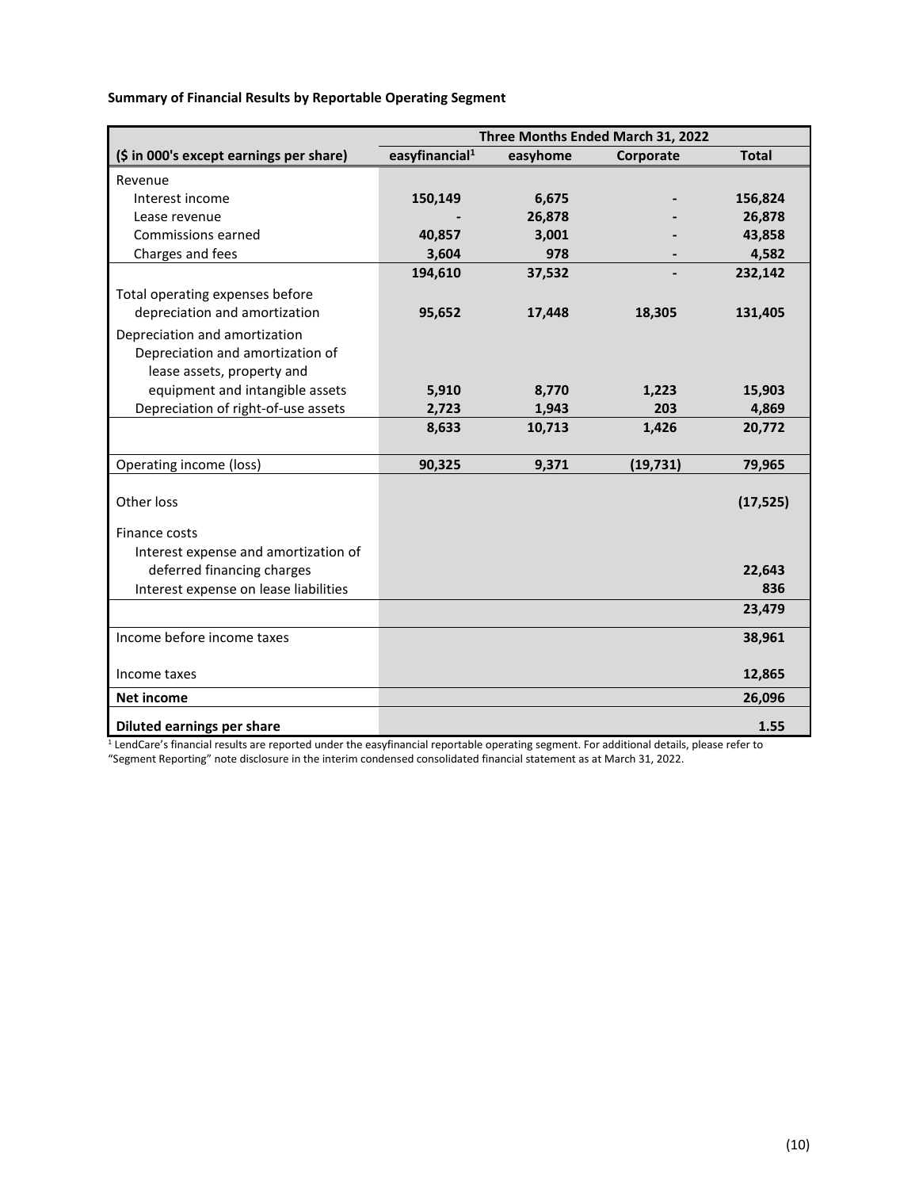**Summary of Financial Results by Reportable Operating Segment**

| | Three Months Ended March 31, 2022 | | | |
|---|---|---|---|---|
| ($ in 000's except earnings per share) | easyfinancial[1] | easyhome | Corporate | Total |
| Revenue | | | | |
| Interest income | 150,149 | 6,675 | - | 156,824 |
| Lease revenue | - | 26,878 | - | 26,878 |
| Commissions earned | 40,857 | 3,001 | - | 43,858 |
| Charges and fees | 3,604 | 978 | - | 4,582 |
| | 194,610 | 37,532 | - | 232,142 |
| Total operating expenses before depreciation and amortization | 95,652 | 17,448 | 18,305 | 131,405 |
| Depreciation and amortization | | | | |
| Depreciation and amortization of lease assets, property and equipment and intangible assets | 5,910 | 8,770 | 1,223 | 15,903 |
| Depreciation of right-of-use assets | 2,723 | 1,943 | 203 | 4,869 |
| | 8,633 | 10,713 | 1,426 | 20,772 |
| Operating income (loss) | 90,325 | 9,371 | (19,731) | 79,965 |
| Other loss | | | | (17,525) |
| Finance costs | | | | |
| Interest expense and amortization of deferred financing charges | | | | 22,643 |
| Interest expense on lease liabilities | | | | 836 |
| | | | | 23,479 |
| Income before income taxes | | | | 38,961 |
| Income taxes | | | | 12,865 |
| **Net income** | | | | **26,096** |
| **Diluted earnings per share** | | | | **1.55** |

[1] LendCare's financial results are reported under the easyfinancial reportable operating segment. For additional details, please refer to "Segment Reporting" note disclosure in the interim condensed consolidated financial statement as at March 31, 2022.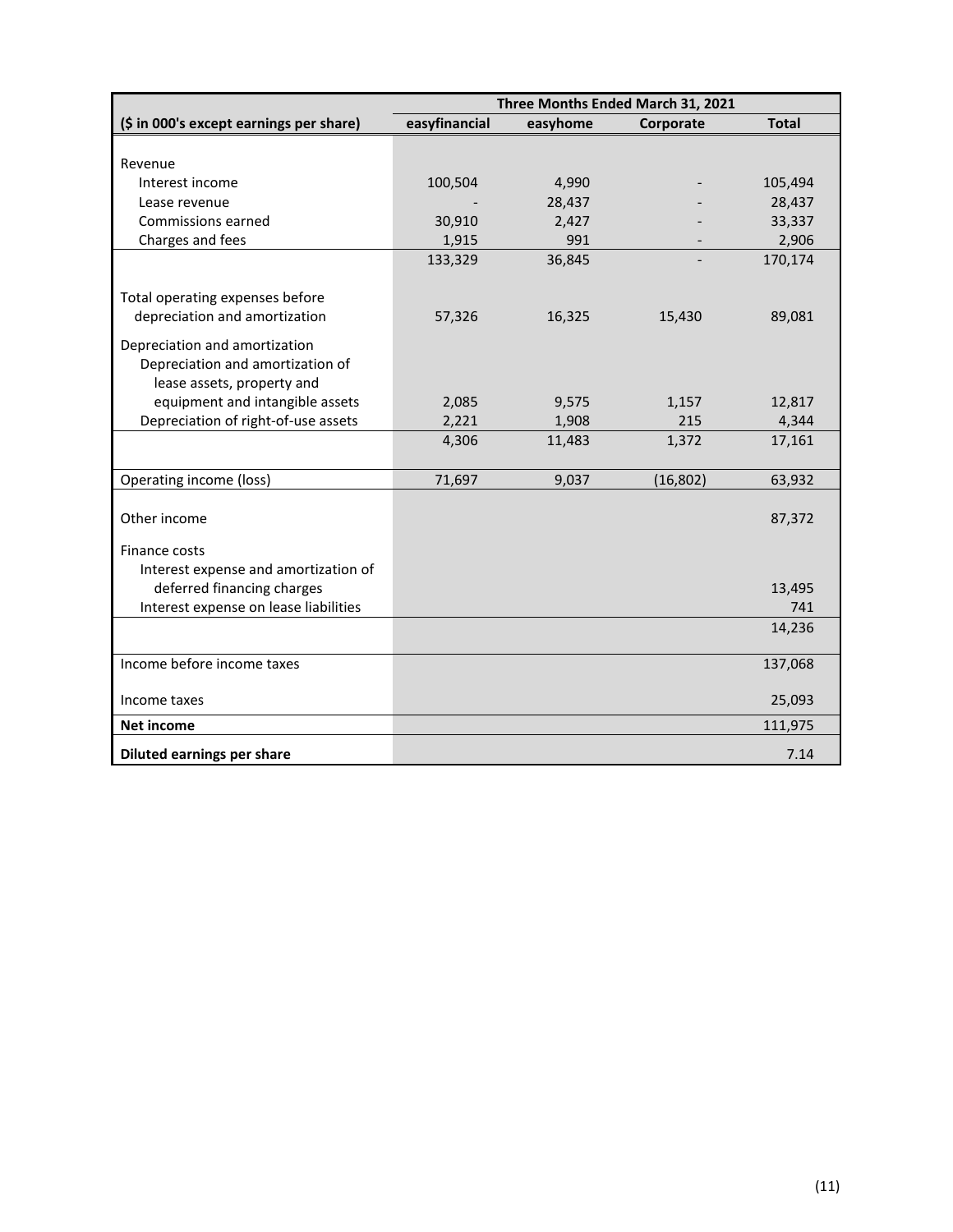| ($ in 000's except earnings per share) | Three Months Ended March 31, 2021 | | | |
|---|---|---|---|---|
| | easyfinancial | easyhome | Corporate | Total |
| Revenue | | | | |
| Interest income | 100,504 | 4,990 | - | 105,494 |
| Lease revenue | - | 28,437 | - | 28,437 |
| Commissions earned | 30,910 | 2,427 | - | 33,337 |
| Charges and fees | 1,915 | 991 | - | 2,906 |
| | 133,329 | 36,845 | - | 170,174 |
| Total operating expenses before depreciation and amortization | 57,326 | 16,325 | 15,430 | 89,081 |
| Depreciation and amortization | | | | |
| Depreciation and amortization of lease assets, property and equipment and intangible assets | 2,085 | 9,575 | 1,157 | 12,817 |
| Depreciation of right-of-use assets | 2,221 | 1,908 | 215 | 4,344 |
| | 4,306 | 11,483 | 1,372 | 17,161 |
| Operating income (loss) | 71,697 | 9,037 | (16,802) | 63,932 |
| Other income | | | | 87,372 |
| Finance costs | | | | |
| Interest expense and amortization of deferred financing charges | | | | 13,495 |
| Interest expense on lease liabilities | | | | 741 |
| | | | | 14,236 |
| Income before income taxes | | | | 137,068 |
| Income taxes | | | | 25,093 |
| **Net income** | | | | 111,975 |
| **Diluted earnings per share** | | | | 7.14 |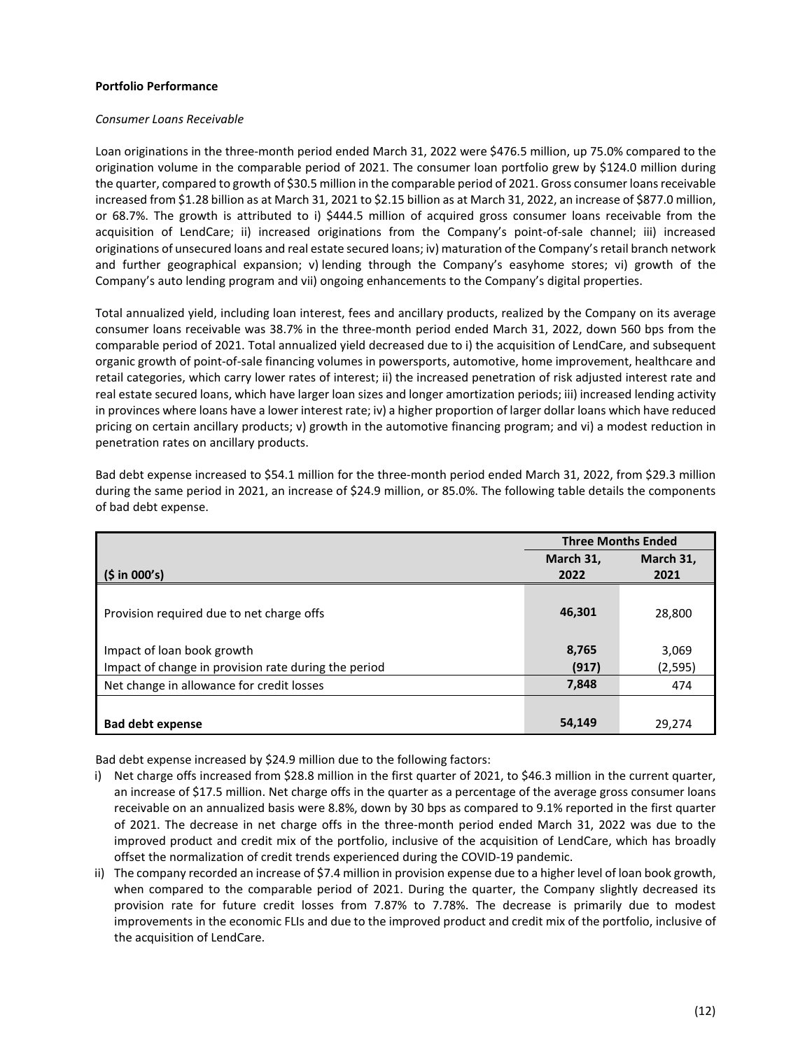**Portfolio Performance**

*Consumer Loans Receivable*

Loan originations in the three-month period ended March 31, 2022 were $476.5 million, up 75.0% compared to the origination volume in the comparable period of 2021. The consumer loan portfolio grew by $124.0 million during the quarter, compared to growth of $30.5 million in the comparable period of 2021. Gross consumer loans receivable increased from $1.28 billion as at March 31, 2021 to $2.15 billion as at March 31, 2022, an increase of $877.0 million, or 68.7%. The growth is attributed to i) $444.5 million of acquired gross consumer loans receivable from the acquisition of LendCare; ii) increased originations from the Company's point-of-sale channel; iii) increased originations of unsecured loans and real estate secured loans; iv) maturation of the Company's retail branch network and further geographical expansion; v) lending through the Company's easyhome stores; vi) growth of the Company's auto lending program and vii) ongoing enhancements to the Company's digital properties.

Total annualized yield, including loan interest, fees and ancillary products, realized by the Company on its average consumer loans receivable was 38.7% in the three-month period ended March 31, 2022, down 560 bps from the comparable period of 2021. Total annualized yield decreased due to i) the acquisition of LendCare, and subsequent organic growth of point-of-sale financing volumes in powersports, automotive, home improvement, healthcare and retail categories, which carry lower rates of interest; ii) the increased penetration of risk adjusted interest rate and real estate secured loans, which have larger loan sizes and longer amortization periods; iii) increased lending activity in provinces where loans have a lower interest rate; iv) a higher proportion of larger dollar loans which have reduced pricing on certain ancillary products; v) growth in the automotive financing program; and vi) a modest reduction in penetration rates on ancillary products.

Bad debt expense increased to $54.1 million for the three-month period ended March 31, 2022, from $29.3 million during the same period in 2021, an increase of $24.9 million, or 85.0%. The following table details the components of bad debt expense.

| | Three Months Ended | |
|---|---|---|
| **($ in 000's)** | **March 31, 2022** | **March 31, 2021** |
| Provision required due to net charge offs | **46,301** | 28,800 |
| Impact of loan book growth | **8,765** | 3,069 |
| Impact of change in provision rate during the period | **(917)** | (2,595) |
| Net change in allowance for credit losses | **7,848** | 474 |
| **Bad debt expense** | **54,149** | 29,274 |

Bad debt expense increased by $24.9 million due to the following factors:

i) Net charge offs increased from $28.8 million in the first quarter of 2021, to $46.3 million in the current quarter, an increase of $17.5 million. Net charge offs in the quarter as a percentage of the average gross consumer loans receivable on an annualized basis were 8.8%, down by 30 bps as compared to 9.1% reported in the first quarter of 2021. The decrease in net charge offs in the three-month period ended March 31, 2022 was due to the improved product and credit mix of the portfolio, inclusive of the acquisition of LendCare, which has broadly offset the normalization of credit trends experienced during the COVID-19 pandemic.

ii) The company recorded an increase of $7.4 million in provision expense due to a higher level of loan book growth, when compared to the comparable period of 2021. During the quarter, the Company slightly decreased its provision rate for future credit losses from 7.87% to 7.78%. The decrease is primarily due to modest improvements in the economic FLIs and due to the improved product and credit mix of the portfolio, inclusive of the acquisition of LendCare.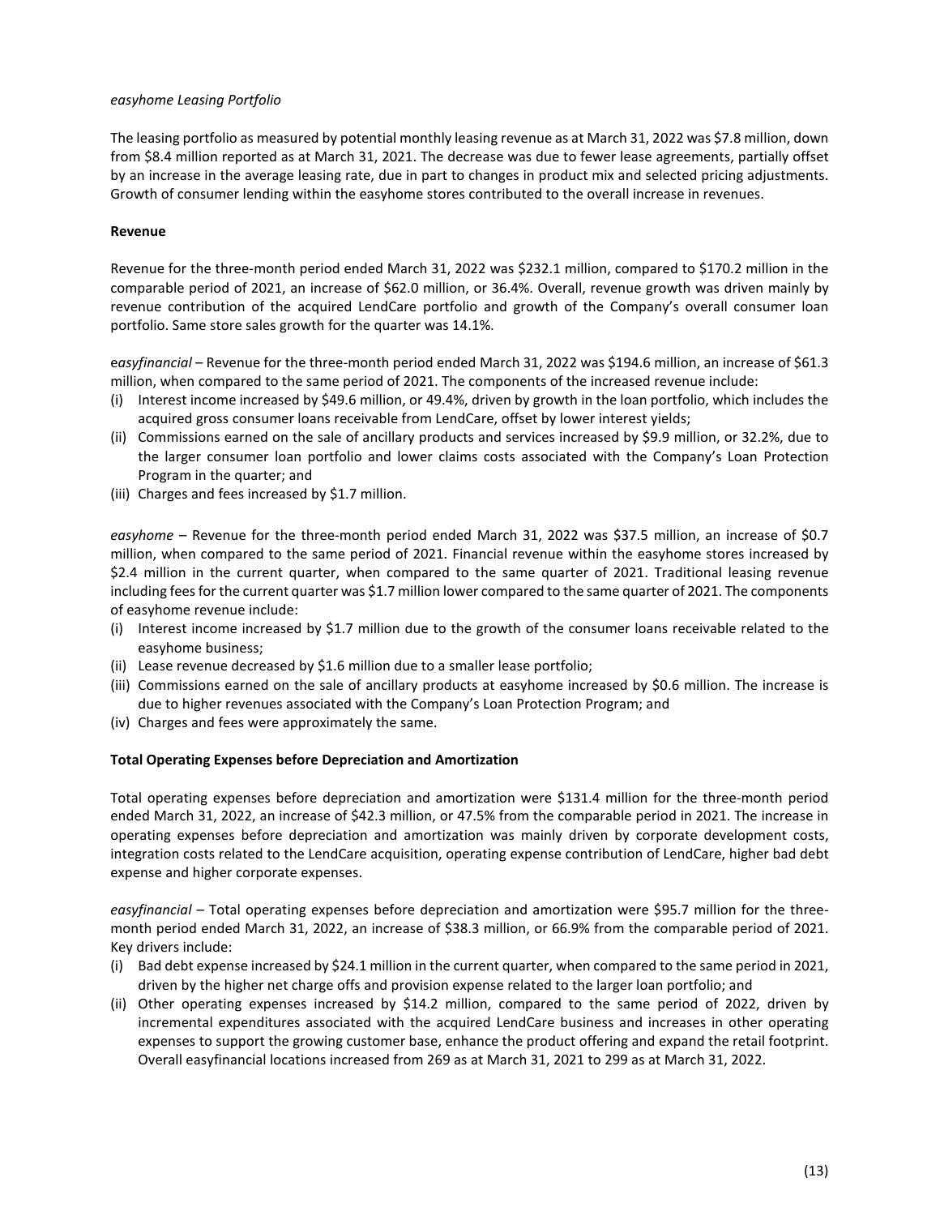*easyhome Leasing Portfolio*

The leasing portfolio as measured by potential monthly leasing revenue as at March 31, 2022 was $7.8 million, down from $8.4 million reported as at March 31, 2021. The decrease was due to fewer lease agreements, partially offset by an increase in the average leasing rate, due in part to changes in product mix and selected pricing adjustments. Growth of consumer lending within the easyhome stores contributed to the overall increase in revenues.

**Revenue**

Revenue for the three-month period ended March 31, 2022 was $232.1 million, compared to $170.2 million in the comparable period of 2021, an increase of $62.0 million, or 36.4%. Overall, revenue growth was driven mainly by revenue contribution of the acquired LendCare portfolio and growth of the Company's overall consumer loan portfolio. Same store sales growth for the quarter was 14.1%.

e*asyfinancial* – Revenue for the three-month period ended March 31, 2022 was $194.6 million, an increase of $61.3 million, when compared to the same period of 2021. The components of the increased revenue include:

(i) Interest income increased by $49.6 million, or 49.4%, driven by growth in the loan portfolio, which includes the acquired gross consumer loans receivable from LendCare, offset by lower interest yields;
(ii) Commissions earned on the sale of ancillary products and services increased by $9.9 million, or 32.2%, due to the larger consumer loan portfolio and lower claims costs associated with the Company's Loan Protection Program in the quarter; and
(iii) Charges and fees increased by $1.7 million.

*easyhome* – Revenue for the three-month period ended March 31, 2022 was $37.5 million, an increase of $0.7 million, when compared to the same period of 2021. Financial revenue within the easyhome stores increased by $2.4 million in the current quarter, when compared to the same quarter of 2021. Traditional leasing revenue including fees for the current quarter was $1.7 million lower compared to the same quarter of 2021. The components of easyhome revenue include:

(i) Interest income increased by $1.7 million due to the growth of the consumer loans receivable related to the easyhome business;
(ii) Lease revenue decreased by $1.6 million due to a smaller lease portfolio;
(iii) Commissions earned on the sale of ancillary products at easyhome increased by $0.6 million. The increase is due to higher revenues associated with the Company's Loan Protection Program; and
(iv) Charges and fees were approximately the same.

**Total Operating Expenses before Depreciation and Amortization**

Total operating expenses before depreciation and amortization were $131.4 million for the three-month period ended March 31, 2022, an increase of $42.3 million, or 47.5% from the comparable period in 2021. The increase in operating expenses before depreciation and amortization was mainly driven by corporate development costs, integration costs related to the LendCare acquisition, operating expense contribution of LendCare, higher bad debt expense and higher corporate expenses.

*easyfinancial* – Total operating expenses before depreciation and amortization were $95.7 million for the three-month period ended March 31, 2022, an increase of $38.3 million, or 66.9% from the comparable period of 2021. Key drivers include:

(i) Bad debt expense increased by $24.1 million in the current quarter, when compared to the same period in 2021, driven by the higher net charge offs and provision expense related to the larger loan portfolio; and
(ii) Other operating expenses increased by $14.2 million, compared to the same period of 2022, driven by incremental expenditures associated with the acquired LendCare business and increases in other operating expenses to support the growing customer base, enhance the product offering and expand the retail footprint. Overall easyfinancial locations increased from 269 as at March 31, 2021 to 299 as at March 31, 2022.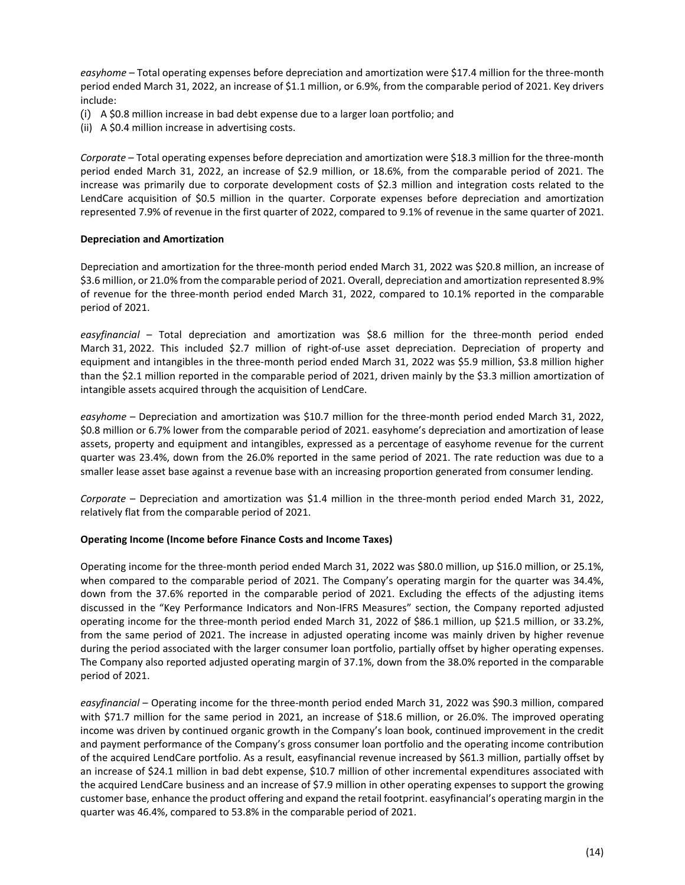*easyhome* – Total operating expenses before depreciation and amortization were $17.4 million for the three-month period ended March 31, 2022, an increase of $1.1 million, or 6.9%, from the comparable period of 2021. Key drivers include:

(i) A $0.8 million increase in bad debt expense due to a larger loan portfolio; and
(ii) A $0.4 million increase in advertising costs.

*Corporate* – Total operating expenses before depreciation and amortization were $18.3 million for the three-month period ended March 31, 2022, an increase of $2.9 million, or 18.6%, from the comparable period of 2021. The increase was primarily due to corporate development costs of $2.3 million and integration costs related to the LendCare acquisition of $0.5 million in the quarter. Corporate expenses before depreciation and amortization represented 7.9% of revenue in the first quarter of 2022, compared to 9.1% of revenue in the same quarter of 2021.

**Depreciation and Amortization**

Depreciation and amortization for the three-month period ended March 31, 2022 was $20.8 million, an increase of $3.6 million, or 21.0% from the comparable period of 2021. Overall, depreciation and amortization represented 8.9% of revenue for the three-month period ended March 31, 2022, compared to 10.1% reported in the comparable period of 2021.

*easyfinancial* – Total depreciation and amortization was $8.6 million for the three-month period ended March 31, 2022. This included $2.7 million of right-of-use asset depreciation. Depreciation of property and equipment and intangibles in the three-month period ended March 31, 2022 was $5.9 million, $3.8 million higher than the $2.1 million reported in the comparable period of 2021, driven mainly by the $3.3 million amortization of intangible assets acquired through the acquisition of LendCare.

*easyhome* – Depreciation and amortization was $10.7 million for the three-month period ended March 31, 2022, $0.8 million or 6.7% lower from the comparable period of 2021. easyhome's depreciation and amortization of lease assets, property and equipment and intangibles, expressed as a percentage of easyhome revenue for the current quarter was 23.4%, down from the 26.0% reported in the same period of 2021. The rate reduction was due to a smaller lease asset base against a revenue base with an increasing proportion generated from consumer lending.

*Corporate* – Depreciation and amortization was $1.4 million in the three-month period ended March 31, 2022, relatively flat from the comparable period of 2021.

**Operating Income (Income before Finance Costs and Income Taxes)**

Operating income for the three-month period ended March 31, 2022 was $80.0 million, up $16.0 million, or 25.1%, when compared to the comparable period of 2021. The Company's operating margin for the quarter was 34.4%, down from the 37.6% reported in the comparable period of 2021. Excluding the effects of the adjusting items discussed in the "Key Performance Indicators and Non-IFRS Measures" section, the Company reported adjusted operating income for the three-month period ended March 31, 2022 of $86.1 million, up $21.5 million, or 33.2%, from the same period of 2021. The increase in adjusted operating income was mainly driven by higher revenue during the period associated with the larger consumer loan portfolio, partially offset by higher operating expenses. The Company also reported adjusted operating margin of 37.1%, down from the 38.0% reported in the comparable period of 2021.

*easyfinancial* – Operating income for the three-month period ended March 31, 2022 was $90.3 million, compared with $71.7 million for the same period in 2021, an increase of $18.6 million, or 26.0%. The improved operating income was driven by continued organic growth in the Company's loan book, continued improvement in the credit and payment performance of the Company's gross consumer loan portfolio and the operating income contribution of the acquired LendCare portfolio. As a result, easyfinancial revenue increased by $61.3 million, partially offset by an increase of $24.1 million in bad debt expense, $10.7 million of other incremental expenditures associated with the acquired LendCare business and an increase of $7.9 million in other operating expenses to support the growing customer base, enhance the product offering and expand the retail footprint. easyfinancial's operating margin in the quarter was 46.4%, compared to 53.8% in the comparable period of 2021.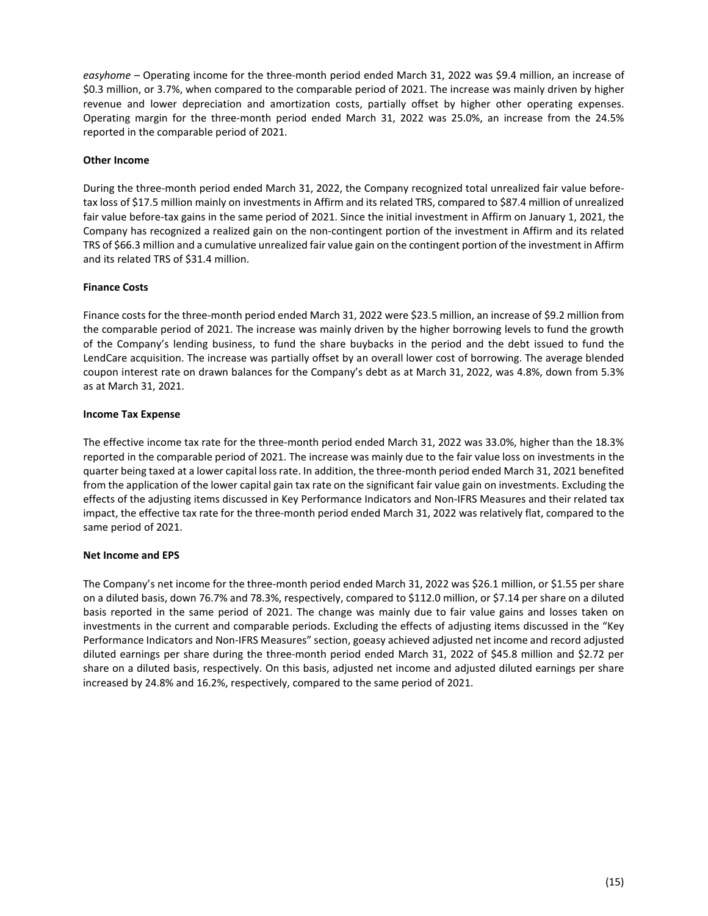*easyhome* – Operating income for the three-month period ended March 31, 2022 was $9.4 million, an increase of $0.3 million, or 3.7%, when compared to the comparable period of 2021. The increase was mainly driven by higher revenue and lower depreciation and amortization costs, partially offset by higher other operating expenses. Operating margin for the three-month period ended March 31, 2022 was 25.0%, an increase from the 24.5% reported in the comparable period of 2021.

**Other Income**

During the three-month period ended March 31, 2022, the Company recognized total unrealized fair value before-tax loss of $17.5 million mainly on investments in Affirm and its related TRS, compared to $87.4 million of unrealized fair value before-tax gains in the same period of 2021. Since the initial investment in Affirm on January 1, 2021, the Company has recognized a realized gain on the non-contingent portion of the investment in Affirm and its related TRS of $66.3 million and a cumulative unrealized fair value gain on the contingent portion of the investment in Affirm and its related TRS of $31.4 million.

**Finance Costs**

Finance costs for the three-month period ended March 31, 2022 were $23.5 million, an increase of $9.2 million from the comparable period of 2021. The increase was mainly driven by the higher borrowing levels to fund the growth of the Company's lending business, to fund the share buybacks in the period and the debt issued to fund the LendCare acquisition. The increase was partially offset by an overall lower cost of borrowing. The average blended coupon interest rate on drawn balances for the Company's debt as at March 31, 2022, was 4.8%, down from 5.3% as at March 31, 2021.

**Income Tax Expense**

The effective income tax rate for the three-month period ended March 31, 2022 was 33.0%, higher than the 18.3% reported in the comparable period of 2021. The increase was mainly due to the fair value loss on investments in the quarter being taxed at a lower capital loss rate. In addition, the three-month period ended March 31, 2021 benefited from the application of the lower capital gain tax rate on the significant fair value gain on investments. Excluding the effects of the adjusting items discussed in Key Performance Indicators and Non-IFRS Measures and their related tax impact, the effective tax rate for the three-month period ended March 31, 2022 was relatively flat, compared to the same period of 2021.

**Net Income and EPS**

The Company's net income for the three-month period ended March 31, 2022 was $26.1 million, or $1.55 per share on a diluted basis, down 76.7% and 78.3%, respectively, compared to $112.0 million, or $7.14 per share on a diluted basis reported in the same period of 2021. The change was mainly due to fair value gains and losses taken on investments in the current and comparable periods. Excluding the effects of adjusting items discussed in the "Key Performance Indicators and Non-IFRS Measures" section, goeasy achieved adjusted net income and record adjusted diluted earnings per share during the three-month period ended March 31, 2022 of $45.8 million and $2.72 per share on a diluted basis, respectively. On this basis, adjusted net income and adjusted diluted earnings per share increased by 24.8% and 16.2%, respectively, compared to the same period of 2021.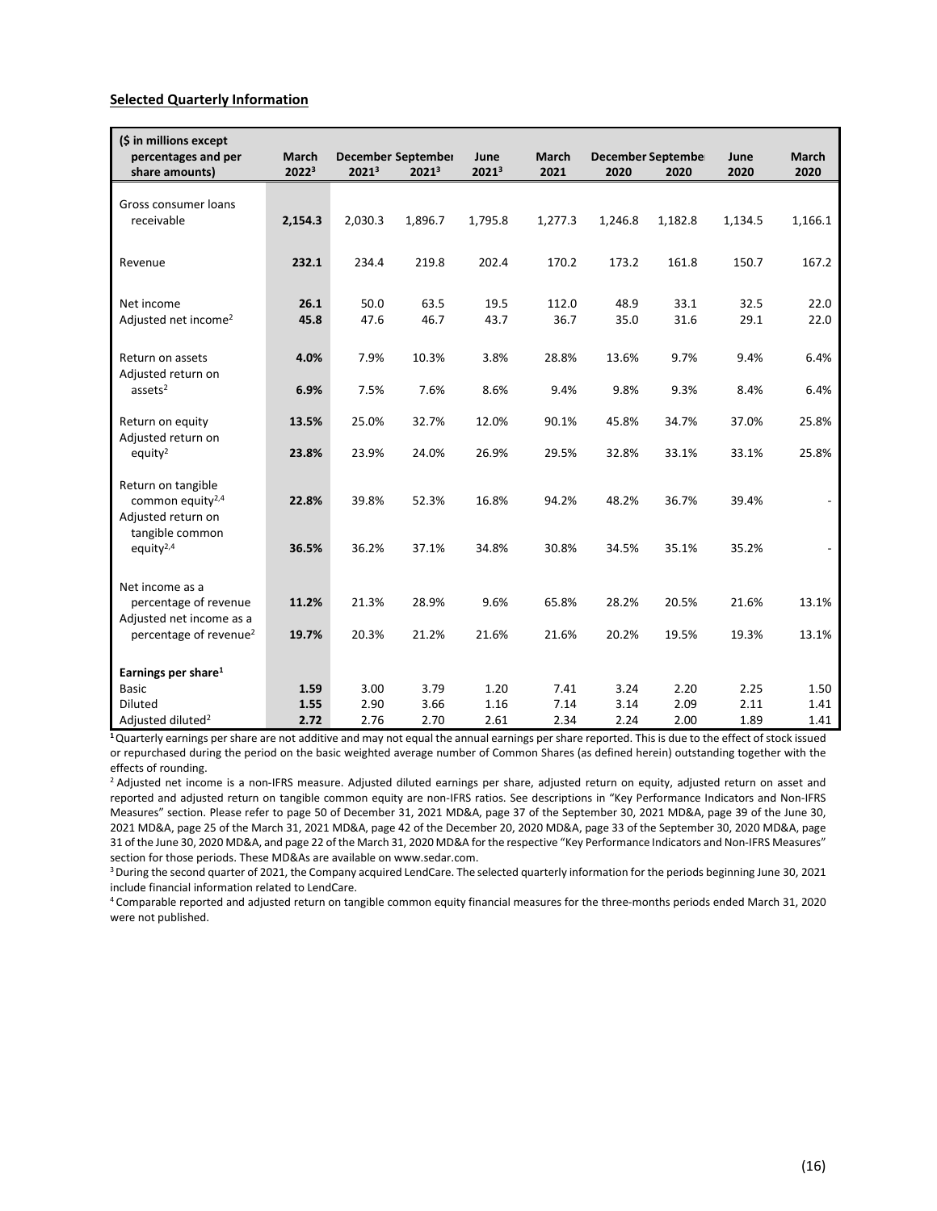**Selected Quarterly Information**

| ($ in millions except percentages and per share amounts) | March 2022[3] | December 2021[3] | September 2021[3] | June 2021[3] | March 2021 | December 2020 | September 2020 | June 2020 | March 2020 |
|---|---|---|---|---|---|---|---|---|---|
| Gross consumer loans receivable | **2,154.3** | 2,030.3 | 1,896.7 | 1,795.8 | 1,277.3 | 1,246.8 | 1,182.8 | 1,134.5 | 1,166.1 |
| Revenue | **232.1** | 234.4 | 219.8 | 202.4 | 170.2 | 173.2 | 161.8 | 150.7 | 167.2 |
| Net income | **26.1** | 50.0 | 63.5 | 19.5 | 112.0 | 48.9 | 33.1 | 32.5 | 22.0 |
| Adjusted net income[2] | **45.8** | 47.6 | 46.7 | 43.7 | 36.7 | 35.0 | 31.6 | 29.1 | 22.0 |
| Return on assets | **4.0%** | 7.9% | 10.3% | 3.8% | 28.8% | 13.6% | 9.7% | 9.4% | 6.4% |
| Adjusted return on assets[2] | **6.9%** | 7.5% | 7.6% | 8.6% | 9.4% | 9.8% | 9.3% | 8.4% | 6.4% |
| Return on equity | **13.5%** | 25.0% | 32.7% | 12.0% | 90.1% | 45.8% | 34.7% | 37.0% | 25.8% |
| Adjusted return on equity[2] | **23.8%** | 23.9% | 24.0% | 26.9% | 29.5% | 32.8% | 33.1% | 33.1% | 25.8% |
| Return on tangible common equity[2,4] | **22.8%** | 39.8% | 52.3% | 16.8% | 94.2% | 48.2% | 36.7% | 39.4% | - |
| Adjusted return on tangible common equity[2,4] | **36.5%** | 36.2% | 37.1% | 34.8% | 30.8% | 34.5% | 35.1% | 35.2% | - |
| Net income as a percentage of revenue | **11.2%** | 21.3% | 28.9% | 9.6% | 65.8% | 28.2% | 20.5% | 21.6% | 13.1% |
| Adjusted net income as a percentage of revenue[2] | **19.7%** | 20.3% | 21.2% | 21.6% | 21.6% | 20.2% | 19.5% | 19.3% | 13.1% |
| **Earnings per share[1]** | | | | | | | | | |
| Basic | **1.59** | 3.00 | 3.79 | 1.20 | 7.41 | 3.24 | 2.20 | 2.25 | 1.50 |
| Diluted | **1.55** | 2.90 | 3.66 | 1.16 | 7.14 | 3.14 | 2.09 | 2.11 | 1.41 |
| Adjusted diluted[2] | **2.72** | 2.76 | 2.70 | 2.61 | 2.34 | 2.24 | 2.00 | 1.89 | 1.41 |

[1] Quarterly earnings per share are not additive and may not equal the annual earnings per share reported. This is due to the effect of stock issued or repurchased during the period on the basic weighted average number of Common Shares (as defined herein) outstanding together with the effects of rounding.

[2] Adjusted net income is a non-IFRS measure. Adjusted diluted earnings per share, adjusted return on equity, adjusted return on asset and reported and adjusted return on tangible common equity are non-IFRS ratios. See descriptions in "Key Performance Indicators and Non-IFRS Measures" section. Please refer to page 50 of December 31, 2021 MD&A, page 37 of the September 30, 2021 MD&A, page 39 of the June 30, 2021 MD&A, page 25 of the March 31, 2021 MD&A, page 42 of the December 20, 2020 MD&A, page 33 of the September 30, 2020 MD&A, page 31 of the June 30, 2020 MD&A, and page 22 of the March 31, 2020 MD&A for the respective "Key Performance Indicators and Non-IFRS Measures" section for those periods. These MD&As are available on www.sedar.com.

[3] During the second quarter of 2021, the Company acquired LendCare. The selected quarterly information for the periods beginning June 30, 2021 include financial information related to LendCare.

[4] Comparable reported and adjusted return on tangible common equity financial measures for the three-months periods ended March 31, 2020 were not published.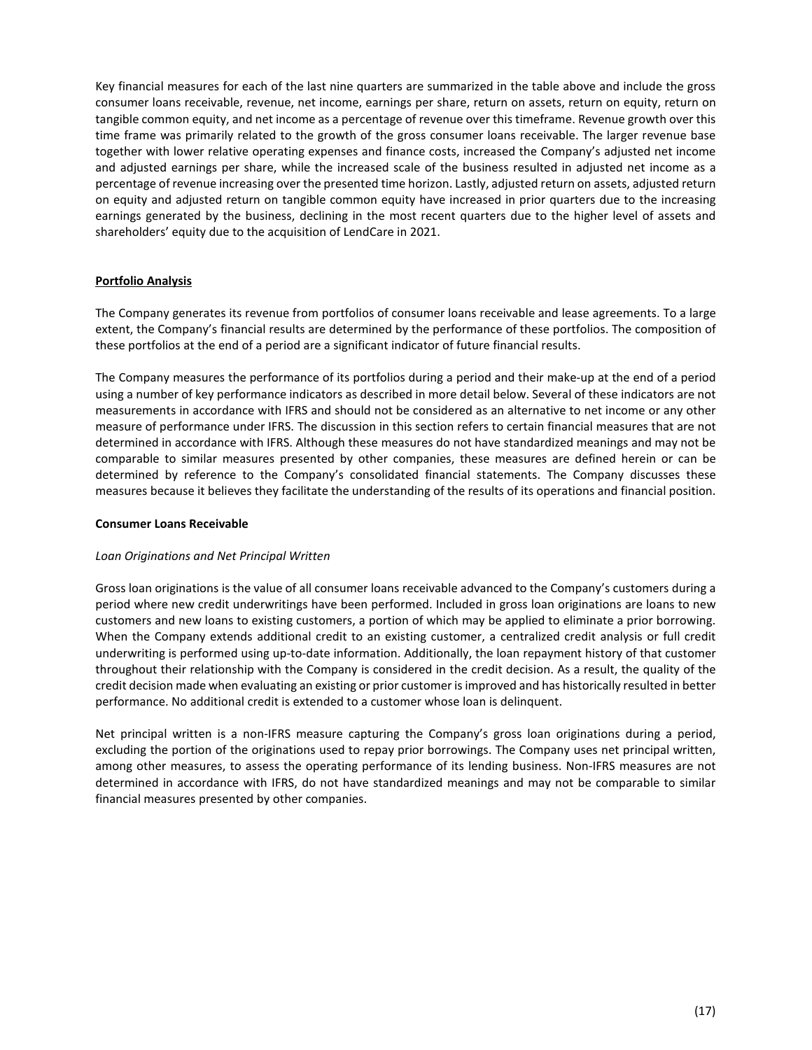Key financial measures for each of the last nine quarters are summarized in the table above and include the gross consumer loans receivable, revenue, net income, earnings per share, return on assets, return on equity, return on tangible common equity, and net income as a percentage of revenue over this timeframe. Revenue growth over this time frame was primarily related to the growth of the gross consumer loans receivable. The larger revenue base together with lower relative operating expenses and finance costs, increased the Company's adjusted net income and adjusted earnings per share, while the increased scale of the business resulted in adjusted net income as a percentage of revenue increasing over the presented time horizon. Lastly, adjusted return on assets, adjusted return on equity and adjusted return on tangible common equity have increased in prior quarters due to the increasing earnings generated by the business, declining in the most recent quarters due to the higher level of assets and shareholders' equity due to the acquisition of LendCare in 2021.

## Portfolio Analysis

The Company generates its revenue from portfolios of consumer loans receivable and lease agreements. To a large extent, the Company's financial results are determined by the performance of these portfolios. The composition of these portfolios at the end of a period are a significant indicator of future financial results.

The Company measures the performance of its portfolios during a period and their make-up at the end of a period using a number of key performance indicators as described in more detail below. Several of these indicators are not measurements in accordance with IFRS and should not be considered as an alternative to net income or any other measure of performance under IFRS. The discussion in this section refers to certain financial measures that are not determined in accordance with IFRS. Although these measures do not have standardized meanings and may not be comparable to similar measures presented by other companies, these measures are defined herein or can be determined by reference to the Company's consolidated financial statements. The Company discusses these measures because it believes they facilitate the understanding of the results of its operations and financial position.

### Consumer Loans Receivable

*Loan Originations and Net Principal Written*

Gross loan originations is the value of all consumer loans receivable advanced to the Company's customers during a period where new credit underwritings have been performed. Included in gross loan originations are loans to new customers and new loans to existing customers, a portion of which may be applied to eliminate a prior borrowing. When the Company extends additional credit to an existing customer, a centralized credit analysis or full credit underwriting is performed using up-to-date information. Additionally, the loan repayment history of that customer throughout their relationship with the Company is considered in the credit decision. As a result, the quality of the credit decision made when evaluating an existing or prior customer is improved and has historically resulted in better performance. No additional credit is extended to a customer whose loan is delinquent.

Net principal written is a non-IFRS measure capturing the Company's gross loan originations during a period, excluding the portion of the originations used to repay prior borrowings. The Company uses net principal written, among other measures, to assess the operating performance of its lending business. Non-IFRS measures are not determined in accordance with IFRS, do not have standardized meanings and may not be comparable to similar financial measures presented by other companies.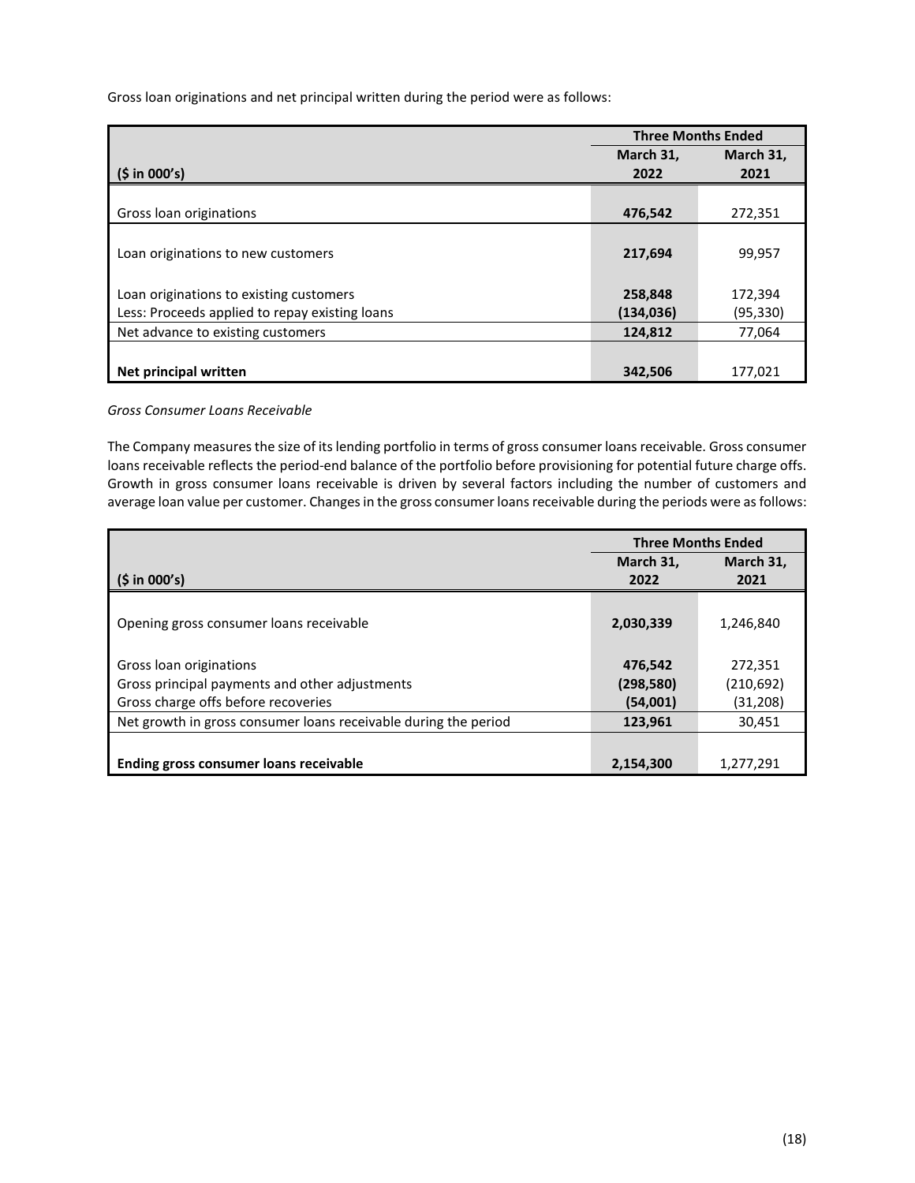Gross loan originations and net principal written during the period were as follows:

| ($ in 000's) | Three Months Ended March 31, 2022 | Three Months Ended March 31, 2021 |
|---|---|---|
| Gross loan originations | **476,542** | 272,351 |
| Loan originations to new customers | **217,694** | 99,957 |
| Loan originations to existing customers | **258,848** | 172,394 |
| Less: Proceeds applied to repay existing loans | **(134,036)** | (95,330) |
| Net advance to existing customers | **124,812** | 77,064 |
| **Net principal written** | **342,506** | 177,021 |

*Gross Consumer Loans Receivable*

The Company measures the size of its lending portfolio in terms of gross consumer loans receivable. Gross consumer loans receivable reflects the period-end balance of the portfolio before provisioning for potential future charge offs. Growth in gross consumer loans receivable is driven by several factors including the number of customers and average loan value per customer. Changes in the gross consumer loans receivable during the periods were as follows:

| ($ in 000's) | Three Months Ended March 31, 2022 | Three Months Ended March 31, 2021 |
|---|---|---|
| Opening gross consumer loans receivable | **2,030,339** | 1,246,840 |
| Gross loan originations | **476,542** | 272,351 |
| Gross principal payments and other adjustments | **(298,580)** | (210,692) |
| Gross charge offs before recoveries | **(54,001)** | (31,208) |
| Net growth in gross consumer loans receivable during the period | **123,961** | 30,451 |
| **Ending gross consumer loans receivable** | **2,154,300** | 1,277,291 |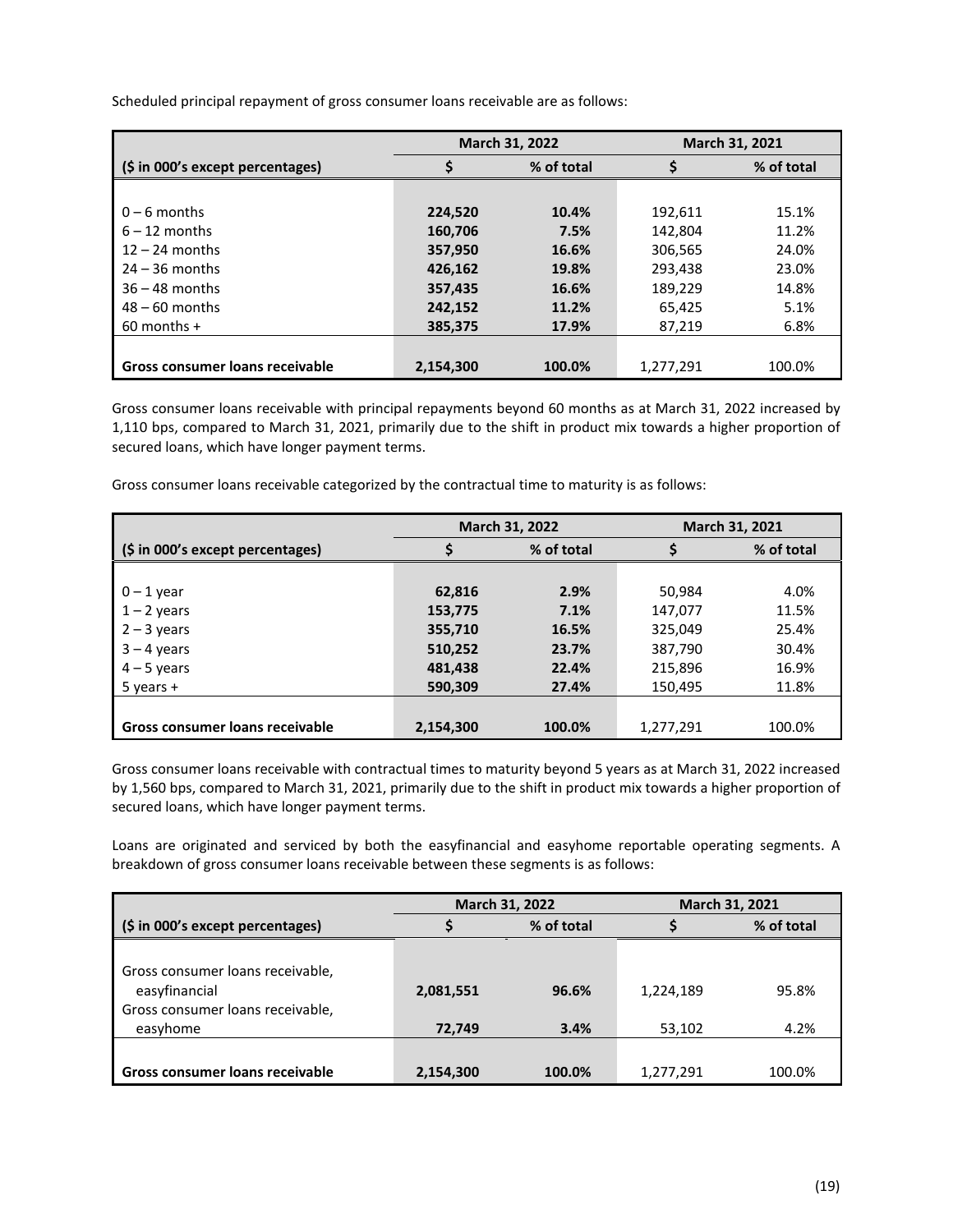Scheduled principal repayment of gross consumer loans receivable are as follows:

| | March 31, 2022 | | March 31, 2021 | |
|---|---|---|---|---|
| ($ in 000's except percentages) | $ | % of total | $ | % of total |
| 0 – 6 months | **224,520** | **10.4%** | 192,611 | 15.1% |
| 6 – 12 months | **160,706** | **7.5%** | 142,804 | 11.2% |
| 12 – 24 months | **357,950** | **16.6%** | 306,565 | 24.0% |
| 24 – 36 months | **426,162** | **19.8%** | 293,438 | 23.0% |
| 36 – 48 months | **357,435** | **16.6%** | 189,229 | 14.8% |
| 48 – 60 months | **242,152** | **11.2%** | 65,425 | 5.1% |
| 60 months + | **385,375** | **17.9%** | 87,219 | 6.8% |
| **Gross consumer loans receivable** | **2,154,300** | **100.0%** | 1,277,291 | 100.0% |

Gross consumer loans receivable with principal repayments beyond 60 months as at March 31, 2022 increased by 1,110 bps, compared to March 31, 2021, primarily due to the shift in product mix towards a higher proportion of secured loans, which have longer payment terms.

Gross consumer loans receivable categorized by the contractual time to maturity is as follows:

| | March 31, 2022 | | March 31, 2021 | |
|---|---|---|---|---|
| ($ in 000's except percentages) | $ | % of total | $ | % of total |
| 0 – 1 year | **62,816** | **2.9%** | 50,984 | 4.0% |
| 1 – 2 years | **153,775** | **7.1%** | 147,077 | 11.5% |
| 2 – 3 years | **355,710** | **16.5%** | 325,049 | 25.4% |
| 3 – 4 years | **510,252** | **23.7%** | 387,790 | 30.4% |
| 4 – 5 years | **481,438** | **22.4%** | 215,896 | 16.9% |
| 5 years + | **590,309** | **27.4%** | 150,495 | 11.8% |
| **Gross consumer loans receivable** | **2,154,300** | **100.0%** | 1,277,291 | 100.0% |

Gross consumer loans receivable with contractual times to maturity beyond 5 years as at March 31, 2022 increased by 1,560 bps, compared to March 31, 2021, primarily due to the shift in product mix towards a higher proportion of secured loans, which have longer payment terms.

Loans are originated and serviced by both the easyfinancial and easyhome reportable operating segments. A breakdown of gross consumer loans receivable between these segments is as follows:

| | March 31, 2022 | | March 31, 2021 | |
|---|---|---|---|---|
| ($ in 000's except percentages) | $ | % of total | $ | % of total |
| Gross consumer loans receivable, easyfinancial | **2,081,551** | **96.6%** | 1,224,189 | 95.8% |
| Gross consumer loans receivable, easyhome | **72,749** | **3.4%** | 53,102 | 4.2% |
| **Gross consumer loans receivable** | **2,154,300** | **100.0%** | 1,277,291 | 100.0% |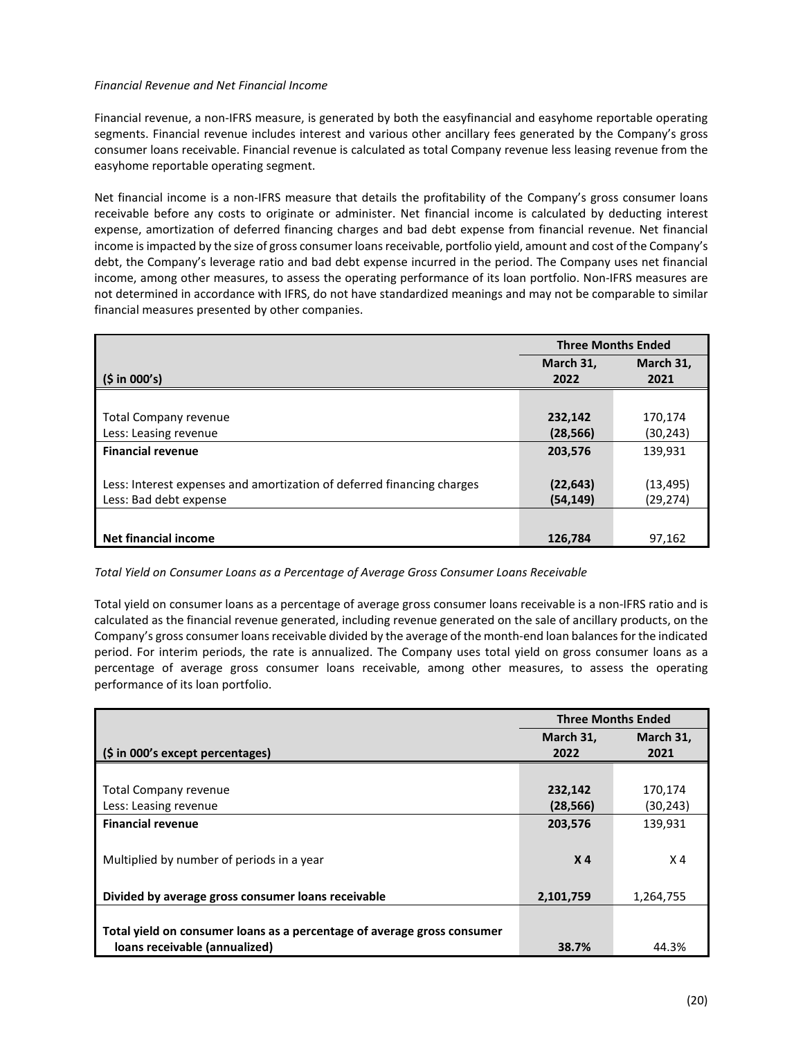*Financial Revenue and Net Financial Income*

Financial revenue, a non-IFRS measure, is generated by both the easyfinancial and easyhome reportable operating segments. Financial revenue includes interest and various other ancillary fees generated by the Company's gross consumer loans receivable. Financial revenue is calculated as total Company revenue less leasing revenue from the easyhome reportable operating segment.

Net financial income is a non-IFRS measure that details the profitability of the Company's gross consumer loans receivable before any costs to originate or administer. Net financial income is calculated by deducting interest expense, amortization of deferred financing charges and bad debt expense from financial revenue. Net financial income is impacted by the size of gross consumer loans receivable, portfolio yield, amount and cost of the Company's debt, the Company's leverage ratio and bad debt expense incurred in the period. The Company uses net financial income, among other measures, to assess the operating performance of its loan portfolio. Non-IFRS measures are not determined in accordance with IFRS, do not have standardized meanings and may not be comparable to similar financial measures presented by other companies.

| | **Three Months Ended** | |
|---|---|---|
| **($ in 000's)** | **March 31, 2022** | **March 31, 2021** |
| Total Company revenue | **232,142** | 170,174 |
| Less: Leasing revenue | **(28,566)** | (30,243) |
| **Financial revenue** | **203,576** | 139,931 |
| Less: Interest expenses and amortization of deferred financing charges | **(22,643)** | (13,495) |
| Less: Bad debt expense | **(54,149)** | (29,274) |
| **Net financial income** | **126,784** | 97,162 |

*Total Yield on Consumer Loans as a Percentage of Average Gross Consumer Loans Receivable*

Total yield on consumer loans as a percentage of average gross consumer loans receivable is a non-IFRS ratio and is calculated as the financial revenue generated, including revenue generated on the sale of ancillary products, on the Company's gross consumer loans receivable divided by the average of the month-end loan balances for the indicated period. For interim periods, the rate is annualized. The Company uses total yield on gross consumer loans as a percentage of average gross consumer loans receivable, among other measures, to assess the operating performance of its loan portfolio.

| | **Three Months Ended** | |
|---|---|---|
| **($ in 000's except percentages)** | **March 31, 2022** | **March 31, 2021** |
| Total Company revenue | **232,142** | 170,174 |
| Less: Leasing revenue | **(28,566)** | (30,243) |
| **Financial revenue** | **203,576** | 139,931 |
| Multiplied by number of periods in a year | **X 4** | X 4 |
| **Divided by average gross consumer loans receivable** | **2,101,759** | 1,264,755 |
| **Total yield on consumer loans as a percentage of average gross consumer loans receivable (annualized)** | **38.7%** | 44.3% |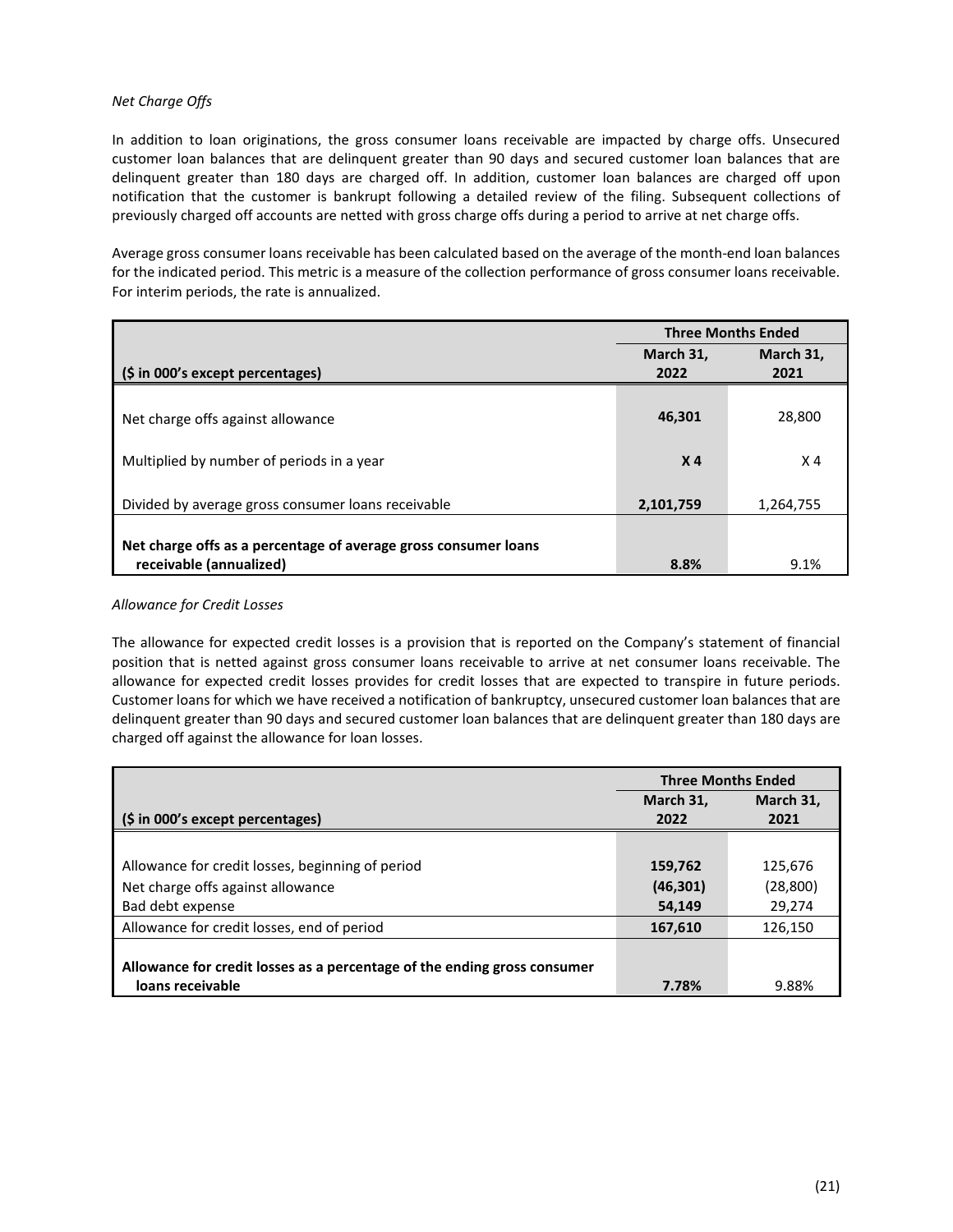*Net Charge Offs*

In addition to loan originations, the gross consumer loans receivable are impacted by charge offs. Unsecured customer loan balances that are delinquent greater than 90 days and secured customer loan balances that are delinquent greater than 180 days are charged off. In addition, customer loan balances are charged off upon notification that the customer is bankrupt following a detailed review of the filing. Subsequent collections of previously charged off accounts are netted with gross charge offs during a period to arrive at net charge offs.

Average gross consumer loans receivable has been calculated based on the average of the month-end loan balances for the indicated period. This metric is a measure of the collection performance of gross consumer loans receivable. For interim periods, the rate is annualized.

| | **Three Months Ended** | |
|---|---|---|
| **($ in 000's except percentages)** | **March 31, 2022** | **March 31, 2021** |
| Net charge offs against allowance | **46,301** | 28,800 |
| Multiplied by number of periods in a year | **X 4** | X 4 |
| Divided by average gross consumer loans receivable | **2,101,759** | 1,264,755 |
| **Net charge offs as a percentage of average gross consumer loans receivable (annualized)** | **8.8%** | 9.1% |

*Allowance for Credit Losses*

The allowance for expected credit losses is a provision that is reported on the Company's statement of financial position that is netted against gross consumer loans receivable to arrive at net consumer loans receivable. The allowance for expected credit losses provides for credit losses that are expected to transpire in future periods. Customer loans for which we have received a notification of bankruptcy, unsecured customer loan balances that are delinquent greater than 90 days and secured customer loan balances that are delinquent greater than 180 days are charged off against the allowance for loan losses.

| | **Three Months Ended** | |
|---|---|---|
| **($ in 000's except percentages)** | **March 31, 2022** | **March 31, 2021** |
| Allowance for credit losses, beginning of period | **159,762** | 125,676 |
| Net charge offs against allowance | **(46,301)** | (28,800) |
| Bad debt expense | **54,149** | 29,274 |
| Allowance for credit losses, end of period | **167,610** | 126,150 |
| **Allowance for credit losses as a percentage of the ending gross consumer loans receivable** | **7.78%** | 9.88% |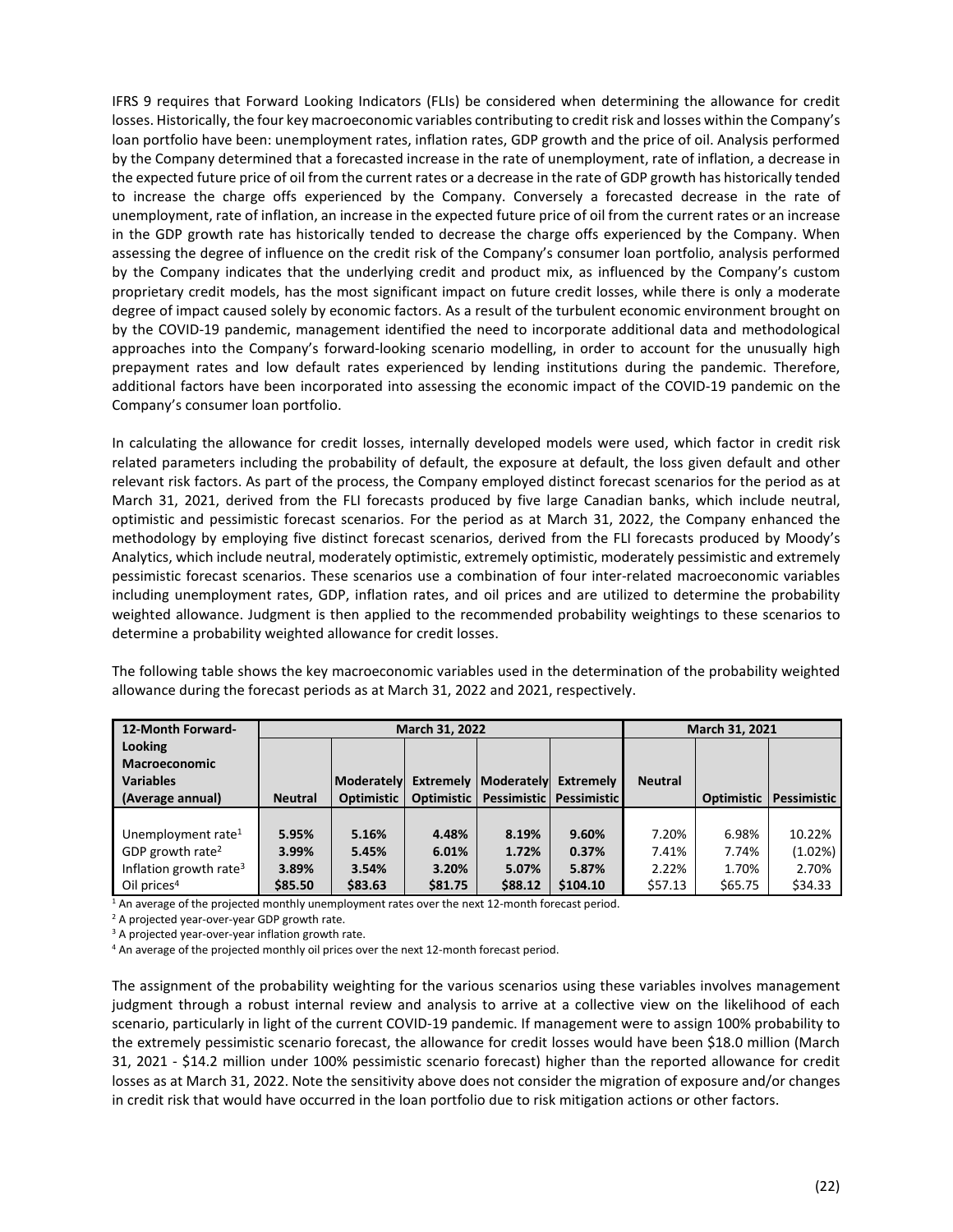IFRS 9 requires that Forward Looking Indicators (FLIs) be considered when determining the allowance for credit losses. Historically, the four key macroeconomic variables contributing to credit risk and losses within the Company's loan portfolio have been: unemployment rates, inflation rates, GDP growth and the price of oil. Analysis performed by the Company determined that a forecasted increase in the rate of unemployment, rate of inflation, a decrease in the expected future price of oil from the current rates or a decrease in the rate of GDP growth has historically tended to increase the charge offs experienced by the Company. Conversely a forecasted decrease in the rate of unemployment, rate of inflation, an increase in the expected future price of oil from the current rates or an increase in the GDP growth rate has historically tended to decrease the charge offs experienced by the Company. When assessing the degree of influence on the credit risk of the Company's consumer loan portfolio, analysis performed by the Company indicates that the underlying credit and product mix, as influenced by the Company's custom proprietary credit models, has the most significant impact on future credit losses, while there is only a moderate degree of impact caused solely by economic factors. As a result of the turbulent economic environment brought on by the COVID-19 pandemic, management identified the need to incorporate additional data and methodological approaches into the Company's forward-looking scenario modelling, in order to account for the unusually high prepayment rates and low default rates experienced by lending institutions during the pandemic. Therefore, additional factors have been incorporated into assessing the economic impact of the COVID-19 pandemic on the Company's consumer loan portfolio.

In calculating the allowance for credit losses, internally developed models were used, which factor in credit risk related parameters including the probability of default, the exposure at default, the loss given default and other relevant risk factors. As part of the process, the Company employed distinct forecast scenarios for the period as at March 31, 2021, derived from the FLI forecasts produced by five large Canadian banks, which include neutral, optimistic and pessimistic forecast scenarios. For the period as at March 31, 2022, the Company enhanced the methodology by employing five distinct forecast scenarios, derived from the FLI forecasts produced by Moody's Analytics, which include neutral, moderately optimistic, extremely optimistic, moderately pessimistic and extremely pessimistic forecast scenarios. These scenarios use a combination of four inter-related macroeconomic variables including unemployment rates, GDP, inflation rates, and oil prices and are utilized to determine the probability weighted allowance. Judgment is then applied to the recommended probability weightings to these scenarios to determine a probability weighted allowance for credit losses.

The following table shows the key macroeconomic variables used in the determination of the probability weighted allowance during the forecast periods as at March 31, 2022 and 2021, respectively.

| 12-Month Forward-Looking Macroeconomic Variables (Average annual) | March 31, 2022 | | | | | March 31, 2021 | | |
|---|---|---|---|---|---|---|---|---|
| | **Neutral** | **Moderately Optimistic** | **Extremely Optimistic** | **Moderately Pessimistic** | **Extremely Pessimistic** | **Neutral** | **Optimistic** | **Pessimistic** |
| Unemployment rate[1] | **5.95%** | **5.16%** | **4.48%** | **8.19%** | **9.60%** | 7.20% | 6.98% | 10.22% |
| GDP growth rate[2] | **3.99%** | **5.45%** | **6.01%** | **1.72%** | **0.37%** | 7.41% | 7.74% | (1.02%) |
| Inflation growth rate[3] | **3.89%** | **3.54%** | **3.20%** | **5.07%** | **5.87%** | 2.22% | 1.70% | 2.70% |
| Oil prices[4] | **$85.50** | **$83.63** | **$81.75** | **$88.12** | **$104.10** | $57.13 | $65.75 | $34.33 |

[1] An average of the projected monthly unemployment rates over the next 12-month forecast period.
[2] A projected year-over-year GDP growth rate.
[3] A projected year-over-year inflation growth rate.
[4] An average of the projected monthly oil prices over the next 12-month forecast period.

The assignment of the probability weighting for the various scenarios using these variables involves management judgment through a robust internal review and analysis to arrive at a collective view on the likelihood of each scenario, particularly in light of the current COVID-19 pandemic. If management were to assign 100% probability to the extremely pessimistic scenario forecast, the allowance for credit losses would have been $18.0 million (March 31, 2021 - $14.2 million under 100% pessimistic scenario forecast) higher than the reported allowance for credit losses as at March 31, 2022. Note the sensitivity above does not consider the migration of exposure and/or changes in credit risk that would have occurred in the loan portfolio due to risk mitigation actions or other factors.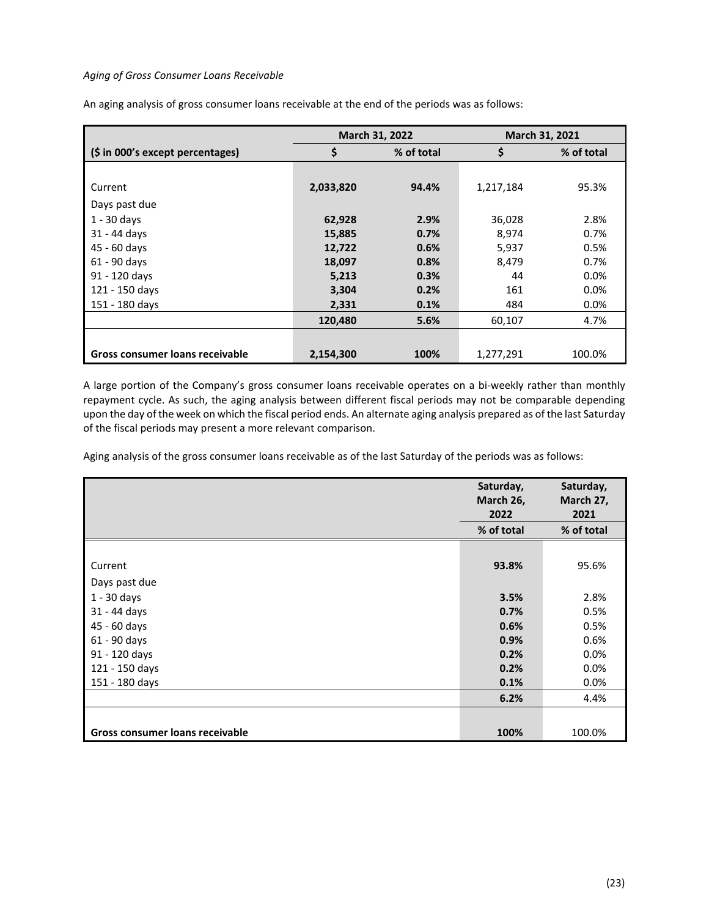*Aging of Gross Consumer Loans Receivable*

An aging analysis of gross consumer loans receivable at the end of the periods was as follows:

| | March 31, 2022 | | March 31, 2021 | |
|---|---|---|---|---|
| ($ in 000's except percentages) | $ | % of total | $ | % of total |
| Current | **2,033,820** | **94.4%** | 1,217,184 | 95.3% |
| Days past due | | | | |
| 1 - 30 days | **62,928** | **2.9%** | 36,028 | 2.8% |
| 31 - 44 days | **15,885** | **0.7%** | 8,974 | 0.7% |
| 45 - 60 days | **12,722** | **0.6%** | 5,937 | 0.5% |
| 61 - 90 days | **18,097** | **0.8%** | 8,479 | 0.7% |
| 91 - 120 days | **5,213** | **0.3%** | 44 | 0.0% |
| 121 - 150 days | **3,304** | **0.2%** | 161 | 0.0% |
| 151 - 180 days | **2,331** | **0.1%** | 484 | 0.0% |
| | **120,480** | **5.6%** | 60,107 | 4.7% |
| **Gross consumer loans receivable** | **2,154,300** | **100%** | 1,277,291 | 100.0% |

A large portion of the Company's gross consumer loans receivable operates on a bi-weekly rather than monthly repayment cycle. As such, the aging analysis between different fiscal periods may not be comparable depending upon the day of the week on which the fiscal period ends. An alternate aging analysis prepared as of the last Saturday of the fiscal periods may present a more relevant comparison.

Aging analysis of the gross consumer loans receivable as of the last Saturday of the periods was as follows:

| | Saturday, March 26, 2022 | Saturday, March 27, 2021 |
|---|---|---|
| | % of total | % of total |
| Current | **93.8%** | 95.6% |
| Days past due | | |
| 1 - 30 days | **3.5%** | 2.8% |
| 31 - 44 days | **0.7%** | 0.5% |
| 45 - 60 days | **0.6%** | 0.5% |
| 61 - 90 days | **0.9%** | 0.6% |
| 91 - 120 days | **0.2%** | 0.0% |
| 121 - 150 days | **0.2%** | 0.0% |
| 151 - 180 days | **0.1%** | 0.0% |
| | **6.2%** | 4.4% |
| **Gross consumer loans receivable** | **100%** | 100.0% |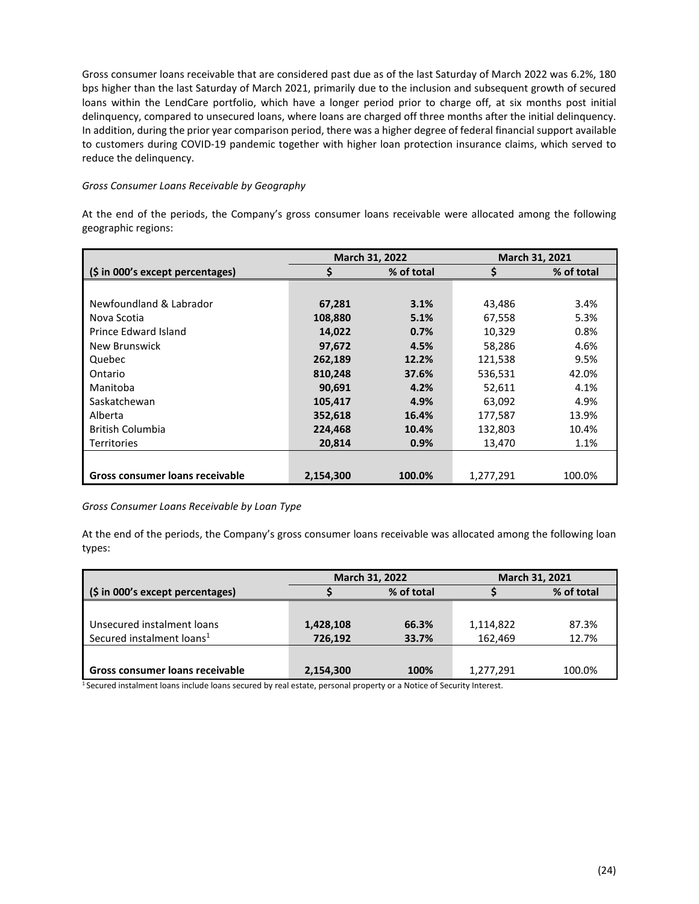Gross consumer loans receivable that are considered past due as of the last Saturday of March 2022 was 6.2%, 180 bps higher than the last Saturday of March 2021, primarily due to the inclusion and subsequent growth of secured loans within the LendCare portfolio, which have a longer period prior to charge off, at six months post initial delinquency, compared to unsecured loans, where loans are charged off three months after the initial delinquency. In addition, during the prior year comparison period, there was a higher degree of federal financial support available to customers during COVID-19 pandemic together with higher loan protection insurance claims, which served to reduce the delinquency.

*Gross Consumer Loans Receivable by Geography*

At the end of the periods, the Company's gross consumer loans receivable were allocated among the following geographic regions:

| | March 31, 2022 | | March 31, 2021 | |
|---|---|---|---|---|
| **($ in 000's except percentages)** | **$** | **% of total** | **$** | **% of total** |
| Newfoundland & Labrador | **67,281** | **3.1%** | 43,486 | 3.4% |
| Nova Scotia | **108,880** | **5.1%** | 67,558 | 5.3% |
| Prince Edward Island | **14,022** | **0.7%** | 10,329 | 0.8% |
| New Brunswick | **97,672** | **4.5%** | 58,286 | 4.6% |
| Quebec | **262,189** | **12.2%** | 121,538 | 9.5% |
| Ontario | **810,248** | **37.6%** | 536,531 | 42.0% |
| Manitoba | **90,691** | **4.2%** | 52,611 | 4.1% |
| Saskatchewan | **105,417** | **4.9%** | 63,092 | 4.9% |
| Alberta | **352,618** | **16.4%** | 177,587 | 13.9% |
| British Columbia | **224,468** | **10.4%** | 132,803 | 10.4% |
| Territories | **20,814** | **0.9%** | 13,470 | 1.1% |
| **Gross consumer loans receivable** | **2,154,300** | **100.0%** | 1,277,291 | 100.0% |

*Gross Consumer Loans Receivable by Loan Type*

At the end of the periods, the Company's gross consumer loans receivable was allocated among the following loan types:

| | March 31, 2022 | | March 31, 2021 | |
|---|---|---|---|---|
| **($ in 000's except percentages)** | **$** | **% of total** | **$** | **% of total** |
| Unsecured instalment loans | **1,428,108** | **66.3%** | 1,114,822 | 87.3% |
| Secured instalment loans[1] | **726,192** | **33.7%** | 162,469 | 12.7% |
| **Gross consumer loans receivable** | **2,154,300** | **100%** | 1,277,291 | 100.0% |

[1] Secured instalment loans include loans secured by real estate, personal property or a Notice of Security Interest.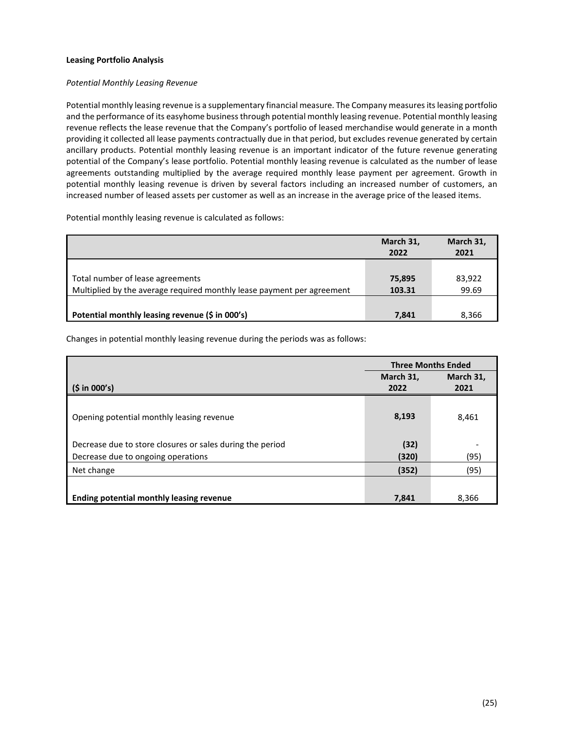**Leasing Portfolio Analysis**

*Potential Monthly Leasing Revenue*

Potential monthly leasing revenue is a supplementary financial measure. The Company measures its leasing portfolio and the performance of its easyhome business through potential monthly leasing revenue. Potential monthly leasing revenue reflects the lease revenue that the Company's portfolio of leased merchandise would generate in a month providing it collected all lease payments contractually due in that period, but excludes revenue generated by certain ancillary products. Potential monthly leasing revenue is an important indicator of the future revenue generating potential of the Company's lease portfolio. Potential monthly leasing revenue is calculated as the number of lease agreements outstanding multiplied by the average required monthly lease payment per agreement. Growth in potential monthly leasing revenue is driven by several factors including an increased number of customers, an increased number of leased assets per customer as well as an increase in the average price of the leased items.

Potential monthly leasing revenue is calculated as follows:

| | March 31, 2022 | March 31, 2021 |
|---|---|---|
| Total number of lease agreements | **75,895** | 83,922 |
| Multiplied by the average required monthly lease payment per agreement | **103.31** | 99.69 |
| **Potential monthly leasing revenue ($ in 000's)** | **7,841** | 8,366 |

Changes in potential monthly leasing revenue during the periods was as follows:

| | Three Months Ended | |
|---|---|---|
| **($ in 000's)** | **March 31, 2022** | **March 31, 2021** |
| Opening potential monthly leasing revenue | **8,193** | 8,461 |
| Decrease due to store closures or sales during the period | **(32)** | - |
| Decrease due to ongoing operations | **(320)** | (95) |
| Net change | **(352)** | (95) |
| **Ending potential monthly leasing revenue** | **7,841** | 8,366 |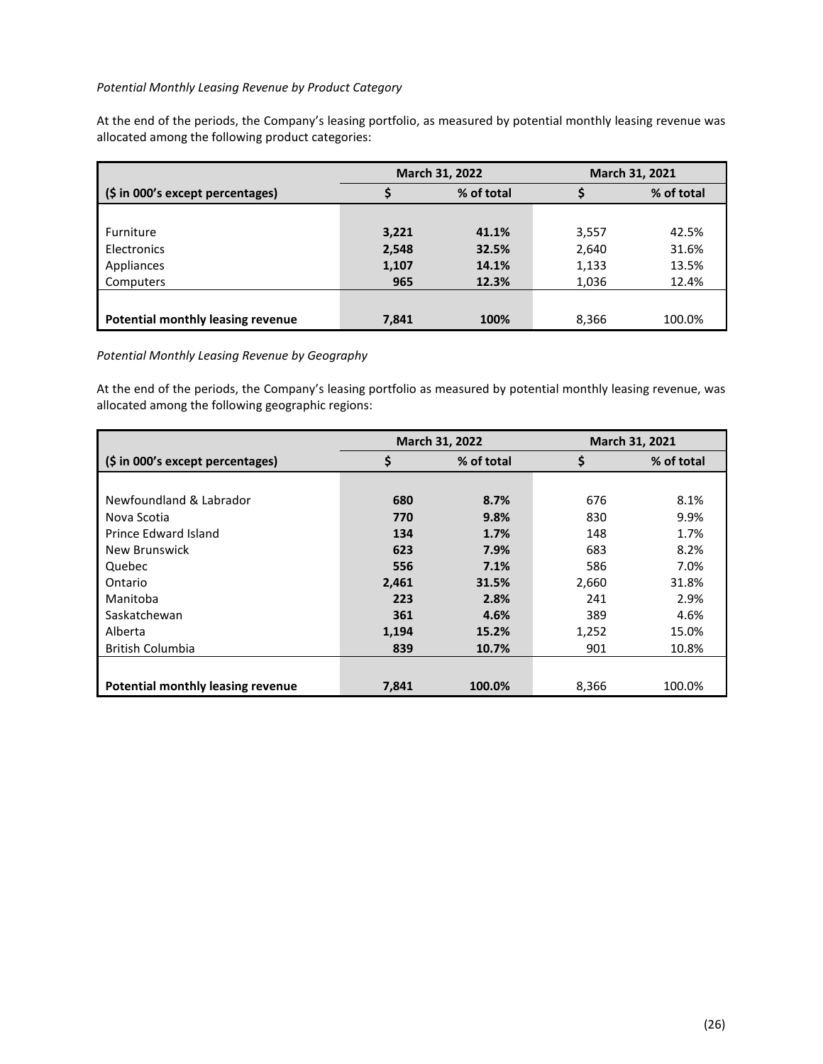*Potential Monthly Leasing Revenue by Product Category*

At the end of the periods, the Company's leasing portfolio, as measured by potential monthly leasing revenue was allocated among the following product categories:

| | March 31, 2022 | | March 31, 2021 | |
|---|---|---|---|---|
| **($ in 000's except percentages)** | **$** | **% of total** | **$** | **% of total** |
| Furniture | **3,221** | **41.1%** | 3,557 | 42.5% |
| Electronics | **2,548** | **32.5%** | 2,640 | 31.6% |
| Appliances | **1,107** | **14.1%** | 1,133 | 13.5% |
| Computers | **965** | **12.3%** | 1,036 | 12.4% |
| **Potential monthly leasing revenue** | **7,841** | **100%** | 8,366 | 100.0% |

*Potential Monthly Leasing Revenue by Geography*

At the end of the periods, the Company's leasing portfolio as measured by potential monthly leasing revenue, was allocated among the following geographic regions:

| | March 31, 2022 | | March 31, 2021 | |
|---|---|---|---|---|
| **($ in 000's except percentages)** | **$** | **% of total** | **$** | **% of total** |
| Newfoundland & Labrador | **680** | **8.7%** | 676 | 8.1% |
| Nova Scotia | **770** | **9.8%** | 830 | 9.9% |
| Prince Edward Island | **134** | **1.7%** | 148 | 1.7% |
| New Brunswick | **623** | **7.9%** | 683 | 8.2% |
| Quebec | **556** | **7.1%** | 586 | 7.0% |
| Ontario | **2,461** | **31.5%** | 2,660 | 31.8% |
| Manitoba | **223** | **2.8%** | 241 | 2.9% |
| Saskatchewan | **361** | **4.6%** | 389 | 4.6% |
| Alberta | **1,194** | **15.2%** | 1,252 | 15.0% |
| British Columbia | **839** | **10.7%** | 901 | 10.8% |
| **Potential monthly leasing revenue** | **7,841** | **100.0%** | 8,366 | 100.0% |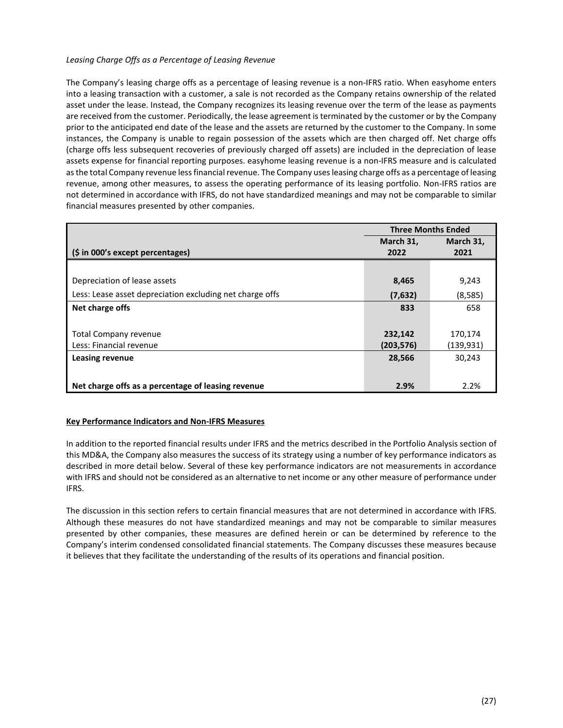*Leasing Charge Offs as a Percentage of Leasing Revenue*

The Company's leasing charge offs as a percentage of leasing revenue is a non-IFRS ratio. When easyhome enters into a leasing transaction with a customer, a sale is not recorded as the Company retains ownership of the related asset under the lease. Instead, the Company recognizes its leasing revenue over the term of the lease as payments are received from the customer. Periodically, the lease agreement is terminated by the customer or by the Company prior to the anticipated end date of the lease and the assets are returned by the customer to the Company. In some instances, the Company is unable to regain possession of the assets which are then charged off. Net charge offs (charge offs less subsequent recoveries of previously charged off assets) are included in the depreciation of lease assets expense for financial reporting purposes. easyhome leasing revenue is a non-IFRS measure and is calculated as the total Company revenue less financial revenue. The Company uses leasing charge offs as a percentage of leasing revenue, among other measures, to assess the operating performance of its leasing portfolio. Non-IFRS ratios are not determined in accordance with IFRS, do not have standardized meanings and may not be comparable to similar financial measures presented by other companies.

| | Three Months Ended | |
|---|---|---|
| **($ in 000's except percentages)** | **March 31, 2022** | **March 31, 2021** |
| Depreciation of lease assets | **8,465** | 9,243 |
| Less: Lease asset depreciation excluding net charge offs | **(7,632)** | (8,585) |
| **Net charge offs** | **833** | 658 |
| Total Company revenue | **232,142** | 170,174 |
| Less: Financial revenue | **(203,576)** | (139,931) |
| **Leasing revenue** | **28,566** | 30,243 |
| **Net charge offs as a percentage of leasing revenue** | **2.9%** | 2.2% |

**Key Performance Indicators and Non-IFRS Measures**

In addition to the reported financial results under IFRS and the metrics described in the Portfolio Analysis section of this MD&A, the Company also measures the success of its strategy using a number of key performance indicators as described in more detail below. Several of these key performance indicators are not measurements in accordance with IFRS and should not be considered as an alternative to net income or any other measure of performance under IFRS.

The discussion in this section refers to certain financial measures that are not determined in accordance with IFRS. Although these measures do not have standardized meanings and may not be comparable to similar measures presented by other companies, these measures are defined herein or can be determined by reference to the Company's interim condensed consolidated financial statements. The Company discusses these measures because it believes that they facilitate the understanding of the results of its operations and financial position.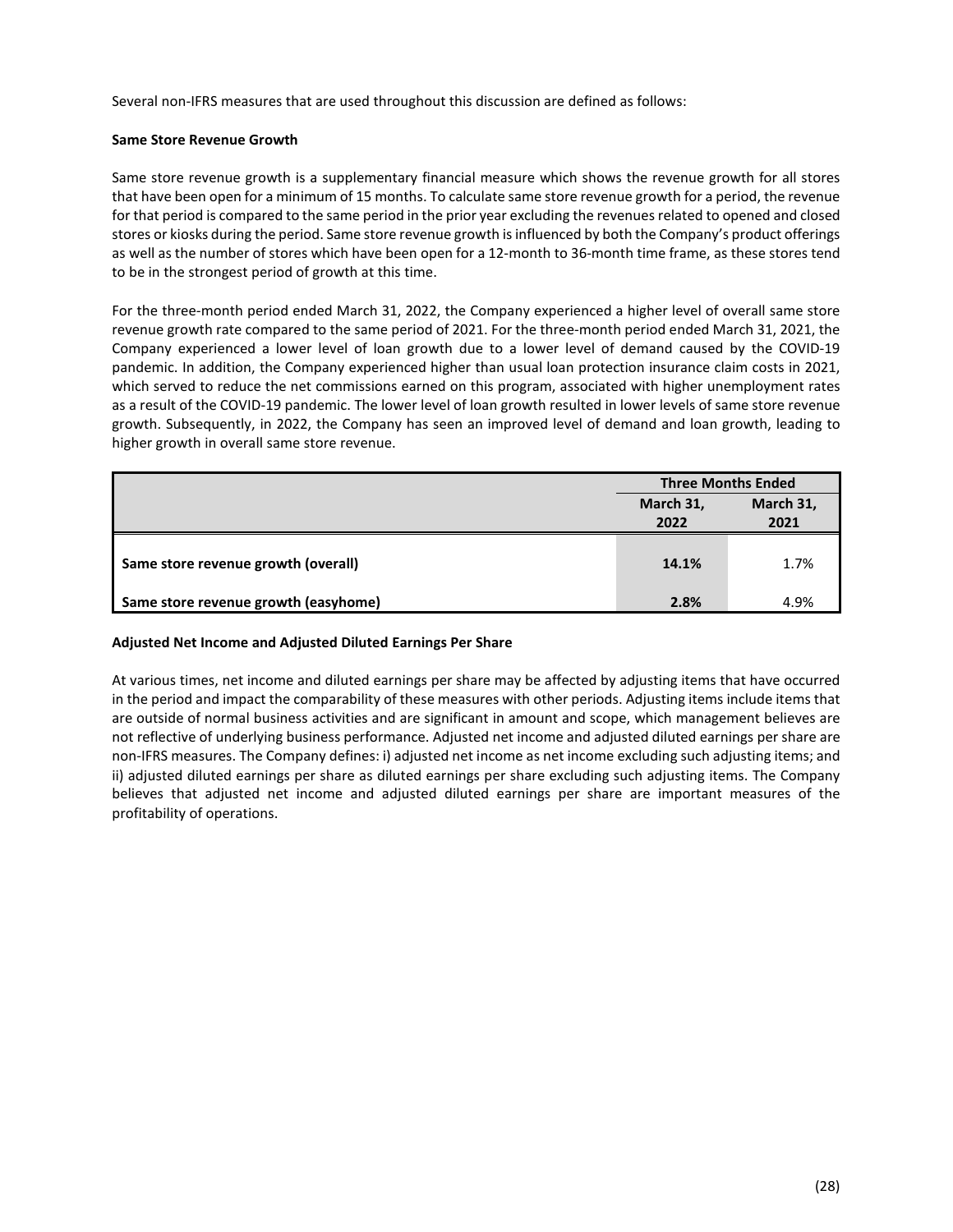Several non-IFRS measures that are used throughout this discussion are defined as follows:

**Same Store Revenue Growth**

Same store revenue growth is a supplementary financial measure which shows the revenue growth for all stores that have been open for a minimum of 15 months. To calculate same store revenue growth for a period, the revenue for that period is compared to the same period in the prior year excluding the revenues related to opened and closed stores or kiosks during the period. Same store revenue growth is influenced by both the Company's product offerings as well as the number of stores which have been open for a 12-month to 36-month time frame, as these stores tend to be in the strongest period of growth at this time.

For the three-month period ended March 31, 2022, the Company experienced a higher level of overall same store revenue growth rate compared to the same period of 2021. For the three-month period ended March 31, 2021, the Company experienced a lower level of loan growth due to a lower level of demand caused by the COVID-19 pandemic. In addition, the Company experienced higher than usual loan protection insurance claim costs in 2021, which served to reduce the net commissions earned on this program, associated with higher unemployment rates as a result of the COVID-19 pandemic. The lower level of loan growth resulted in lower levels of same store revenue growth. Subsequently, in 2022, the Company has seen an improved level of demand and loan growth, leading to higher growth in overall same store revenue.

| | Three Months Ended | |
|---|---|---|
| | **March 31, 2022** | **March 31, 2021** |
| **Same store revenue growth (overall)** | **14.1%** | 1.7% |
| **Same store revenue growth (easyhome)** | **2.8%** | 4.9% |

**Adjusted Net Income and Adjusted Diluted Earnings Per Share**

At various times, net income and diluted earnings per share may be affected by adjusting items that have occurred in the period and impact the comparability of these measures with other periods. Adjusting items include items that are outside of normal business activities and are significant in amount and scope, which management believes are not reflective of underlying business performance. Adjusted net income and adjusted diluted earnings per share are non-IFRS measures. The Company defines: i) adjusted net income as net income excluding such adjusting items; and ii) adjusted diluted earnings per share as diluted earnings per share excluding such adjusting items. The Company believes that adjusted net income and adjusted diluted earnings per share are important measures of the profitability of operations.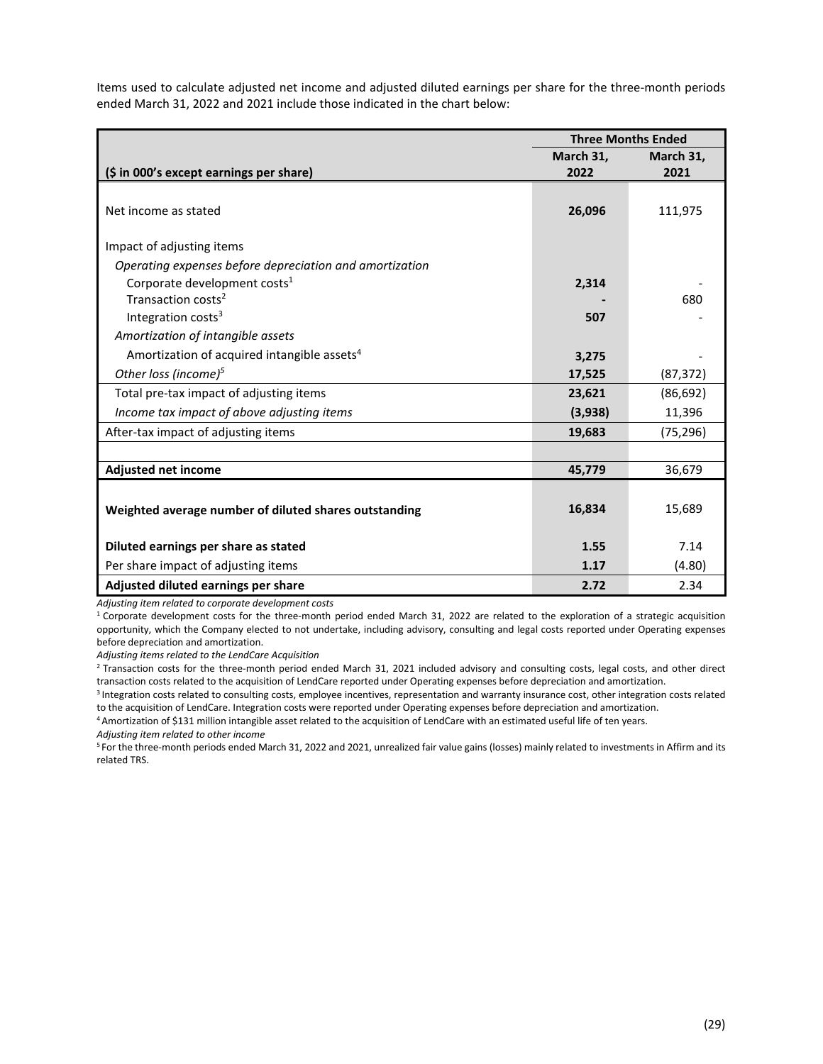Items used to calculate adjusted net income and adjusted diluted earnings per share for the three-month periods ended March 31, 2022 and 2021 include those indicated in the chart below:

| | Three Months Ended | |
|---|---|---|
| **($ in 000's except earnings per share)** | **March 31, 2022** | **March 31, 2021** |
| Net income as stated | **26,096** | 111,975 |
| Impact of adjusting items | | |
| *Operating expenses before depreciation and amortization* | | |
| Corporate development costs[1] | **2,314** | - |
| Transaction costs[2] | **-** | 680 |
| Integration costs[3] | **507** | - |
| *Amortization of intangible assets* | | |
| Amortization of acquired intangible assets[4] | **3,275** | - |
| *Other loss (income)[5]* | **17,525** | (87,372) |
| Total pre-tax impact of adjusting items | **23,621** | (86,692) |
| *Income tax impact of above adjusting items* | **(3,938)** | 11,396 |
| After-tax impact of adjusting items | **19,683** | (75,296) |
| | | |
| **Adjusted net income** | **45,779** | 36,679 |
| **Weighted average number of diluted shares outstanding** | **16,834** | 15,689 |
| **Diluted earnings per share as stated** | **1.55** | 7.14 |
| Per share impact of adjusting items | **1.17** | (4.80) |
| **Adjusted diluted earnings per share** | **2.72** | 2.34 |

*Adjusting item related to corporate development costs*

[1] Corporate development costs for the three-month period ended March 31, 2022 are related to the exploration of a strategic acquisition opportunity, which the Company elected to not undertake, including advisory, consulting and legal costs reported under Operating expenses before depreciation and amortization.

*Adjusting items related to the LendCare Acquisition*

[2] Transaction costs for the three-month period ended March 31, 2021 included advisory and consulting costs, legal costs, and other direct transaction costs related to the acquisition of LendCare reported under Operating expenses before depreciation and amortization.

[3] Integration costs related to consulting costs, employee incentives, representation and warranty insurance cost, other integration costs related to the acquisition of LendCare. Integration costs were reported under Operating expenses before depreciation and amortization.

[4] Amortization of $131 million intangible asset related to the acquisition of LendCare with an estimated useful life of ten years.

*Adjusting item related to other income*

[5] For the three-month periods ended March 31, 2022 and 2021, unrealized fair value gains (losses) mainly related to investments in Affirm and its related TRS.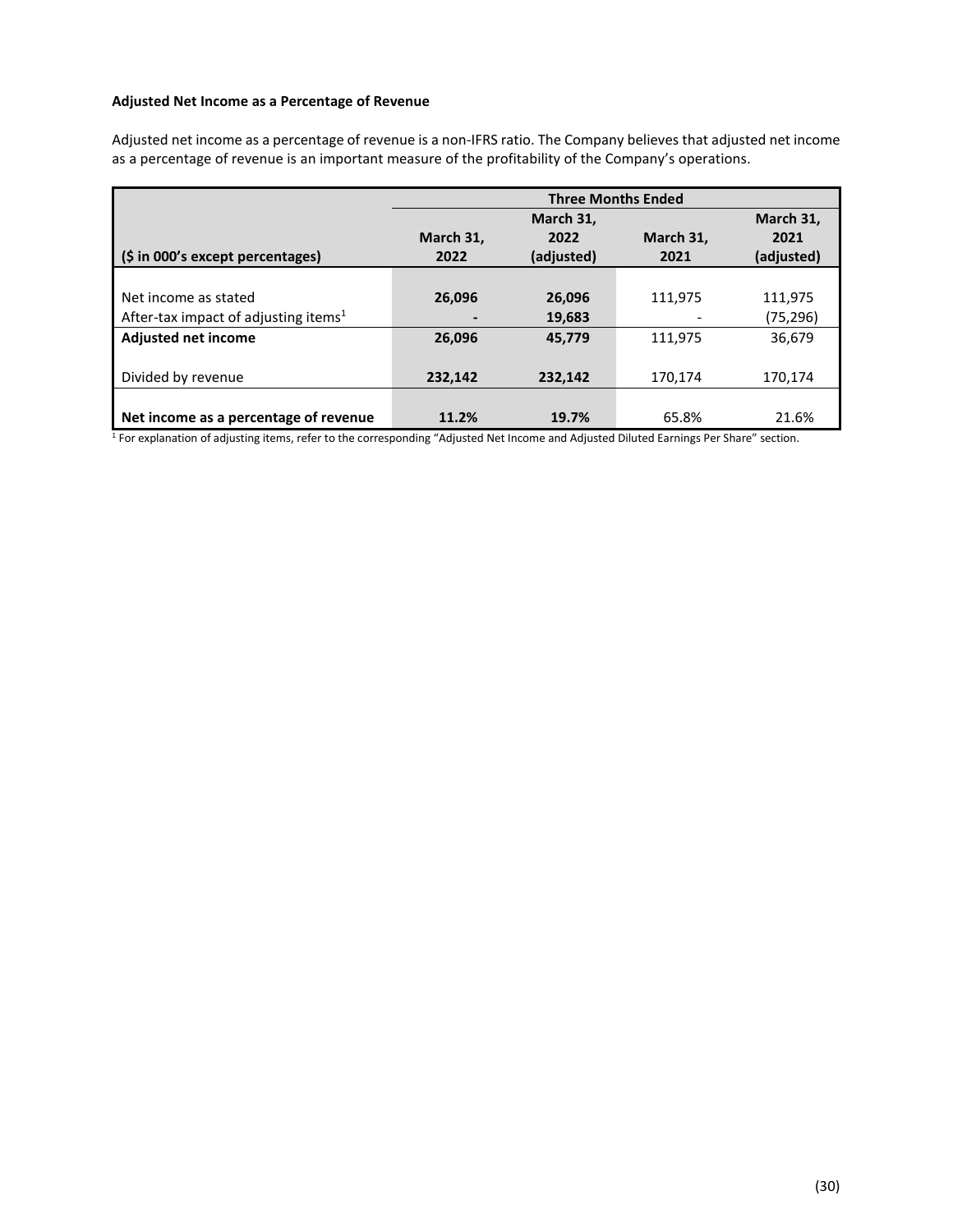**Adjusted Net Income as a Percentage of Revenue**

Adjusted net income as a percentage of revenue is a non-IFRS ratio. The Company believes that adjusted net income as a percentage of revenue is an important measure of the profitability of the Company's operations.

| | Three Months Ended | | | |
|---|---|---|---|---|
| ($ in 000's except percentages) | March 31, 2022 | March 31, 2022 (adjusted) | March 31, 2021 | March 31, 2021 (adjusted) |
| Net income as stated | 26,096 | 26,096 | 111,975 | 111,975 |
| After-tax impact of adjusting items[1] | - | 19,683 | - | (75,296) |
| **Adjusted net income** | 26,096 | 45,779 | 111,975 | 36,679 |
| Divided by revenue | 232,142 | 232,142 | 170,174 | 170,174 |
| **Net income as a percentage of revenue** | 11.2% | 19.7% | 65.8% | 21.6% |

[1] For explanation of adjusting items, refer to the corresponding "Adjusted Net Income and Adjusted Diluted Earnings Per Share" section.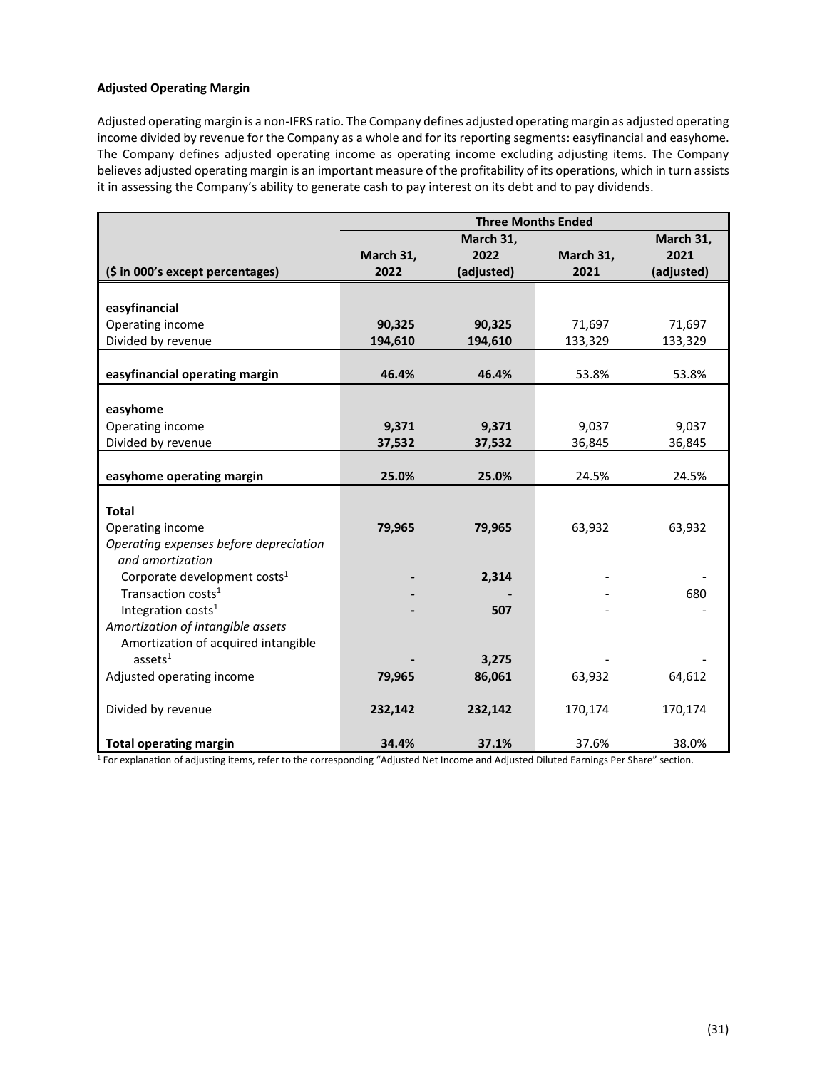**Adjusted Operating Margin**

Adjusted operating margin is a non-IFRS ratio. The Company defines adjusted operating margin as adjusted operating income divided by revenue for the Company as a whole and for its reporting segments: easyfinancial and easyhome. The Company defines adjusted operating income as operating income excluding adjusting items. The Company believes adjusted operating margin is an important measure of the profitability of its operations, which in turn assists it in assessing the Company's ability to generate cash to pay interest on its debt and to pay dividends.

| ($ in 000's except percentages) | Three Months Ended | | | |
|---|---|---|---|---|
| | **March 31, 2022** | **March 31, 2022 (adjusted)** | **March 31, 2021** | **March 31, 2021 (adjusted)** |
| **easyfinancial** | | | | |
| Operating income | **90,325** | **90,325** | 71,697 | 71,697 |
| Divided by revenue | **194,610** | **194,610** | 133,329 | 133,329 |
| **easyfinancial operating margin** | **46.4%** | **46.4%** | 53.8% | 53.8% |
| **easyhome** | | | | |
| Operating income | **9,371** | **9,371** | 9,037 | 9,037 |
| Divided by revenue | **37,532** | **37,532** | 36,845 | 36,845 |
| **easyhome operating margin** | **25.0%** | **25.0%** | 24.5% | 24.5% |
| **Total** | | | | |
| Operating income | **79,965** | **79,965** | 63,932 | 63,932 |
| *Operating expenses before depreciation and amortization* | | | | |
| Corporate development costs[1] | **-** | **2,314** | - | - |
| Transaction costs[1] | **-** | **-** | - | 680 |
| Integration costs[1] | **-** | **507** | - | - |
| *Amortization of intangible assets* | | | | |
| Amortization of acquired intangible assets[1] | **-** | **3,275** | - | - |
| Adjusted operating income | **79,965** | **86,061** | 63,932 | 64,612 |
| Divided by revenue | **232,142** | **232,142** | 170,174 | 170,174 |
| **Total operating margin** | **34.4%** | **37.1%** | 37.6% | 38.0% |

[1] For explanation of adjusting items, refer to the corresponding "Adjusted Net Income and Adjusted Diluted Earnings Per Share" section.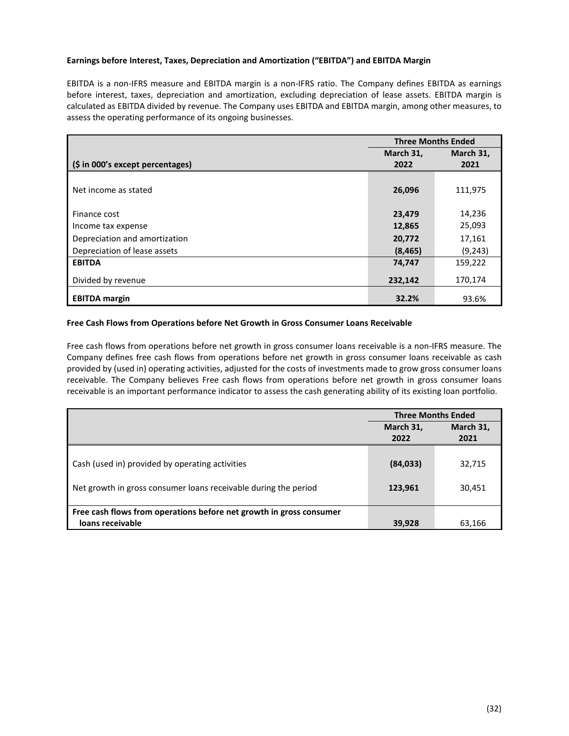**Earnings before Interest, Taxes, Depreciation and Amortization ("EBITDA") and EBITDA Margin**

EBITDA is a non-IFRS measure and EBITDA margin is a non-IFRS ratio. The Company defines EBITDA as earnings before interest, taxes, depreciation and amortization, excluding depreciation of lease assets. EBITDA margin is calculated as EBITDA divided by revenue. The Company uses EBITDA and EBITDA margin, among other measures, to assess the operating performance of its ongoing businesses.

| | Three Months Ended | |
|---|---|---|
| **($ in 000's except percentages)** | **March 31, 2022** | **March 31, 2021** |
| Net income as stated | **26,096** | 111,975 |
| Finance cost | **23,479** | 14,236 |
| Income tax expense | **12,865** | 25,093 |
| Depreciation and amortization | **20,772** | 17,161 |
| Depreciation of lease assets | **(8,465)** | (9,243) |
| **EBITDA** | **74,747** | 159,222 |
| Divided by revenue | **232,142** | 170,174 |
| **EBITDA margin** | **32.2%** | 93.6% |

**Free Cash Flows from Operations before Net Growth in Gross Consumer Loans Receivable**

Free cash flows from operations before net growth in gross consumer loans receivable is a non-IFRS measure. The Company defines free cash flows from operations before net growth in gross consumer loans receivable as cash provided by (used in) operating activities, adjusted for the costs of investments made to grow gross consumer loans receivable. The Company believes Free cash flows from operations before net growth in gross consumer loans receivable is an important performance indicator to assess the cash generating ability of its existing loan portfolio.

| | Three Months Ended | |
|---|---|---|
| | **March 31, 2022** | **March 31, 2021** |
| Cash (used in) provided by operating activities | **(84,033)** | 32,715 |
| Net growth in gross consumer loans receivable during the period | **123,961** | 30,451 |
| **Free cash flows from operations before net growth in gross consumer loans receivable** | **39,928** | 63,166 |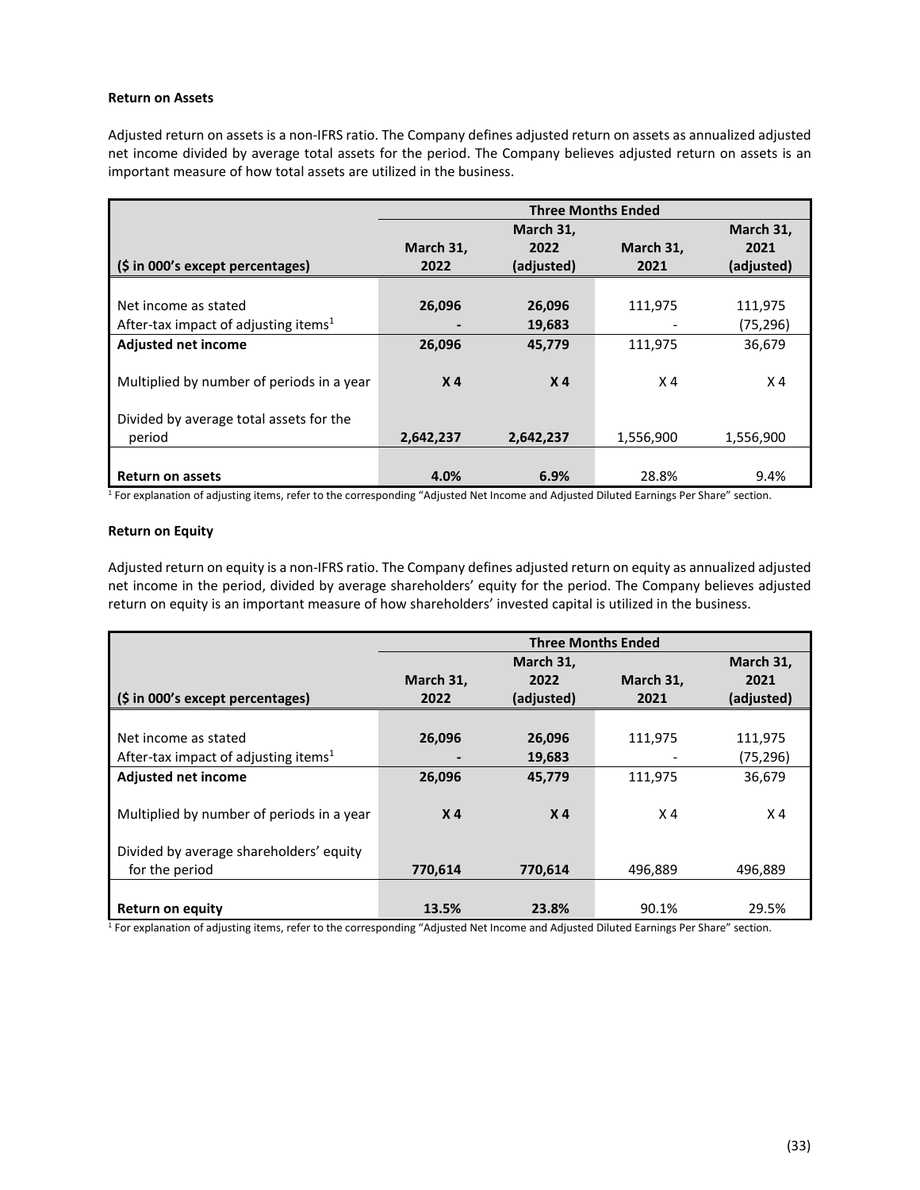**Return on Assets**

Adjusted return on assets is a non-IFRS ratio. The Company defines adjusted return on assets as annualized adjusted net income divided by average total assets for the period. The Company believes adjusted return on assets is an important measure of how total assets are utilized in the business.

| ($ in 000's except percentages) | Three Months Ended | | | |
|---|---|---|---|---|
| | March 31, 2022 | March 31, 2022 (adjusted) | March 31, 2021 | March 31, 2021 (adjusted) |
| Net income as stated | **26,096** | **26,096** | 111,975 | 111,975 |
| After-tax impact of adjusting items[1] | **-** | **19,683** | - | (75,296) |
| **Adjusted net income** | **26,096** | **45,779** | 111,975 | 36,679 |
| Multiplied by number of periods in a year | **X 4** | **X 4** | X 4 | X 4 |
| Divided by average total assets for the period | **2,642,237** | **2,642,237** | 1,556,900 | 1,556,900 |
| **Return on assets** | **4.0%** | **6.9%** | 28.8% | 9.4% |

[1] For explanation of adjusting items, refer to the corresponding "Adjusted Net Income and Adjusted Diluted Earnings Per Share" section.

**Return on Equity**

Adjusted return on equity is a non-IFRS ratio. The Company defines adjusted return on equity as annualized adjusted net income in the period, divided by average shareholders' equity for the period. The Company believes adjusted return on equity is an important measure of how shareholders' invested capital is utilized in the business.

| ($ in 000's except percentages) | Three Months Ended | | | |
|---|---|---|---|---|
| | March 31, 2022 | March 31, 2022 (adjusted) | March 31, 2021 | March 31, 2021 (adjusted) |
| Net income as stated | **26,096** | **26,096** | 111,975 | 111,975 |
| After-tax impact of adjusting items[1] | **-** | **19,683** | - | (75,296) |
| **Adjusted net income** | **26,096** | **45,779** | 111,975 | 36,679 |
| Multiplied by number of periods in a year | **X 4** | **X 4** | X 4 | X 4 |
| Divided by average shareholders' equity for the period | **770,614** | **770,614** | 496,889 | 496,889 |
| **Return on equity** | **13.5%** | **23.8%** | 90.1% | 29.5% |

[1] For explanation of adjusting items, refer to the corresponding "Adjusted Net Income and Adjusted Diluted Earnings Per Share" section.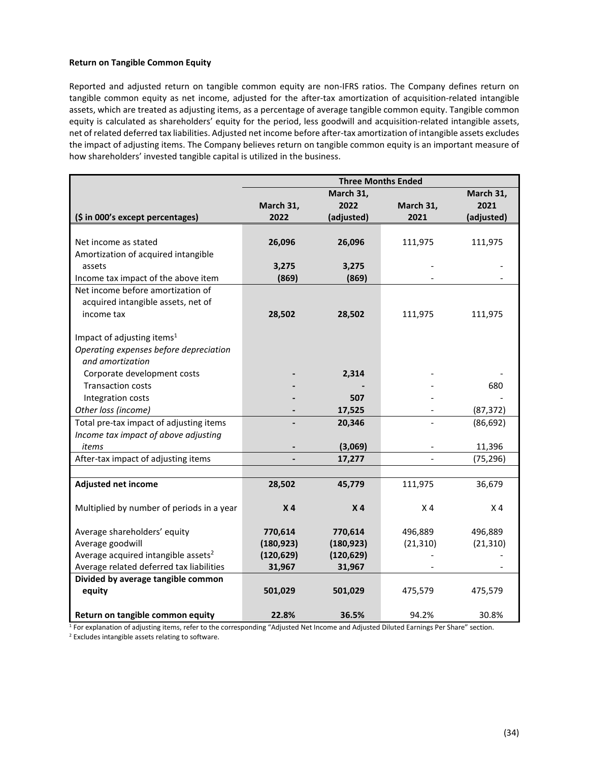**Return on Tangible Common Equity**

Reported and adjusted return on tangible common equity are non-IFRS ratios. The Company defines return on tangible common equity as net income, adjusted for the after-tax amortization of acquisition-related intangible assets, which are treated as adjusting items, as a percentage of average tangible common equity. Tangible common equity is calculated as shareholders' equity for the period, less goodwill and acquisition-related intangible assets, net of related deferred tax liabilities. Adjusted net income before after-tax amortization of intangible assets excludes the impact of adjusting items. The Company believes return on tangible common equity is an important measure of how shareholders' invested tangible capital is utilized in the business.

| ($ in 000's except percentages) | Three Months Ended | | | |
|---|---|---|---|---|
| | **March 31, 2022** | **March 31, 2022 (adjusted)** | **March 31, 2021** | **March 31, 2021 (adjusted)** |
| Net income as stated | **26,096** | **26,096** | 111,975 | 111,975 |
| Amortization of acquired intangible assets | **3,275** | **3,275** | - | - |
| Income tax impact of the above item | **(869)** | **(869)** | - | - |
| Net income before amortization of acquired intangible assets, net of income tax | **28,502** | **28,502** | 111,975 | 111,975 |
| Impact of adjusting items[1] | | | | |
| *Operating expenses before depreciation and amortization* | | | | |
| Corporate development costs | **-** | **2,314** | - | - |
| Transaction costs | **-** | **-** | - | 680 |
| Integration costs | **-** | **507** | - | - |
| *Other loss (income)* | **-** | **17,525** | - | (87,372) |
| Total pre-tax impact of adjusting items | **-** | **20,346** | - | (86,692) |
| *Income tax impact of above adjusting items* | **-** | **(3,069)** | - | 11,396 |
| After-tax impact of adjusting items | **-** | **17,277** | - | (75,296) |
| **Adjusted net income** | **28,502** | **45,779** | 111,975 | 36,679 |
| Multiplied by number of periods in a year | **X 4** | **X 4** | X 4 | X 4 |
| Average shareholders' equity | **770,614** | **770,614** | 496,889 | 496,889 |
| Average goodwill | **(180,923)** | **(180,923)** | (21,310) | (21,310) |
| Average acquired intangible assets[2] | **(120,629)** | **(120,629)** | - | - |
| Average related deferred tax liabilities | **31,967** | **31,967** | - | - |
| **Divided by average tangible common equity** | **501,029** | **501,029** | 475,579 | 475,579 |
| **Return on tangible common equity** | **22.8%** | **36.5%** | 94.2% | 30.8% |

[1] For explanation of adjusting items, refer to the corresponding "Adjusted Net Income and Adjusted Diluted Earnings Per Share" section.

[2] Excludes intangible assets relating to software.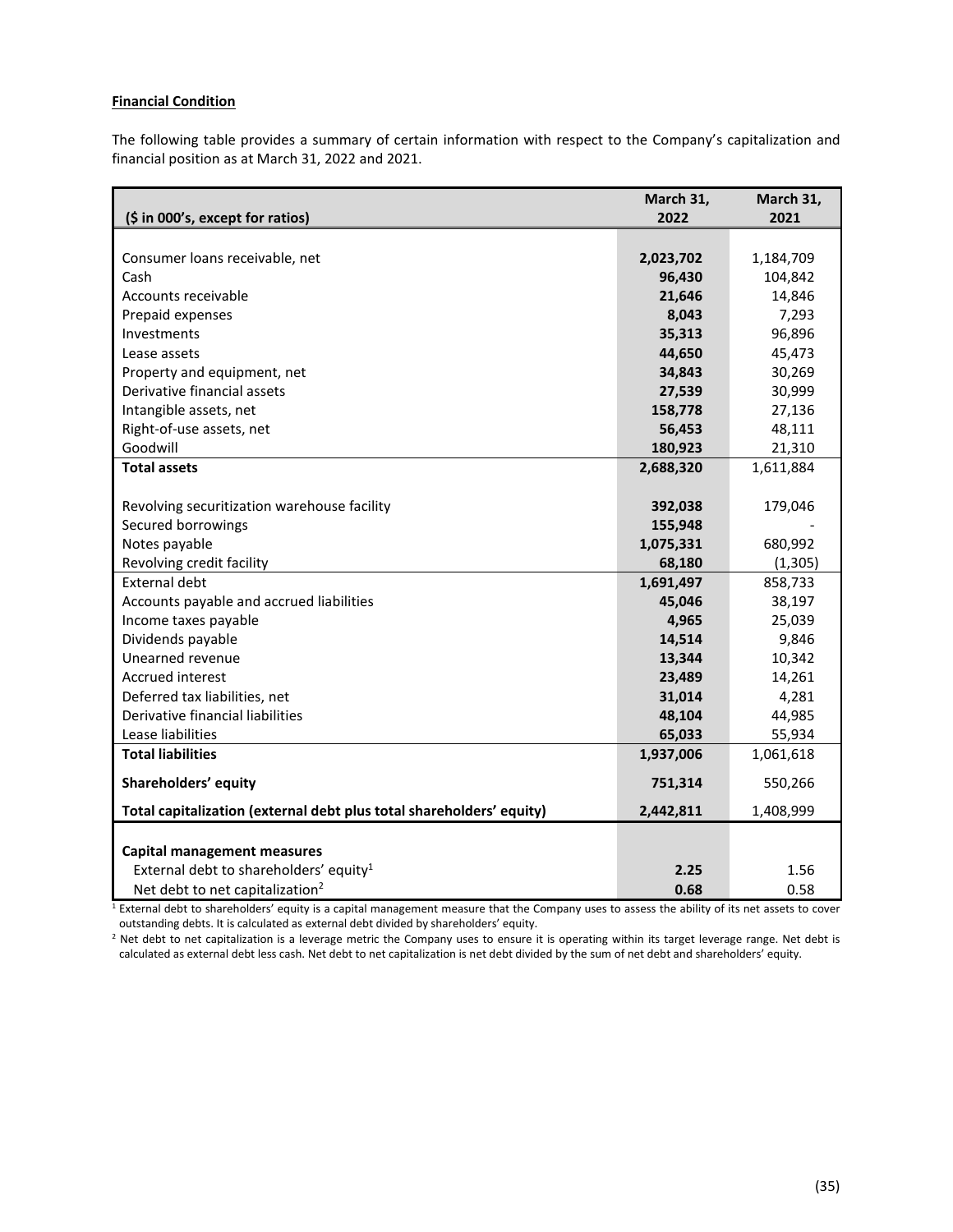**Financial Condition**

The following table provides a summary of certain information with respect to the Company's capitalization and financial position as at March 31, 2022 and 2021.

| ($ in 000's, except for ratios) | March 31, 2022 | March 31, 2021 |
|---|---|---|
| Consumer loans receivable, net | **2,023,702** | 1,184,709 |
| Cash | **96,430** | 104,842 |
| Accounts receivable | **21,646** | 14,846 |
| Prepaid expenses | **8,043** | 7,293 |
| Investments | **35,313** | 96,896 |
| Lease assets | **44,650** | 45,473 |
| Property and equipment, net | **34,843** | 30,269 |
| Derivative financial assets | **27,539** | 30,999 |
| Intangible assets, net | **158,778** | 27,136 |
| Right-of-use assets, net | **56,453** | 48,111 |
| Goodwill | **180,923** | 21,310 |
| **Total assets** | **2,688,320** | 1,611,884 |
| Revolving securitization warehouse facility | **392,038** | 179,046 |
| Secured borrowings | **155,948** | - |
| Notes payable | **1,075,331** | 680,992 |
| Revolving credit facility | **68,180** | (1,305) |
| External debt | **1,691,497** | 858,733 |
| Accounts payable and accrued liabilities | **45,046** | 38,197 |
| Income taxes payable | **4,965** | 25,039 |
| Dividends payable | **14,514** | 9,846 |
| Unearned revenue | **13,344** | 10,342 |
| Accrued interest | **23,489** | 14,261 |
| Deferred tax liabilities, net | **31,014** | 4,281 |
| Derivative financial liabilities | **48,104** | 44,985 |
| Lease liabilities | **65,033** | 55,934 |
| **Total liabilities** | **1,937,006** | 1,061,618 |
| **Shareholders' equity** | **751,314** | 550,266 |
| **Total capitalization (external debt plus total shareholders' equity)** | **2,442,811** | 1,408,999 |
| **Capital management measures** | | |
| External debt to shareholders' equity[1] | **2.25** | 1.56 |
| Net debt to net capitalization[2] | **0.68** | 0.58 |

[1] External debt to shareholders' equity is a capital management measure that the Company uses to assess the ability of its net assets to cover outstanding debts. It is calculated as external debt divided by shareholders' equity.

[2] Net debt to net capitalization is a leverage metric the Company uses to ensure it is operating within its target leverage range. Net debt is calculated as external debt less cash. Net debt to net capitalization is net debt divided by the sum of net debt and shareholders' equity.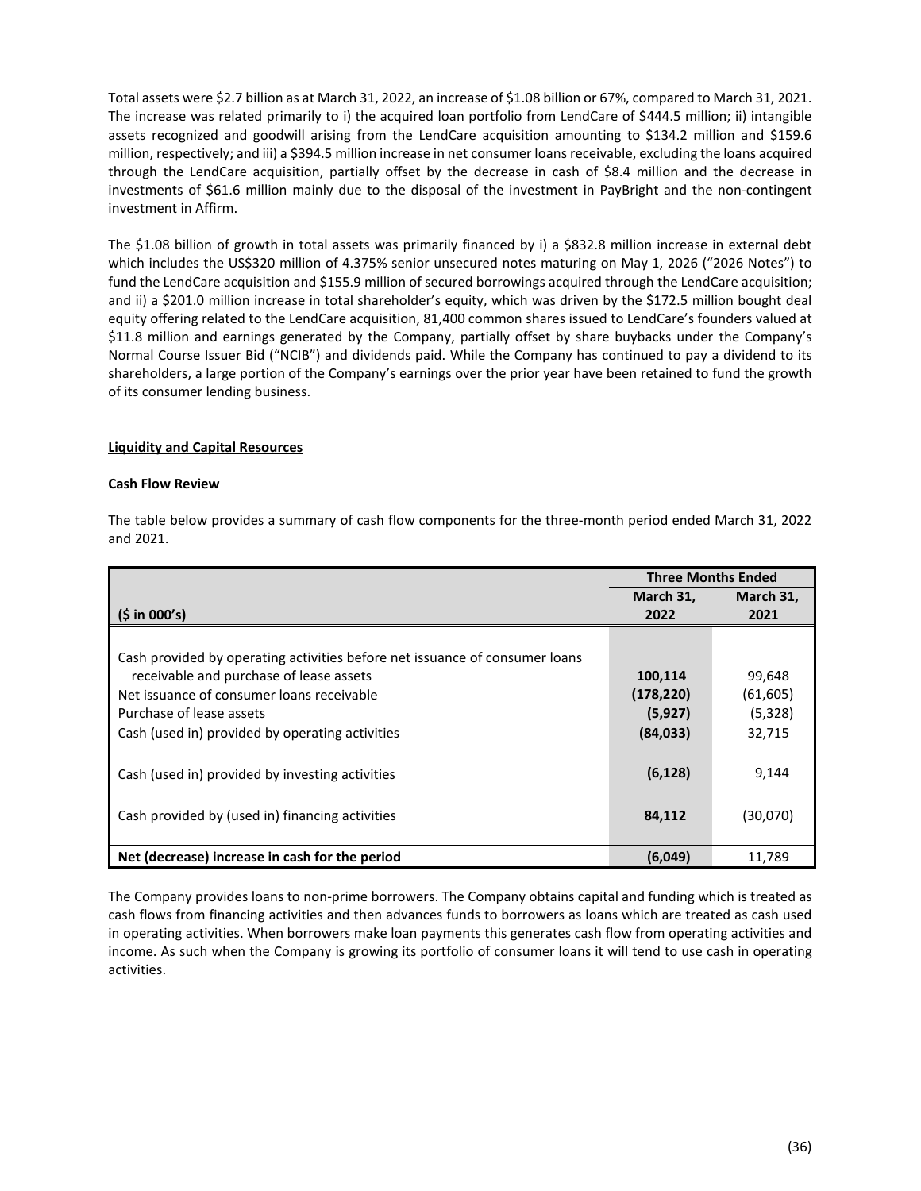Total assets were $2.7 billion as at March 31, 2022, an increase of $1.08 billion or 67%, compared to March 31, 2021. The increase was related primarily to i) the acquired loan portfolio from LendCare of $444.5 million; ii) intangible assets recognized and goodwill arising from the LendCare acquisition amounting to $134.2 million and $159.6 million, respectively; and iii) a $394.5 million increase in net consumer loans receivable, excluding the loans acquired through the LendCare acquisition, partially offset by the decrease in cash of $8.4 million and the decrease in investments of $61.6 million mainly due to the disposal of the investment in PayBright and the non-contingent investment in Affirm.

The $1.08 billion of growth in total assets was primarily financed by i) a $832.8 million increase in external debt which includes the US$320 million of 4.375% senior unsecured notes maturing on May 1, 2026 ("2026 Notes") to fund the LendCare acquisition and $155.9 million of secured borrowings acquired through the LendCare acquisition; and ii) a $201.0 million increase in total shareholder's equity, which was driven by the $172.5 million bought deal equity offering related to the LendCare acquisition, 81,400 common shares issued to LendCare's founders valued at $11.8 million and earnings generated by the Company, partially offset by share buybacks under the Company's Normal Course Issuer Bid ("NCIB") and dividends paid. While the Company has continued to pay a dividend to its shareholders, a large portion of the Company's earnings over the prior year have been retained to fund the growth of its consumer lending business.

## Liquidity and Capital Resources

### Cash Flow Review

The table below provides a summary of cash flow components for the three-month period ended March 31, 2022 and 2021.

| | Three Months Ended | |
|---|---|---|
| ($ in 000's) | March 31, 2022 | March 31, 2021 |
| Cash provided by operating activities before net issuance of consumer loans receivable and purchase of lease assets | **100,114** | 99,648 |
| Net issuance of consumer loans receivable | **(178,220)** | (61,605) |
| Purchase of lease assets | **(5,927)** | (5,328) |
| Cash (used in) provided by operating activities | **(84,033)** | 32,715 |
| Cash (used in) provided by investing activities | **(6,128)** | 9,144 |
| Cash provided by (used in) financing activities | **84,112** | (30,070) |
| **Net (decrease) increase in cash for the period** | **(6,049)** | 11,789 |

The Company provides loans to non-prime borrowers. The Company obtains capital and funding which is treated as cash flows from financing activities and then advances funds to borrowers as loans which are treated as cash used in operating activities. When borrowers make loan payments this generates cash flow from operating activities and income. As such when the Company is growing its portfolio of consumer loans it will tend to use cash in operating activities.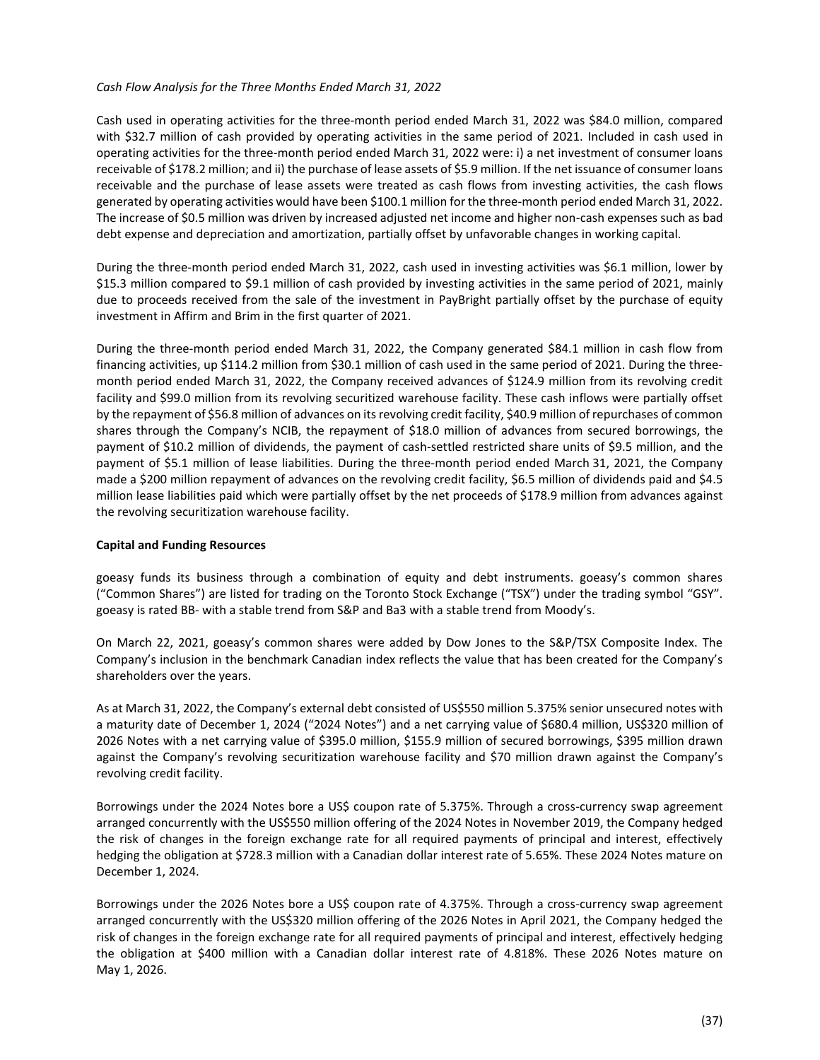*Cash Flow Analysis for the Three Months Ended March 31, 2022*

Cash used in operating activities for the three-month period ended March 31, 2022 was $84.0 million, compared with $32.7 million of cash provided by operating activities in the same period of 2021. Included in cash used in operating activities for the three-month period ended March 31, 2022 were: i) a net investment of consumer loans receivable of $178.2 million; and ii) the purchase of lease assets of $5.9 million. If the net issuance of consumer loans receivable and the purchase of lease assets were treated as cash flows from investing activities, the cash flows generated by operating activities would have been $100.1 million for the three-month period ended March 31, 2022. The increase of $0.5 million was driven by increased adjusted net income and higher non-cash expenses such as bad debt expense and depreciation and amortization, partially offset by unfavorable changes in working capital.

During the three-month period ended March 31, 2022, cash used in investing activities was $6.1 million, lower by $15.3 million compared to $9.1 million of cash provided by investing activities in the same period of 2021, mainly due to proceeds received from the sale of the investment in PayBright partially offset by the purchase of equity investment in Affirm and Brim in the first quarter of 2021.

During the three-month period ended March 31, 2022, the Company generated $84.1 million in cash flow from financing activities, up $114.2 million from $30.1 million of cash used in the same period of 2021. During the three-month period ended March 31, 2022, the Company received advances of $124.9 million from its revolving credit facility and $99.0 million from its revolving securitized warehouse facility. These cash inflows were partially offset by the repayment of $56.8 million of advances on its revolving credit facility, $40.9 million of repurchases of common shares through the Company's NCIB, the repayment of $18.0 million of advances from secured borrowings, the payment of $10.2 million of dividends, the payment of cash-settled restricted share units of $9.5 million, and the payment of $5.1 million of lease liabilities. During the three-month period ended March 31, 2021, the Company made a $200 million repayment of advances on the revolving credit facility, $6.5 million of dividends paid and $4.5 million lease liabilities paid which were partially offset by the net proceeds of $178.9 million from advances against the revolving securitization warehouse facility.

**Capital and Funding Resources**

goeasy funds its business through a combination of equity and debt instruments. goeasy's common shares ("Common Shares") are listed for trading on the Toronto Stock Exchange ("TSX") under the trading symbol "GSY". goeasy is rated BB- with a stable trend from S&P and Ba3 with a stable trend from Moody's.

On March 22, 2021, goeasy's common shares were added by Dow Jones to the S&P/TSX Composite Index. The Company's inclusion in the benchmark Canadian index reflects the value that has been created for the Company's shareholders over the years.

As at March 31, 2022, the Company's external debt consisted of US$550 million 5.375% senior unsecured notes with a maturity date of December 1, 2024 ("2024 Notes") and a net carrying value of $680.4 million, US$320 million of 2026 Notes with a net carrying value of $395.0 million, $155.9 million of secured borrowings, $395 million drawn against the Company's revolving securitization warehouse facility and $70 million drawn against the Company's revolving credit facility.

Borrowings under the 2024 Notes bore a US$ coupon rate of 5.375%. Through a cross-currency swap agreement arranged concurrently with the US$550 million offering of the 2024 Notes in November 2019, the Company hedged the risk of changes in the foreign exchange rate for all required payments of principal and interest, effectively hedging the obligation at $728.3 million with a Canadian dollar interest rate of 5.65%. These 2024 Notes mature on December 1, 2024.

Borrowings under the 2026 Notes bore a US$ coupon rate of 4.375%. Through a cross-currency swap agreement arranged concurrently with the US$320 million offering of the 2026 Notes in April 2021, the Company hedged the risk of changes in the foreign exchange rate for all required payments of principal and interest, effectively hedging the obligation at $400 million with a Canadian dollar interest rate of 4.818%. These 2026 Notes mature on May 1, 2026.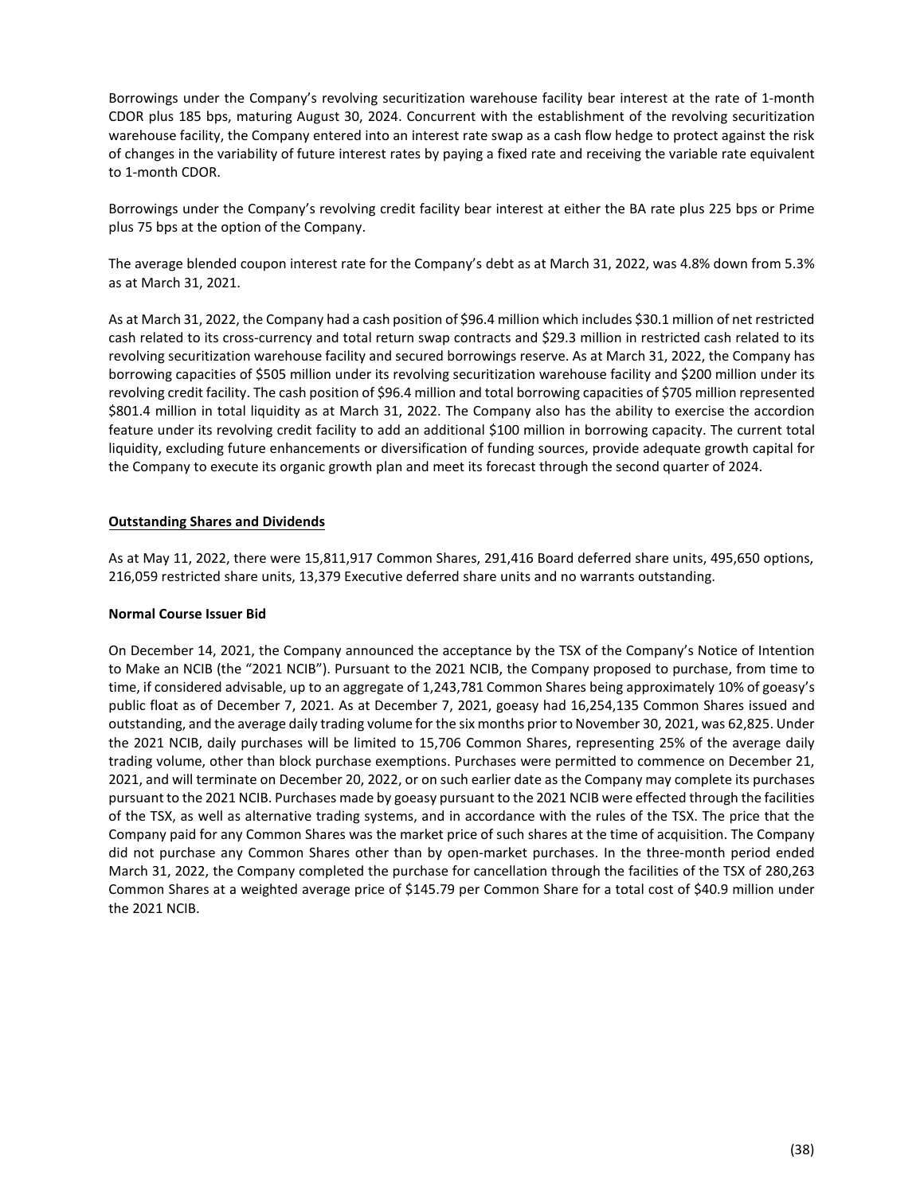Borrowings under the Company's revolving securitization warehouse facility bear interest at the rate of 1-month CDOR plus 185 bps, maturing August 30, 2024. Concurrent with the establishment of the revolving securitization warehouse facility, the Company entered into an interest rate swap as a cash flow hedge to protect against the risk of changes in the variability of future interest rates by paying a fixed rate and receiving the variable rate equivalent to 1-month CDOR.

Borrowings under the Company's revolving credit facility bear interest at either the BA rate plus 225 bps or Prime plus 75 bps at the option of the Company.

The average blended coupon interest rate for the Company's debt as at March 31, 2022, was 4.8% down from 5.3% as at March 31, 2021.

As at March 31, 2022, the Company had a cash position of $96.4 million which includes $30.1 million of net restricted cash related to its cross-currency and total return swap contracts and $29.3 million in restricted cash related to its revolving securitization warehouse facility and secured borrowings reserve. As at March 31, 2022, the Company has borrowing capacities of $505 million under its revolving securitization warehouse facility and $200 million under its revolving credit facility. The cash position of $96.4 million and total borrowing capacities of $705 million represented $801.4 million in total liquidity as at March 31, 2022. The Company also has the ability to exercise the accordion feature under its revolving credit facility to add an additional $100 million in borrowing capacity. The current total liquidity, excluding future enhancements or diversification of funding sources, provide adequate growth capital for the Company to execute its organic growth plan and meet its forecast through the second quarter of 2024.

## Outstanding Shares and Dividends

As at May 11, 2022, there were 15,811,917 Common Shares, 291,416 Board deferred share units, 495,650 options, 216,059 restricted share units, 13,379 Executive deferred share units and no warrants outstanding.

### Normal Course Issuer Bid

On December 14, 2021, the Company announced the acceptance by the TSX of the Company's Notice of Intention to Make an NCIB (the "2021 NCIB"). Pursuant to the 2021 NCIB, the Company proposed to purchase, from time to time, if considered advisable, up to an aggregate of 1,243,781 Common Shares being approximately 10% of goeasy's public float as of December 7, 2021. As at December 7, 2021, goeasy had 16,254,135 Common Shares issued and outstanding, and the average daily trading volume for the six months prior to November 30, 2021, was 62,825. Under the 2021 NCIB, daily purchases will be limited to 15,706 Common Shares, representing 25% of the average daily trading volume, other than block purchase exemptions. Purchases were permitted to commence on December 21, 2021, and will terminate on December 20, 2022, or on such earlier date as the Company may complete its purchases pursuant to the 2021 NCIB. Purchases made by goeasy pursuant to the 2021 NCIB were effected through the facilities of the TSX, as well as alternative trading systems, and in accordance with the rules of the TSX. The price that the Company paid for any Common Shares was the market price of such shares at the time of acquisition. The Company did not purchase any Common Shares other than by open-market purchases. In the three-month period ended March 31, 2022, the Company completed the purchase for cancellation through the facilities of the TSX of 280,263 Common Shares at a weighted average price of $145.79 per Common Share for a total cost of $40.9 million under the 2021 NCIB.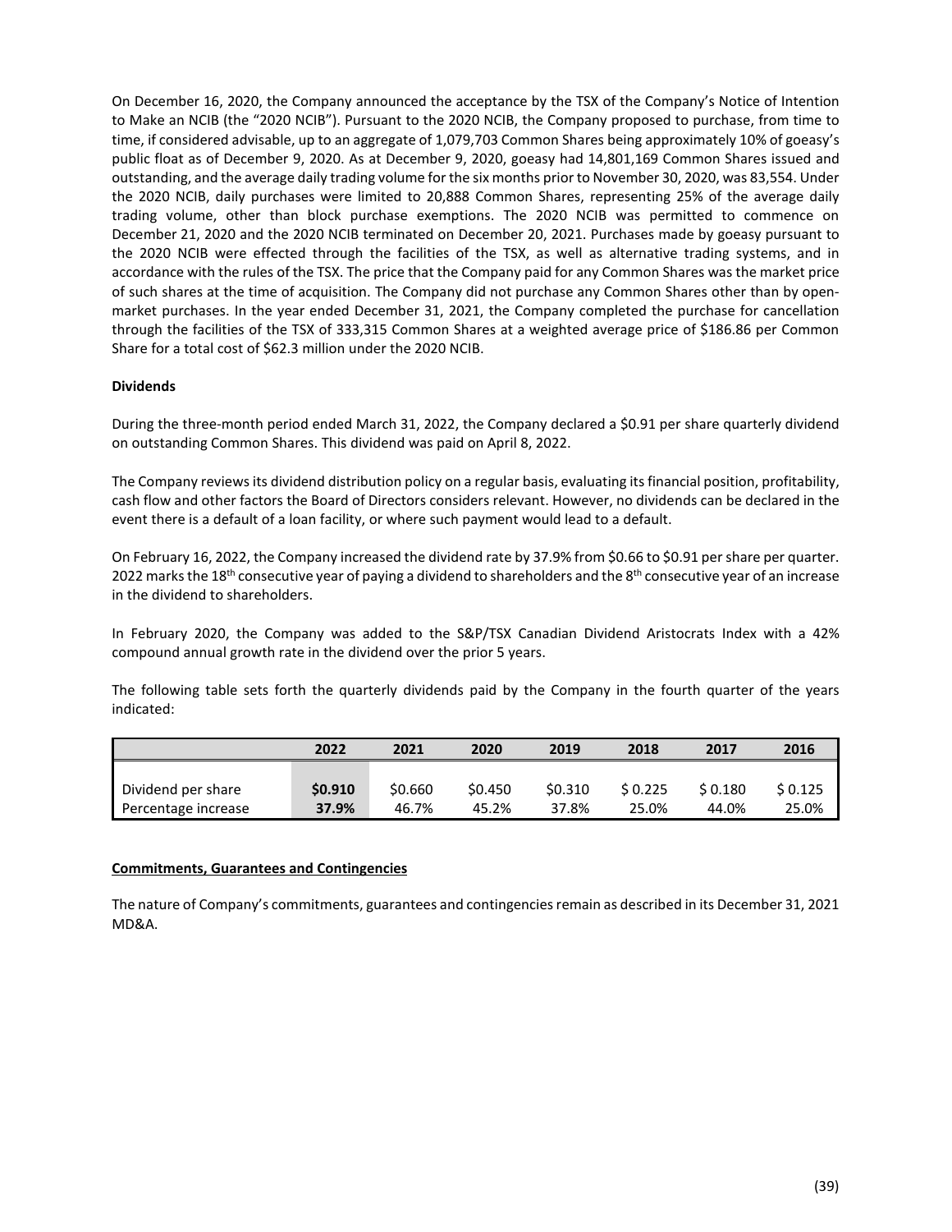On December 16, 2020, the Company announced the acceptance by the TSX of the Company's Notice of Intention to Make an NCIB (the "2020 NCIB"). Pursuant to the 2020 NCIB, the Company proposed to purchase, from time to time, if considered advisable, up to an aggregate of 1,079,703 Common Shares being approximately 10% of goeasy's public float as of December 9, 2020. As at December 9, 2020, goeasy had 14,801,169 Common Shares issued and outstanding, and the average daily trading volume for the six months prior to November 30, 2020, was 83,554. Under the 2020 NCIB, daily purchases were limited to 20,888 Common Shares, representing 25% of the average daily trading volume, other than block purchase exemptions. The 2020 NCIB was permitted to commence on December 21, 2020 and the 2020 NCIB terminated on December 20, 2021. Purchases made by goeasy pursuant to the 2020 NCIB were effected through the facilities of the TSX, as well as alternative trading systems, and in accordance with the rules of the TSX. The price that the Company paid for any Common Shares was the market price of such shares at the time of acquisition. The Company did not purchase any Common Shares other than by open-market purchases. In the year ended December 31, 2021, the Company completed the purchase for cancellation through the facilities of the TSX of 333,315 Common Shares at a weighted average price of $186.86 per Common Share for a total cost of $62.3 million under the 2020 NCIB.

**Dividends**

During the three-month period ended March 31, 2022, the Company declared a $0.91 per share quarterly dividend on outstanding Common Shares. This dividend was paid on April 8, 2022.

The Company reviews its dividend distribution policy on a regular basis, evaluating its financial position, profitability, cash flow and other factors the Board of Directors considers relevant. However, no dividends can be declared in the event there is a default of a loan facility, or where such payment would lead to a default.

On February 16, 2022, the Company increased the dividend rate by 37.9% from $0.66 to $0.91 per share per quarter. 2022 marks the 18th consecutive year of paying a dividend to shareholders and the 8th consecutive year of an increase in the dividend to shareholders.

In February 2020, the Company was added to the S&P/TSX Canadian Dividend Aristocrats Index with a 42% compound annual growth rate in the dividend over the prior 5 years.

The following table sets forth the quarterly dividends paid by the Company in the fourth quarter of the years indicated:

| | 2022 | 2021 | 2020 | 2019 | 2018 | 2017 | 2016 |
|---|---|---|---|---|---|---|---|
| Dividend per share | **$0.910** | $0.660 | $0.450 | $0.310 | $ 0.225 | $ 0.180 | $ 0.125 |
| Percentage increase | **37.9%** | 46.7% | 45.2% | 37.8% | 25.0% | 44.0% | 25.0% |

**Commitments, Guarantees and Contingencies**

The nature of Company's commitments, guarantees and contingencies remain as described in its December 31, 2021 MD&A.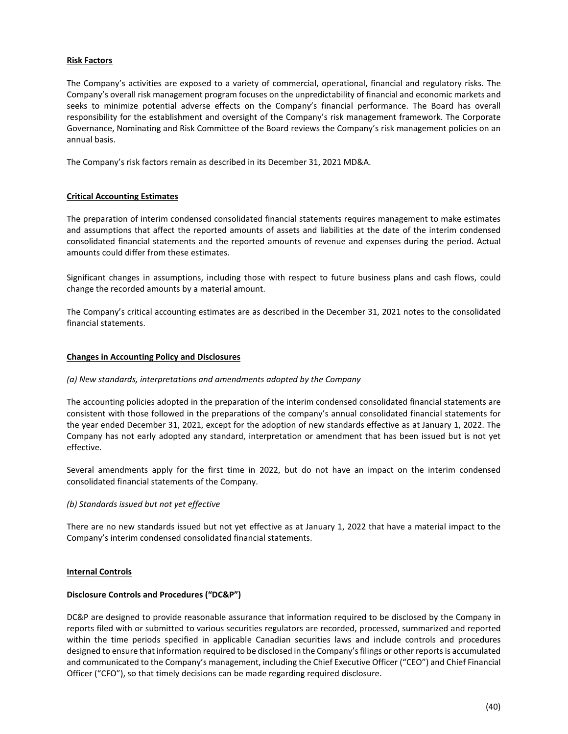## Risk Factors

The Company's activities are exposed to a variety of commercial, operational, financial and regulatory risks. The Company's overall risk management program focuses on the unpredictability of financial and economic markets and seeks to minimize potential adverse effects on the Company's financial performance. The Board has overall responsibility for the establishment and oversight of the Company's risk management framework. The Corporate Governance, Nominating and Risk Committee of the Board reviews the Company's risk management policies on an annual basis.

The Company's risk factors remain as described in its December 31, 2021 MD&A.

## Critical Accounting Estimates

The preparation of interim condensed consolidated financial statements requires management to make estimates and assumptions that affect the reported amounts of assets and liabilities at the date of the interim condensed consolidated financial statements and the reported amounts of revenue and expenses during the period. Actual amounts could differ from these estimates.

Significant changes in assumptions, including those with respect to future business plans and cash flows, could change the recorded amounts by a material amount.

The Company's critical accounting estimates are as described in the December 31, 2021 notes to the consolidated financial statements.

## Changes in Accounting Policy and Disclosures

*(a) New standards, interpretations and amendments adopted by the Company*

The accounting policies adopted in the preparation of the interim condensed consolidated financial statements are consistent with those followed in the preparations of the company's annual consolidated financial statements for the year ended December 31, 2021, except for the adoption of new standards effective as at January 1, 2022. The Company has not early adopted any standard, interpretation or amendment that has been issued but is not yet effective.

Several amendments apply for the first time in 2022, but do not have an impact on the interim condensed consolidated financial statements of the Company.

*(b) Standards issued but not yet effective*

There are no new standards issued but not yet effective as at January 1, 2022 that have a material impact to the Company's interim condensed consolidated financial statements.

## Internal Controls

### Disclosure Controls and Procedures ("DC&P")

DC&P are designed to provide reasonable assurance that information required to be disclosed by the Company in reports filed with or submitted to various securities regulators are recorded, processed, summarized and reported within the time periods specified in applicable Canadian securities laws and include controls and procedures designed to ensure that information required to be disclosed in the Company's filings or other reports is accumulated and communicated to the Company's management, including the Chief Executive Officer ("CEO") and Chief Financial Officer ("CFO"), so that timely decisions can be made regarding required disclosure.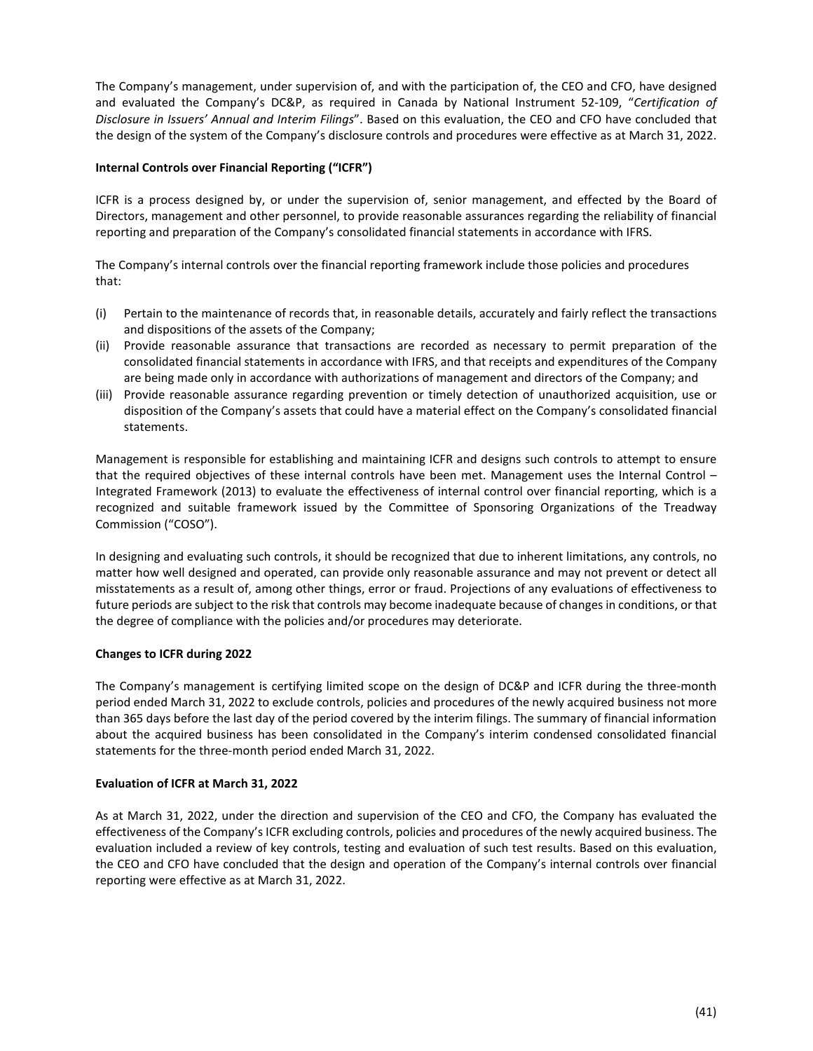The Company's management, under supervision of, and with the participation of, the CEO and CFO, have designed and evaluated the Company's DC&P, as required in Canada by National Instrument 52-109, "*Certification of Disclosure in Issuers' Annual and Interim Filings*". Based on this evaluation, the CEO and CFO have concluded that the design of the system of the Company's disclosure controls and procedures were effective as at March 31, 2022.

**Internal Controls over Financial Reporting ("ICFR")**

ICFR is a process designed by, or under the supervision of, senior management, and effected by the Board of Directors, management and other personnel, to provide reasonable assurances regarding the reliability of financial reporting and preparation of the Company's consolidated financial statements in accordance with IFRS.

The Company's internal controls over the financial reporting framework include those policies and procedures that:

(i) Pertain to the maintenance of records that, in reasonable details, accurately and fairly reflect the transactions and dispositions of the assets of the Company;
(ii) Provide reasonable assurance that transactions are recorded as necessary to permit preparation of the consolidated financial statements in accordance with IFRS, and that receipts and expenditures of the Company are being made only in accordance with authorizations of management and directors of the Company; and
(iii) Provide reasonable assurance regarding prevention or timely detection of unauthorized acquisition, use or disposition of the Company's assets that could have a material effect on the Company's consolidated financial statements.

Management is responsible for establishing and maintaining ICFR and designs such controls to attempt to ensure that the required objectives of these internal controls have been met. Management uses the Internal Control – Integrated Framework (2013) to evaluate the effectiveness of internal control over financial reporting, which is a recognized and suitable framework issued by the Committee of Sponsoring Organizations of the Treadway Commission ("COSO").

In designing and evaluating such controls, it should be recognized that due to inherent limitations, any controls, no matter how well designed and operated, can provide only reasonable assurance and may not prevent or detect all misstatements as a result of, among other things, error or fraud. Projections of any evaluations of effectiveness to future periods are subject to the risk that controls may become inadequate because of changes in conditions, or that the degree of compliance with the policies and/or procedures may deteriorate.

**Changes to ICFR during 2022**

The Company's management is certifying limited scope on the design of DC&P and ICFR during the three-month period ended March 31, 2022 to exclude controls, policies and procedures of the newly acquired business not more than 365 days before the last day of the period covered by the interim filings. The summary of financial information about the acquired business has been consolidated in the Company's interim condensed consolidated financial statements for the three-month period ended March 31, 2022.

**Evaluation of ICFR at March 31, 2022**

As at March 31, 2022, under the direction and supervision of the CEO and CFO, the Company has evaluated the effectiveness of the Company's ICFR excluding controls, policies and procedures of the newly acquired business. The evaluation included a review of key controls, testing and evaluation of such test results. Based on this evaluation, the CEO and CFO have concluded that the design and operation of the Company's internal controls over financial reporting were effective as at March 31, 2022.